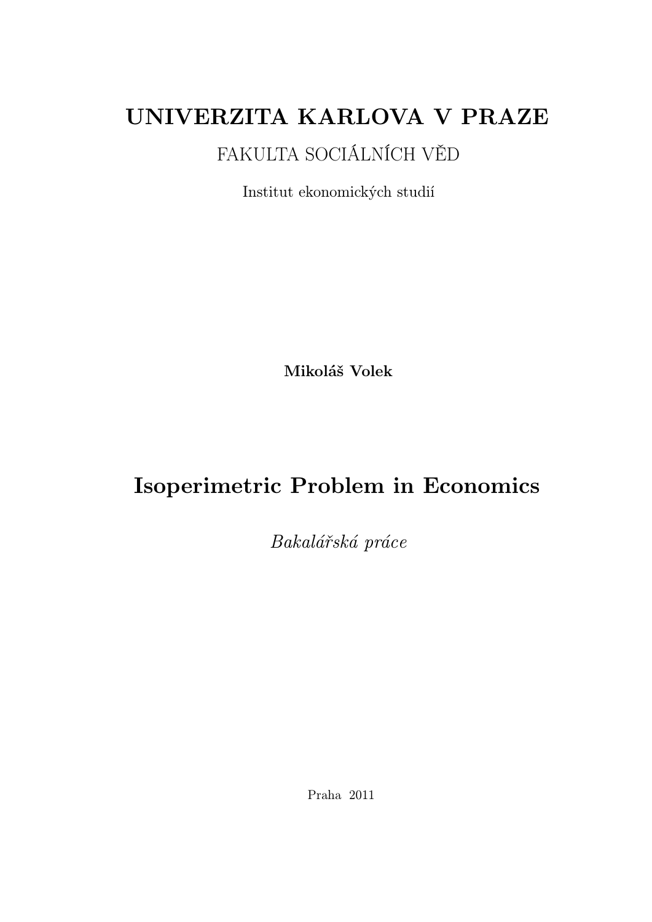# UNIVERZITA KARLOVA V PRAZE

FAKULTA SOCIÁLNÍCH VĚD

Institut ekonomických studií

**Mikoláš Volek**

# Isoperimetric Problem in Economics

*Bakalářská práce*

Praha 2011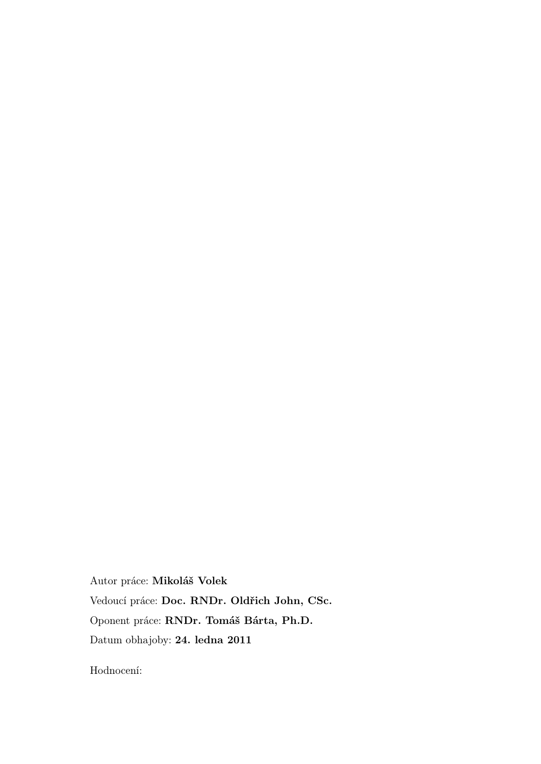Autor práce: **Mikoláš Volek**

Vedoucí práce: **Doc. RNDr. Oldřich John, CSc.**

Oponent práce: **RNDr. Tomáš Bárta, Ph.D.**

Datum obhajoby: **24. ledna 2011**

Hodnocení: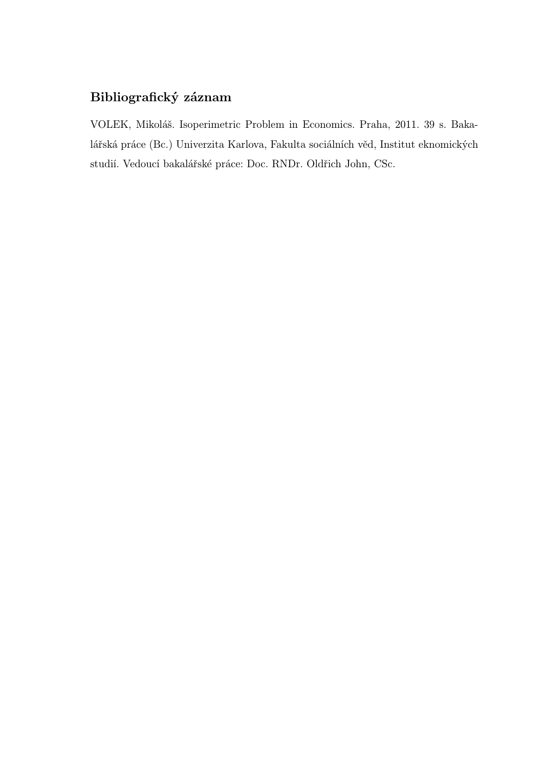## Bibliografický záznam

VOLEK, Mikoláš. Isoperimetric Problem in Economics. Praha, 2011. 39 s. Bakalářská práce (Bc.) Univerzita Karlova, Fakulta sociálních věd, Institut eknomických studií. Vedoucí bakalářské práce: Doc. RNDr. Oldřich John, CSc.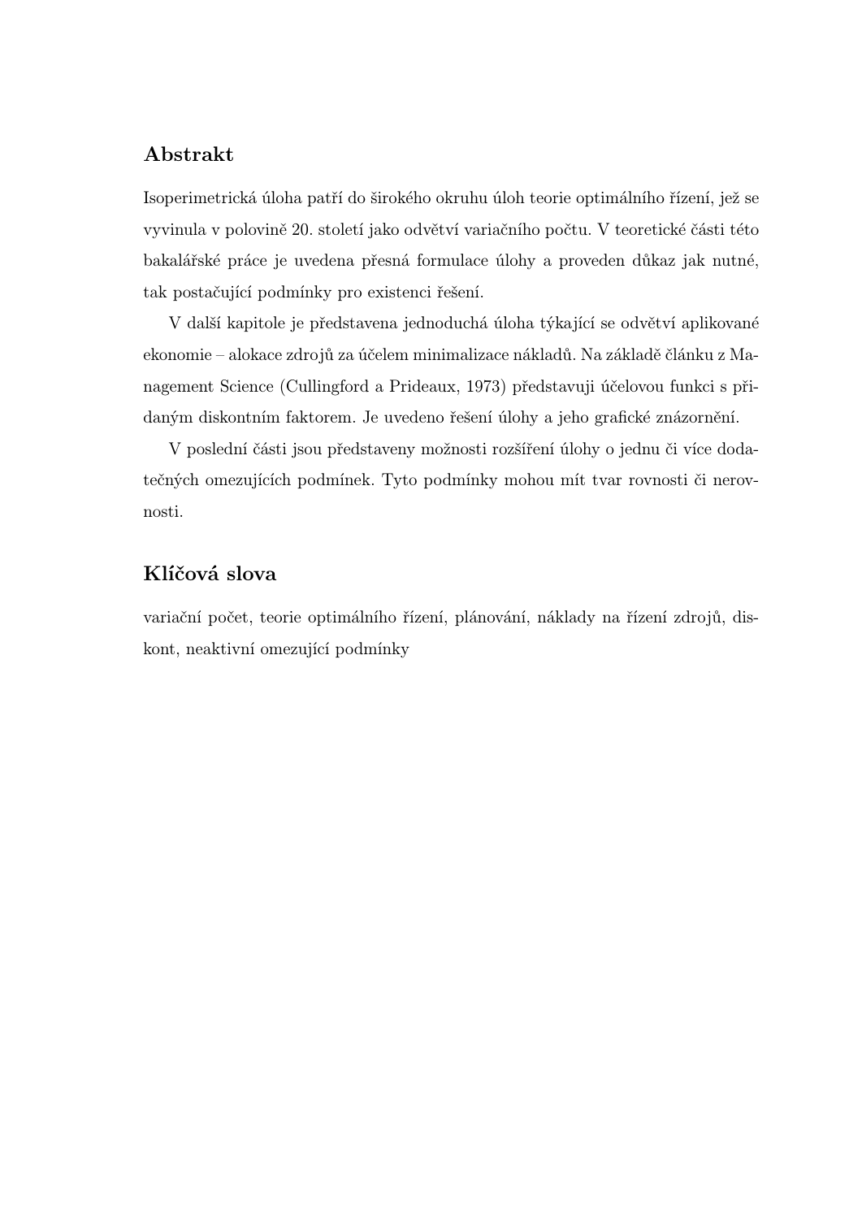## Abstrakt

Isoperimetrická úloha patří do širokého okruhu úloh teorie optimálního řízení, jež se vyvinula v polovině 20. století jako odvětví variačního počtu. V teoretické části této bakalářské práce je uvedena přesná formulace úlohy a proveden důkaz jak nutné, tak postačující podmínky pro existenci řešení.

V další kapitole je představena jednoduchá úloha týkající se odvětví aplikované ekonomie – alokace zdrojů za účelem minimalizace nákladů. Na základě článku z Management Science (Cullingford a Prideaux, 1973) představuji účelovou funkci s přidaným diskontním faktorem. Je uvedeno řešení úlohy a jeho grafické znázornění.

V poslední části jsou představeny možnosti rozšíření úlohy o jednu či více dodatečných omezujících podmínek. Tyto podmínky mohou mít tvar rovnosti či nerovnosti.

## Klíčová slova

variační počet, teorie optimálního řízení, plánování, náklady na řízení zdrojů, diskont, neaktivní omezující podmínky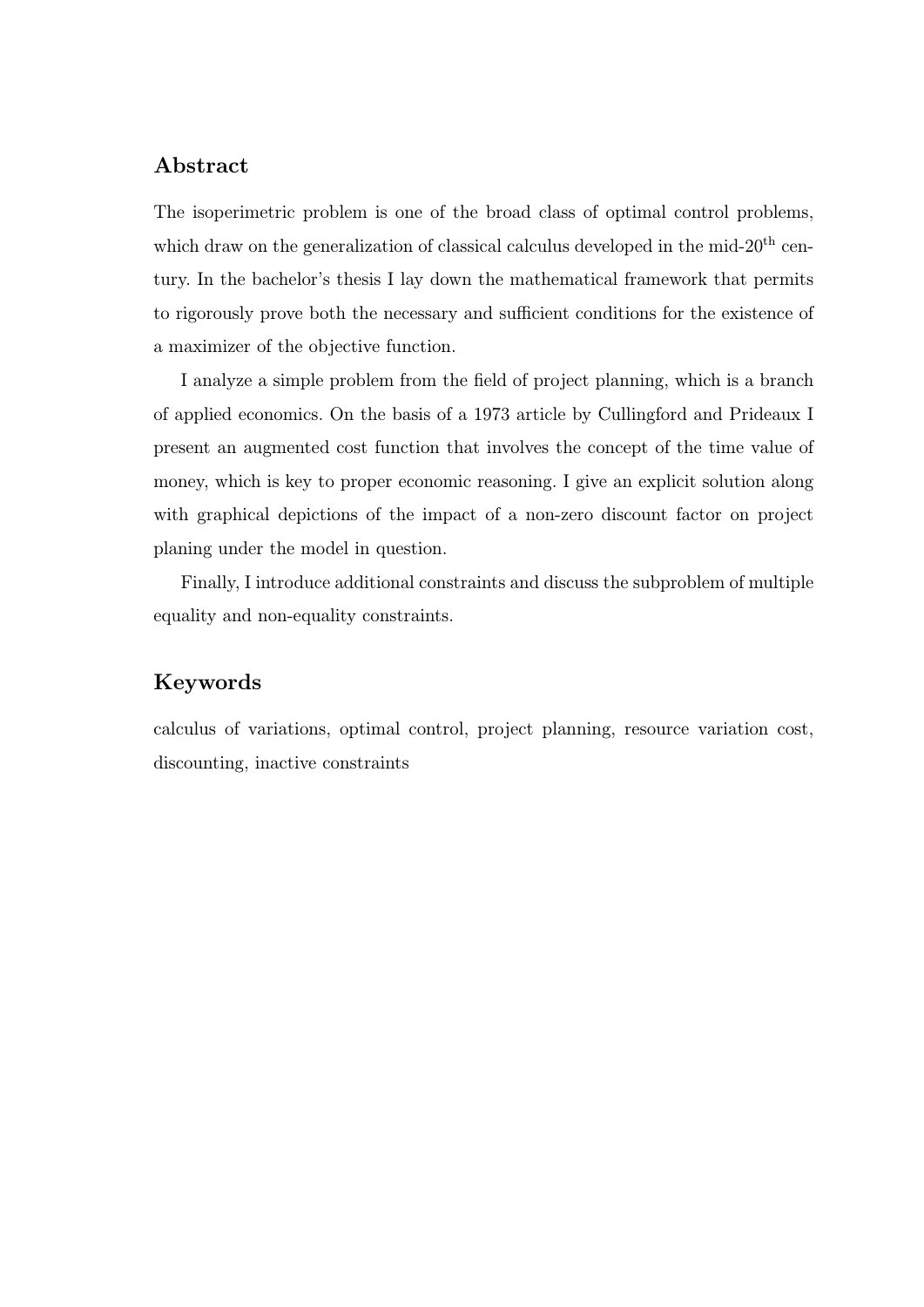## Abstract

The isoperimetric problem is one of the broad class of optimal control problems, which draw on the generalization of classical calculus developed in the mid-20$^{\text{th}}$ century. In the bachelor's thesis I lay down the mathematical framework that permits to rigorously prove both the necessary and sufficient conditions for the existence of a maximizer of the objective function.

I analyze a simple problem from the field of project planning, which is a branch of applied economics. On the basis of a 1973 article by Cullingford and Prideaux I present an augmented cost function that involves the concept of the time value of money, which is key to proper economic reasoning. I give an explicit solution along with graphical depictions of the impact of a non-zero discount factor on project planing under the model in question.

Finally, I introduce additional constraints and discuss the subproblem of multiple equality and non-equality constraints.

## Keywords

calculus of variations, optimal control, project planning, resource variation cost, discounting, inactive constraints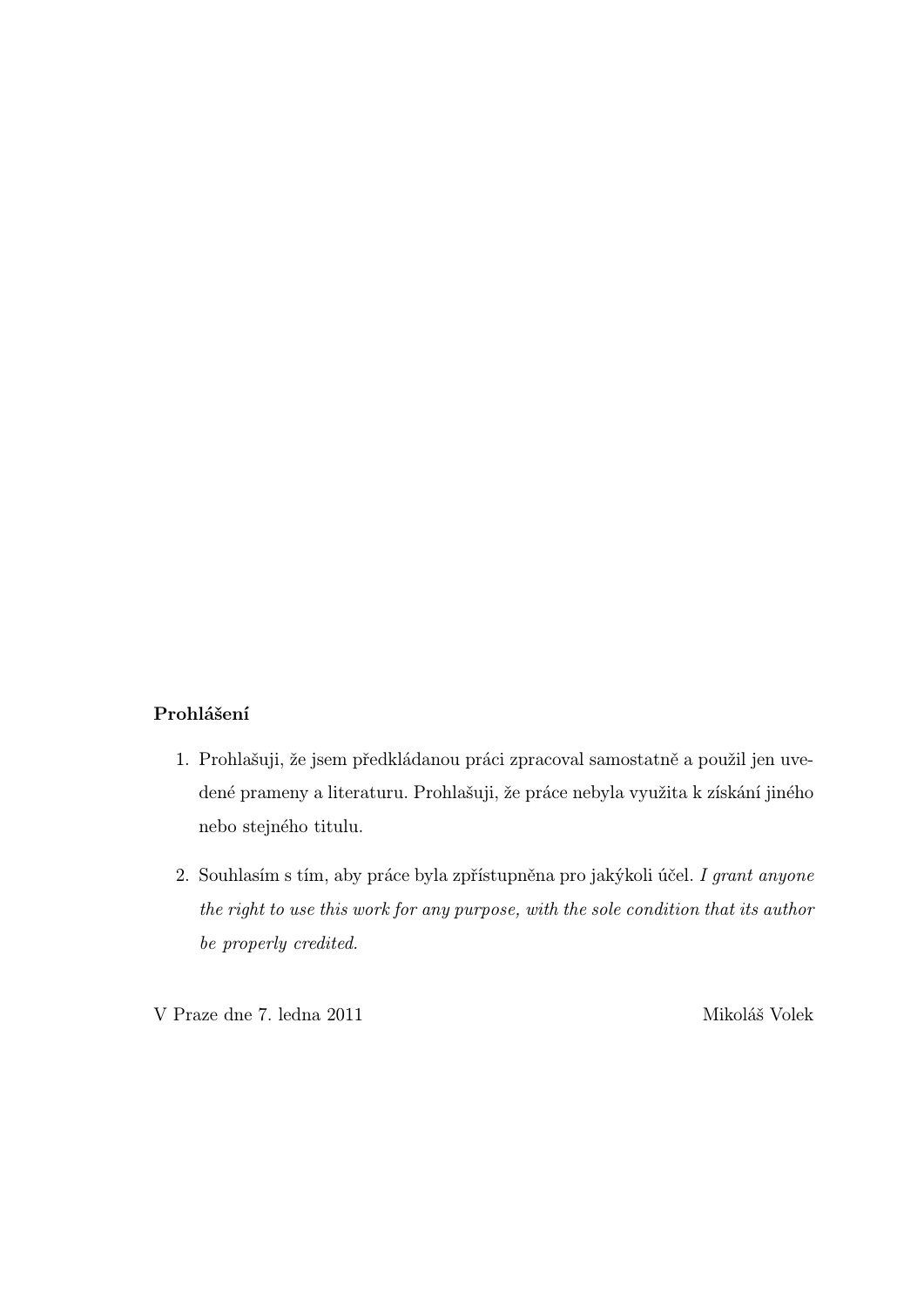**Prohlášení**

1. Prohlašuji, že jsem předkládanou práci zpracoval samostatně a použil jen uvedené prameny a literaturu. Prohlašuji, že práce nebyla využita k získání jiného nebo stejného titulu.

2. Souhlasím s tím, aby práce byla zpřístupněna pro jakýkoli účel. *I grant anyone the right to use this work for any purpose, with the sole condition that its author be properly credited.*

V Praze dne 7. ledna 2011 Mikoláš Volek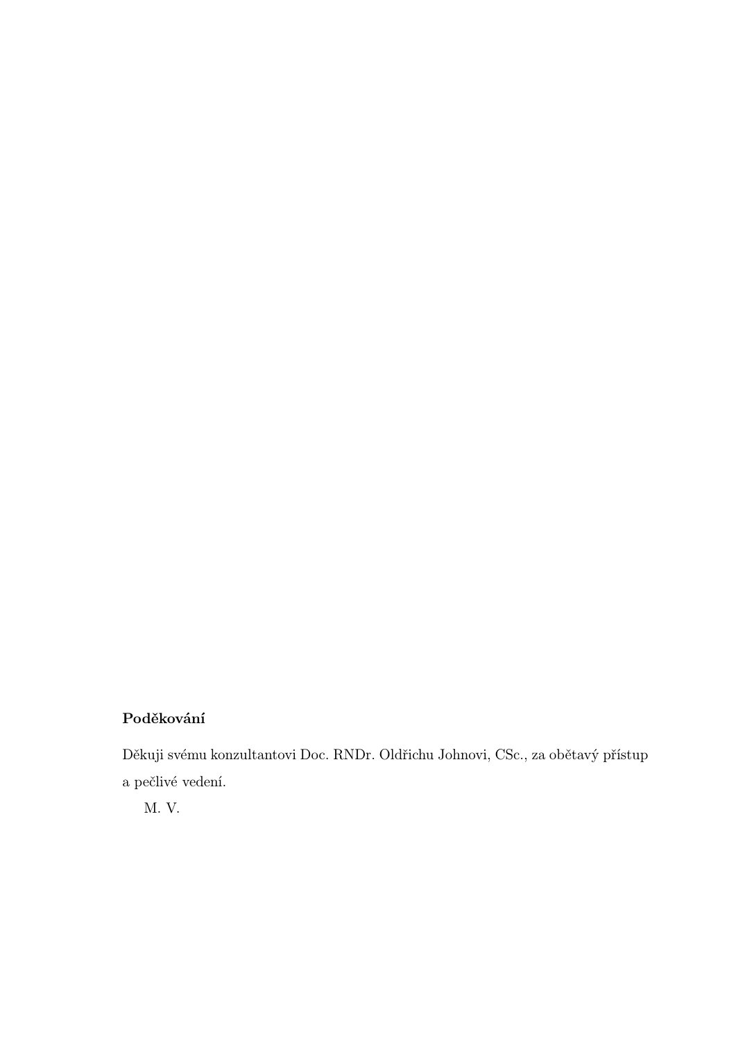**Poděkování**

Děkuji svému konzultantovi Doc. RNDr. Oldřichu Johnovi, CSc., za obětavý přístup a pečlivé vedení.

M. V.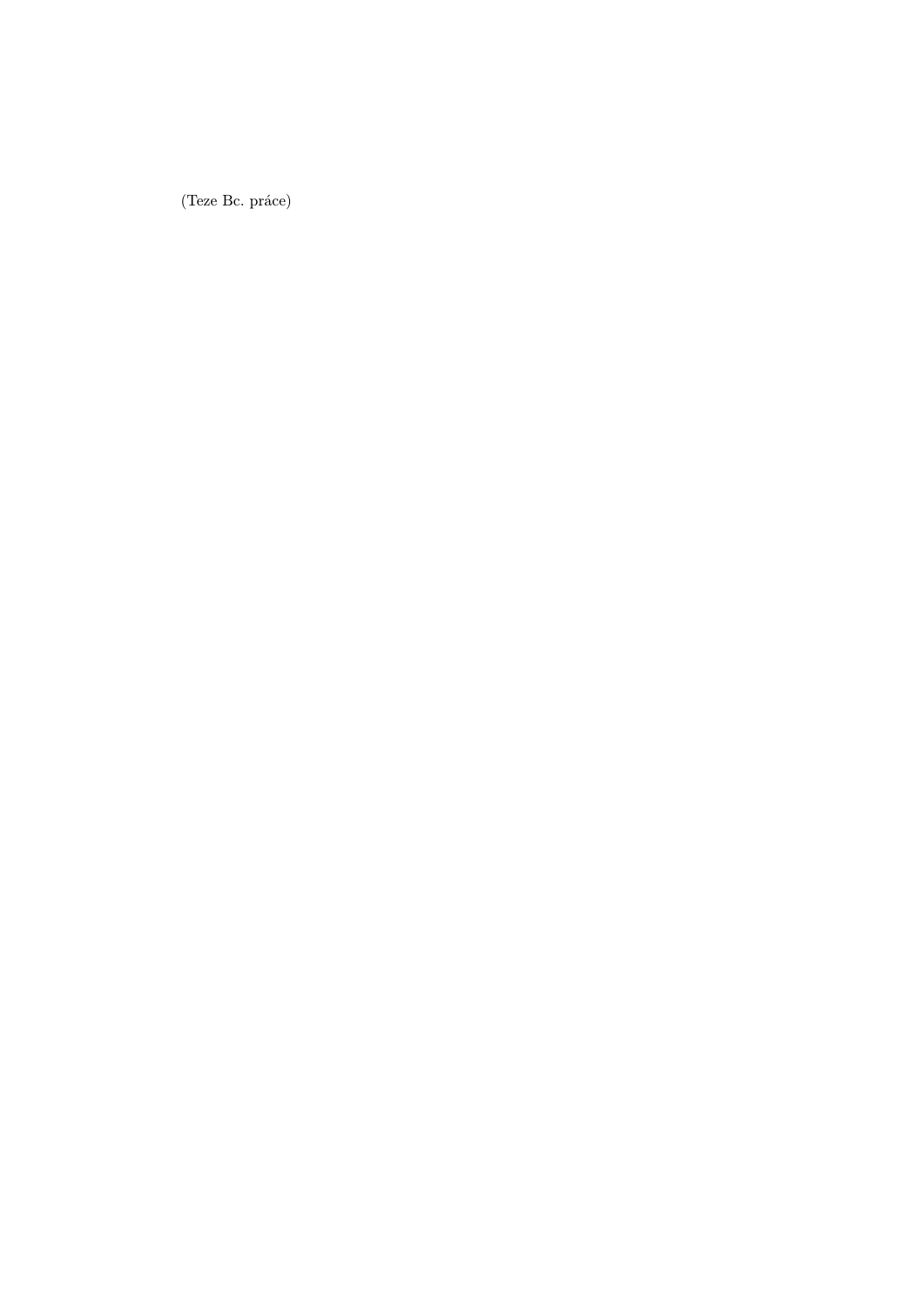(Teze Bc. práce)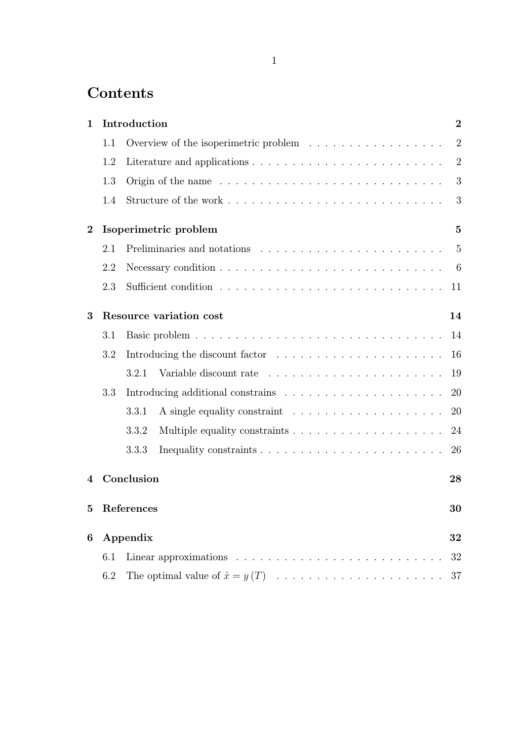# Contents

| | | |
|---|---|---|
| **1** | **Introduction** | **2** |
| 1.1 | Overview of the isoperimetric problem | 2 |
| 1.2 | Literature and applications | 2 |
| 1.3 | Origin of the name | 3 |
| 1.4 | Structure of the work | 3 |
| **2** | **Isoperimetric problem** | **5** |
| 2.1 | Preliminaries and notations | 5 |
| 2.2 | Necessary condition | 6 |
| 2.3 | Sufficient condition | 11 |
| **3** | **Resource variation cost** | **14** |
| 3.1 | Basic problem | 14 |
| 3.2 | Introducing the discount factor | 16 |
| 3.2.1 | Variable discount rate | 19 |
| 3.3 | Introducing additional constrains | 20 |
| 3.3.1 | A single equality constraint | 20 |
| 3.3.2 | Multiple equality constraints | 24 |
| 3.3.3 | Inequality constraints | 26 |
| **4** | **Conclusion** | **28** |
| **5** | **References** | **30** |
| **6** | **Appendix** | **32** |
| 6.1 | Linear approximations | 32 |
| 6.2 | The optimal value of $\hat{x} = y(T)$ | 37 |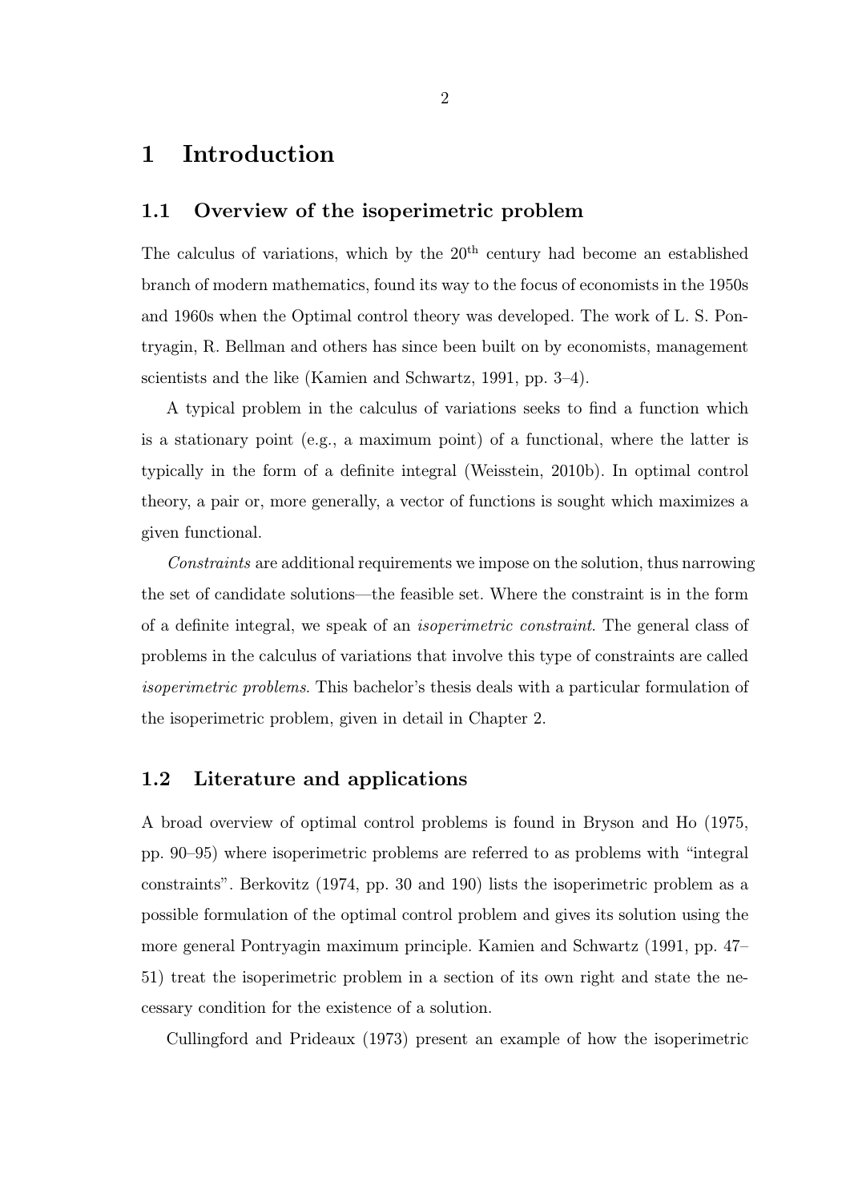# 1 Introduction

## 1.1 Overview of the isoperimetric problem

The calculus of variations, which by the 20$^{\text{th}}$ century had become an established branch of modern mathematics, found its way to the focus of economists in the 1950s and 1960s when the Optimal control theory was developed. The work of L. S. Pontryagin, R. Bellman and others has since been built on by economists, management scientists and the like (Kamien and Schwartz, 1991, pp. 3–4).

A typical problem in the calculus of variations seeks to find a function which is a stationary point (e.g., a maximum point) of a functional, where the latter is typically in the form of a definite integral (Weisstein, 2010b). In optimal control theory, a pair or, more generally, a vector of functions is sought which maximizes a given functional.

*Constraints* are additional requirements we impose on the solution, thus narrowing the set of candidate solutions—the feasible set. Where the constraint is in the form of a definite integral, we speak of an *isoperimetric constraint*. The general class of problems in the calculus of variations that involve this type of constraints are called *isoperimetric problems*. This bachelor's thesis deals with a particular formulation of the isoperimetric problem, given in detail in Chapter 2.

## 1.2 Literature and applications

A broad overview of optimal control problems is found in Bryson and Ho (1975, pp. 90–95) where isoperimetric problems are referred to as problems with "integral constraints". Berkovitz (1974, pp. 30 and 190) lists the isoperimetric problem as a possible formulation of the optimal control problem and gives its solution using the more general Pontryagin maximum principle. Kamien and Schwartz (1991, pp. 47–51) treat the isoperimetric problem in a section of its own right and state the necessary condition for the existence of a solution.

Cullingford and Prideaux (1973) present an example of how the isoperimetric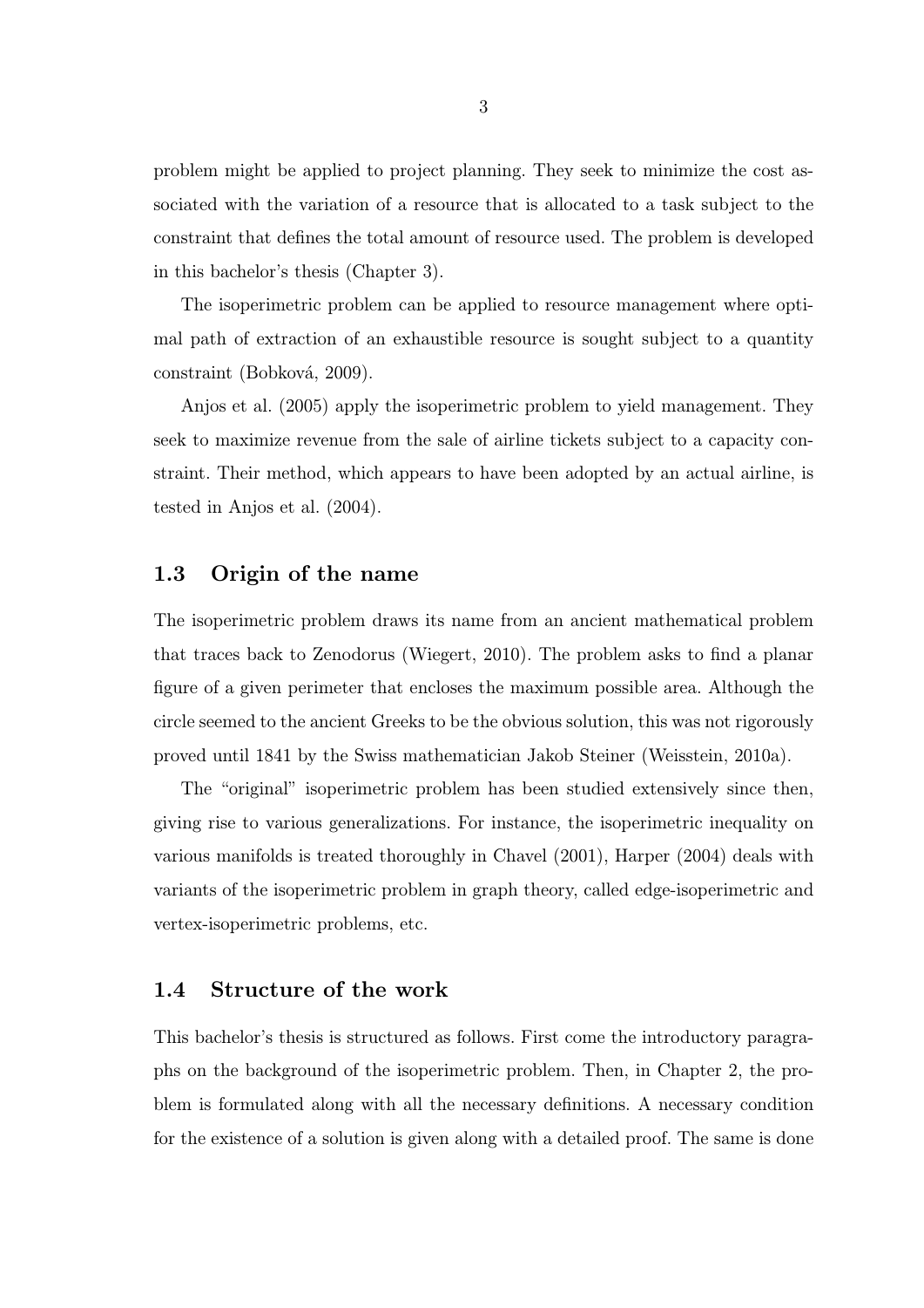problem might be applied to project planning. They seek to minimize the cost associated with the variation of a resource that is allocated to a task subject to the constraint that defines the total amount of resource used. The problem is developed in this bachelor's thesis (Chapter 3).

The isoperimetric problem can be applied to resource management where optimal path of extraction of an exhaustible resource is sought subject to a quantity constraint (Bobková, 2009).

Anjos et al. (2005) apply the isoperimetric problem to yield management. They seek to maximize revenue from the sale of airline tickets subject to a capacity constraint. Their method, which appears to have been adopted by an actual airline, is tested in Anjos et al. (2004).

## 1.3 Origin of the name

The isoperimetric problem draws its name from an ancient mathematical problem that traces back to Zenodorus (Wiegert, 2010). The problem asks to find a planar figure of a given perimeter that encloses the maximum possible area. Although the circle seemed to the ancient Greeks to be the obvious solution, this was not rigorously proved until 1841 by the Swiss mathematician Jakob Steiner (Weisstein, 2010a).

The "original" isoperimetric problem has been studied extensively since then, giving rise to various generalizations. For instance, the isoperimetric inequality on various manifolds is treated thoroughly in Chavel (2001), Harper (2004) deals with variants of the isoperimetric problem in graph theory, called edge-isoperimetric and vertex-isoperimetric problems, etc.

## 1.4 Structure of the work

This bachelor's thesis is structured as follows. First come the introductory paragraphs on the background of the isoperimetric problem. Then, in Chapter 2, the problem is formulated along with all the necessary definitions. A necessary condition for the existence of a solution is given along with a detailed proof. The same is done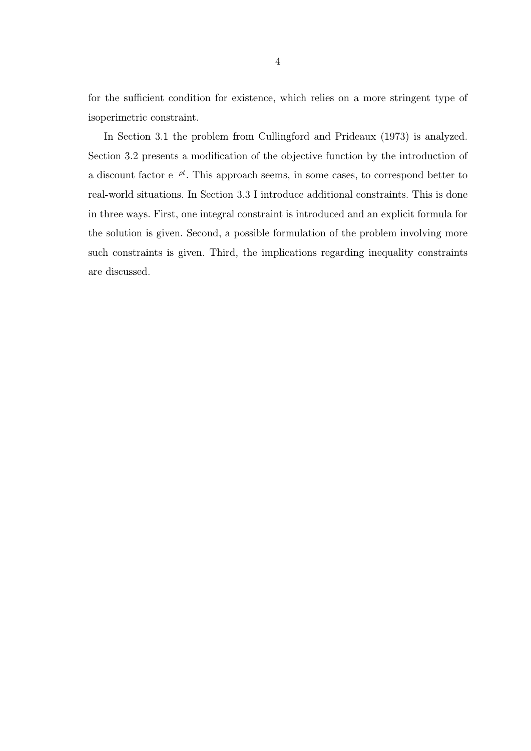for the sufficient condition for existence, which relies on a more stringent type of isoperimetric constraint.

In Section 3.1 the problem from Cullingford and Prideaux (1973) is analyzed. Section 3.2 presents a modification of the objective function by the introduction of a discount factor $\mathrm{e}^{-\rho t}$. This approach seems, in some cases, to correspond better to real-world situations. In Section 3.3 I introduce additional constraints. This is done in three ways. First, one integral constraint is introduced and an explicit formula for the solution is given. Second, a possible formulation of the problem involving more such constraints is given. Third, the implications regarding inequality constraints are discussed.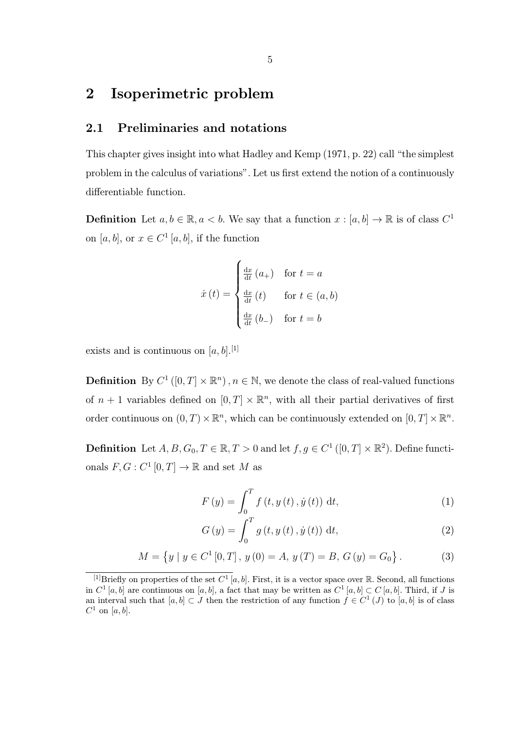# 2 Isoperimetric problem

## 2.1 Preliminaries and notations

This chapter gives insight into what Hadley and Kemp (1971, p. 22) call "the simplest problem in the calculus of variations". Let us first extend the notion of a continuously differentiable function.

**Definition** Let $a, b \in \mathbb{R}, a < b$. We say that a function $x : [a, b] \to \mathbb{R}$ is of class $C^1$ on $[a, b]$, or $x \in C^1[a, b]$, if the function

$$\dot{x}(t) = \begin{cases} \frac{\mathrm{d}x}{\mathrm{d}t}(a_+) & \text{for } t = a \\ \frac{\mathrm{d}x}{\mathrm{d}t}(t) & \text{for } t \in (a, b) \\ \frac{\mathrm{d}x}{\mathrm{d}t}(b_-) & \text{for } t = b \end{cases}$$

exists and is continuous on $[a, b]$.[1]

**Definition** By $C^1([0, T] \times \mathbb{R}^n), n \in \mathbb{N}$, we denote the class of real-valued functions of $n + 1$ variables defined on $[0, T] \times \mathbb{R}^n$, with all their partial derivatives of first order continuous on $(0, T) \times \mathbb{R}^n$, which can be continuously extended on $[0, T] \times \mathbb{R}^n$.

**Definition** Let $A, B, G_0, T \in \mathbb{R}, T > 0$ and let $f, g \in C^1([0, T] \times \mathbb{R}^2)$. Define functionals $F, G : C^1[0, T] \to \mathbb{R}$ and set $M$ as

$$F(y) = \int_0^T f(t, y(t), \dot{y}(t)) \, \mathrm{d}t, \tag{1}$$

$$G(y) = \int_0^T g(t, y(t), \dot{y}(t)) \, \mathrm{d}t, \tag{2}$$

$$M = \left\{ y \mid y \in C^1[0, T], \, y(0) = A, \, y(T) = B, \, G(y) = G_0 \right\}. \tag{3}$$

---

[1] Briefly on properties of the set $C^1[a, b]$. First, it is a vector space over $\mathbb{R}$. Second, all functions in $C^1[a, b]$ are continuous on $[a, b]$, a fact that may be written as $C^1[a, b] \subset C[a, b]$. Third, if $J$ is an interval such that $[a, b] \subset J$ then the restriction of any function $f \in C^1(J)$ to $[a, b]$ is of class $C^1$ on $[a, b]$.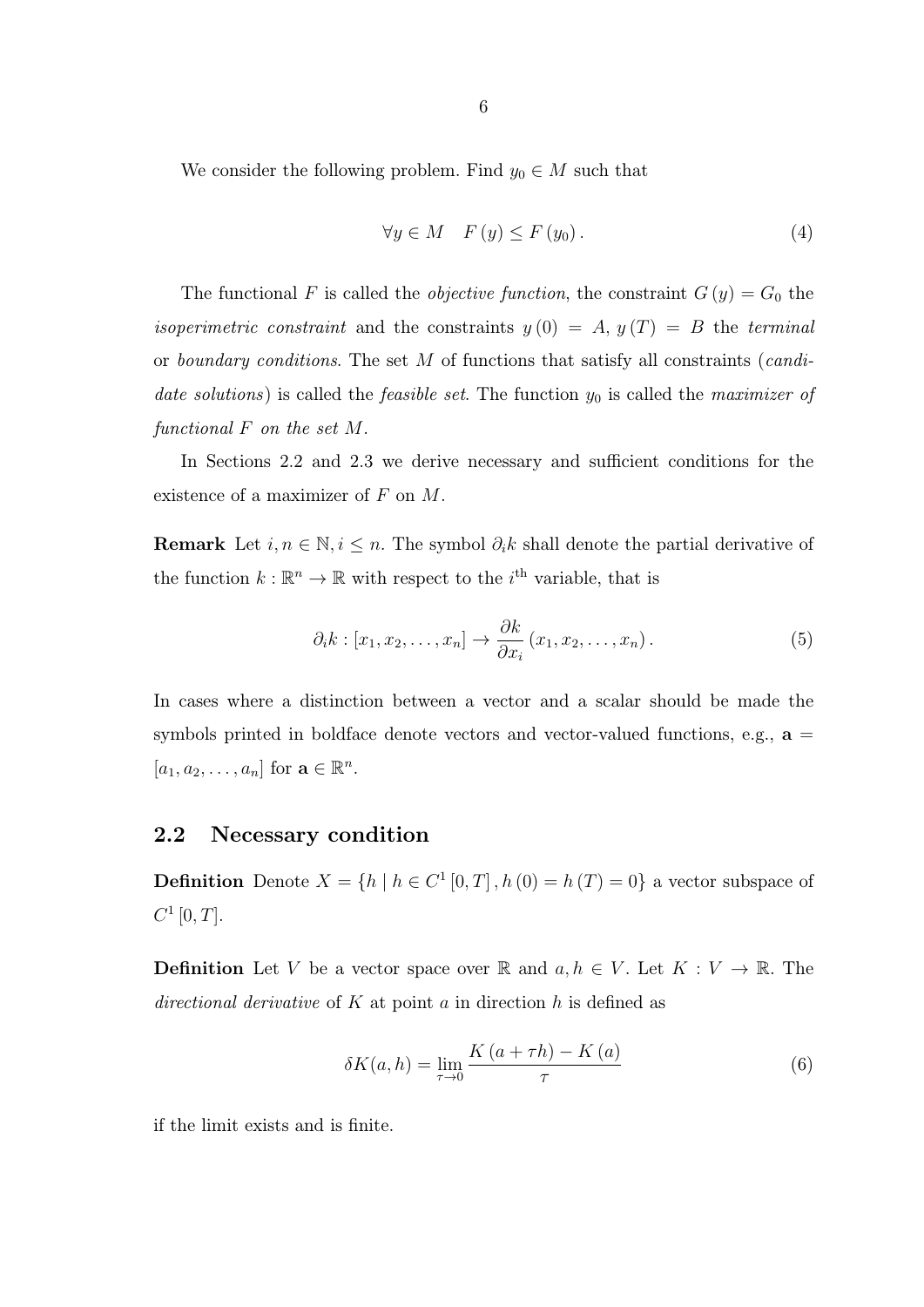We consider the following problem. Find $y_0 \in M$ such that

$$\forall y \in M \quad F(y) \leq F(y_0). \tag{4}$$

The functional $F$ is called the *objective function*, the constraint $G(y) = G_0$ the *isoperimetric constraint* and the constraints $y(0) = A$, $y(T) = B$ the *terminal* or *boundary conditions*. The set $M$ of functions that satisfy all constraints (*candidate solutions*) is called the *feasible set*. The function $y_0$ is called the *maximizer of functional $F$ on the set $M$*.

In Sections 2.2 and 2.3 we derive necessary and sufficient conditions for the existence of a maximizer of $F$ on $M$.

**Remark** Let $i, n \in \mathbb{N}, i \leq n$. The symbol $\partial_i k$ shall denote the partial derivative of the function $k : \mathbb{R}^n \to \mathbb{R}$ with respect to the $i^{\text{th}}$ variable, that is

$$\partial_i k : [x_1, x_2, \ldots, x_n] \to \frac{\partial k}{\partial x_i}(x_1, x_2, \ldots, x_n). \tag{5}$$

In cases where a distinction between a vector and a scalar should be made the symbols printed in boldface denote vectors and vector-valued functions, e.g., $\mathbf{a} = [a_1, a_2, \ldots, a_n]$ for $\mathbf{a} \in \mathbb{R}^n$.

## 2.2 Necessary condition

**Definition** Denote $X = \{h \mid h \in C^1[0,T], h(0) = h(T) = 0\}$ a vector subspace of $C^1[0,T]$.

**Definition** Let $V$ be a vector space over $\mathbb{R}$ and $a, h \in V$. Let $K : V \to \mathbb{R}$. The *directional derivative* of $K$ at point $a$ in direction $h$ is defined as

$$\delta K(a,h) = \lim_{\tau \to 0} \frac{K(a + \tau h) - K(a)}{\tau} \tag{6}$$

if the limit exists and is finite.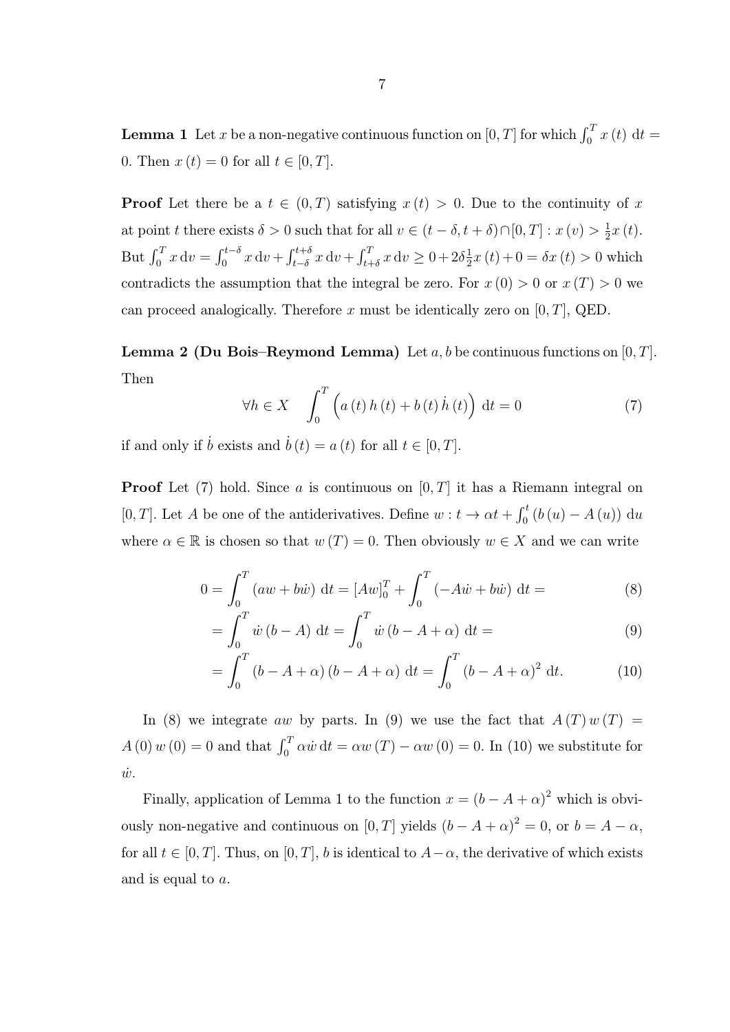**Lemma 1** Let $x$ be a non-negative continuous function on $[0,T]$ for which $\int_0^T x(t)\,\mathrm{d}t = 0$. Then $x(t) = 0$ for all $t \in [0,T]$.

**Proof** Let there be a $t \in (0,T)$ satisfying $x(t) > 0$. Due to the continuity of $x$ at point $t$ there exists $\delta > 0$ such that for all $v \in (t-\delta, t+\delta) \cap [0,T] : x(v) > \frac{1}{2}x(t)$. But $\int_0^T x\,\mathrm{d}v = \int_0^{t-\delta} x\,\mathrm{d}v + \int_{t-\delta}^{t+\delta} x\,\mathrm{d}v + \int_{t+\delta}^T x\,\mathrm{d}v \geq 0 + 2\delta\frac{1}{2}x(t) + 0 = \delta x(t) > 0$ which contradicts the assumption that the integral be zero. For $x(0) > 0$ or $x(T) > 0$ we can proceed analogically. Therefore $x$ must be identically zero on $[0,T]$, QED.

**Lemma 2 (Du Bois–Reymond Lemma)** Let $a, b$ be continuous functions on $[0,T]$. Then

$$\forall h \in X \quad \int_0^T \left(a(t)\,h(t) + b(t)\,\dot{h}(t)\right)\,\mathrm{d}t = 0 \tag{7}$$

if and only if $\dot{b}$ exists and $\dot{b}(t) = a(t)$ for all $t \in [0,T]$.

**Proof** Let (7) hold. Since $a$ is continuous on $[0,T]$ it has a Riemann integral on $[0,T]$. Let $A$ be one of the antiderivatives. Define $w : t \to \alpha t + \int_0^t (b(u) - A(u))\,\mathrm{d}u$ where $\alpha \in \mathbb{R}$ is chosen so that $w(T) = 0$. Then obviously $w \in X$ and we can write

$$0 = \int_0^T (aw + b\dot{w})\,\mathrm{d}t = [Aw]_0^T + \int_0^T (-A\dot{w} + b\dot{w})\,\mathrm{d}t = \tag{8}$$

$$= \int_0^T \dot{w}(b - A)\,\mathrm{d}t = \int_0^T \dot{w}(b - A + \alpha)\,\mathrm{d}t = \tag{9}$$

$$= \int_0^T (b - A + \alpha)(b - A + \alpha)\,\mathrm{d}t = \int_0^T (b - A + \alpha)^2\,\mathrm{d}t. \tag{10}$$

In (8) we integrate $aw$ by parts. In (9) we use the fact that $A(T)\,w(T) = A(0)\,w(0) = 0$ and that $\int_0^T \alpha\dot{w}\,\mathrm{d}t = \alpha w(T) - \alpha w(0) = 0$. In (10) we substitute for $\dot{w}$.

Finally, application of Lemma 1 to the function $x = (b - A + \alpha)^2$ which is obviously non-negative and continuous on $[0,T]$ yields $(b - A + \alpha)^2 = 0$, or $b = A - \alpha$, for all $t \in [0,T]$. Thus, on $[0,T]$, $b$ is identical to $A - \alpha$, the derivative of which exists and is equal to $a$.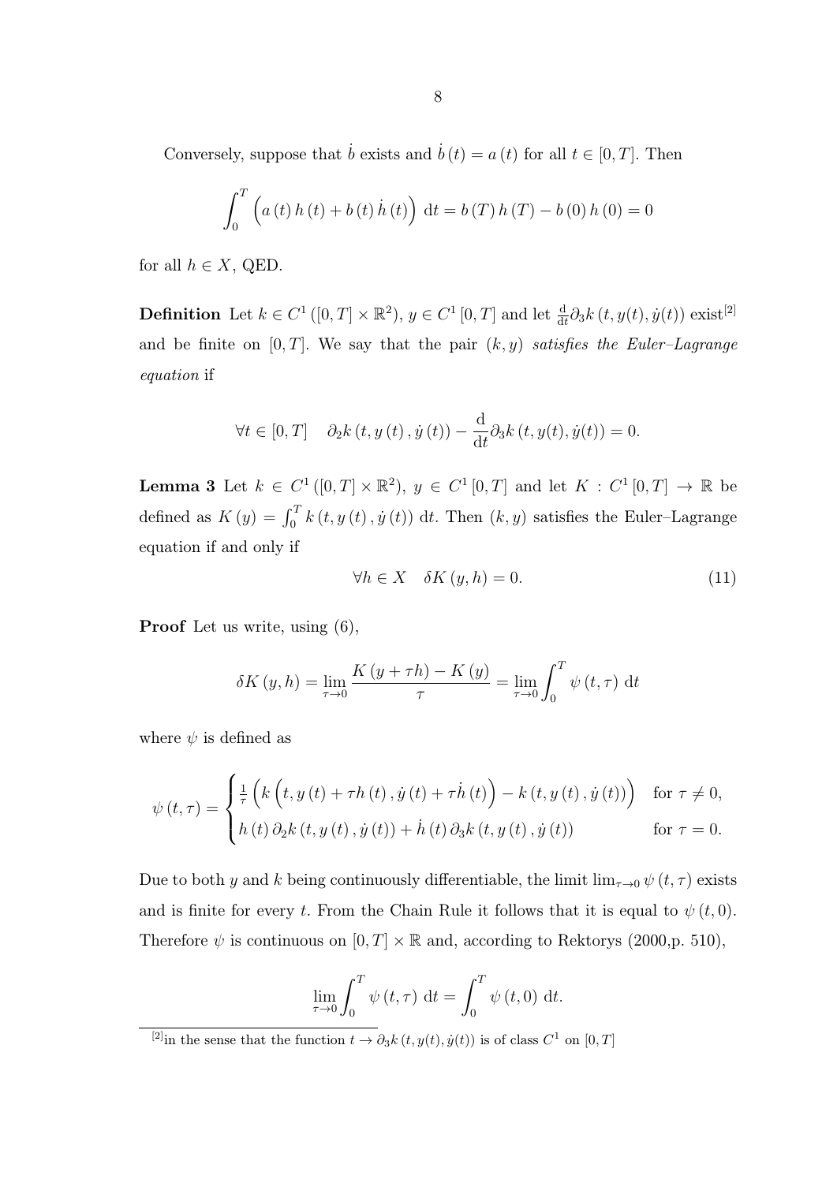Conversely, suppose that $\dot{b}$ exists and $\dot{b}(t) = a(t)$ for all $t \in [0, T]$. Then

$$\int_0^T \left( a(t) h(t) + b(t) \dot{h}(t) \right) \, \mathrm{d}t = b(T) h(T) - b(0) h(0) = 0$$

for all $h \in X$, QED.

**Definition** Let $k \in C^1([0,T] \times \mathbb{R}^2)$, $y \in C^1[0,T]$ and let $\frac{\mathrm{d}}{\mathrm{d}t}\partial_3 k(t, y(t), \dot{y}(t))$ exist[2] and be finite on $[0,T]$. We say that the pair $(k, y)$ *satisfies the Euler–Lagrange equation* if

$$\forall t \in [0,T] \quad \partial_2 k(t, y(t), \dot{y}(t)) - \frac{\mathrm{d}}{\mathrm{d}t}\partial_3 k(t, y(t), \dot{y}(t)) = 0.$$

**Lemma 3** Let $k \in C^1([0,T] \times \mathbb{R}^2)$, $y \in C^1[0,T]$ and let $K : C^1[0,T] \to \mathbb{R}$ be defined as $K(y) = \int_0^T k(t, y(t), \dot{y}(t)) \, \mathrm{d}t$. Then $(k, y)$ satisfies the Euler–Lagrange equation if and only if

$$\forall h \in X \quad \delta K(y, h) = 0. \tag{11}$$

**Proof** Let us write, using (6),

$$\delta K(y, h) = \lim_{\tau \to 0} \frac{K(y + \tau h) - K(y)}{\tau} = \lim_{\tau \to 0} \int_0^T \psi(t, \tau) \, \mathrm{d}t$$

where $\psi$ is defined as

$$\psi(t, \tau) = \begin{cases} \frac{1}{\tau}\left( k\left(t, y(t) + \tau h(t), \dot{y}(t) + \tau \dot{h}(t)\right) - k(t, y(t), \dot{y}(t)) \right) & \text{for } \tau \neq 0, \\ h(t)\, \partial_2 k(t, y(t), \dot{y}(t)) + \dot{h}(t)\, \partial_3 k(t, y(t), \dot{y}(t)) & \text{for } \tau = 0. \end{cases}$$

Due to both $y$ and $k$ being continuously differentiable, the limit $\lim_{\tau \to 0} \psi(t, \tau)$ exists and is finite for every $t$. From the Chain Rule it follows that it is equal to $\psi(t, 0)$. Therefore $\psi$ is continuous on $[0,T] \times \mathbb{R}$ and, according to Rektorys (2000,p. 510),

$$\lim_{\tau \to 0} \int_0^T \psi(t, \tau) \, \mathrm{d}t = \int_0^T \psi(t, 0) \, \mathrm{d}t.$$

---

[2] in the sense that the function $t \to \partial_3 k(t, y(t), \dot{y}(t))$ is of class $C^1$ on $[0,T]$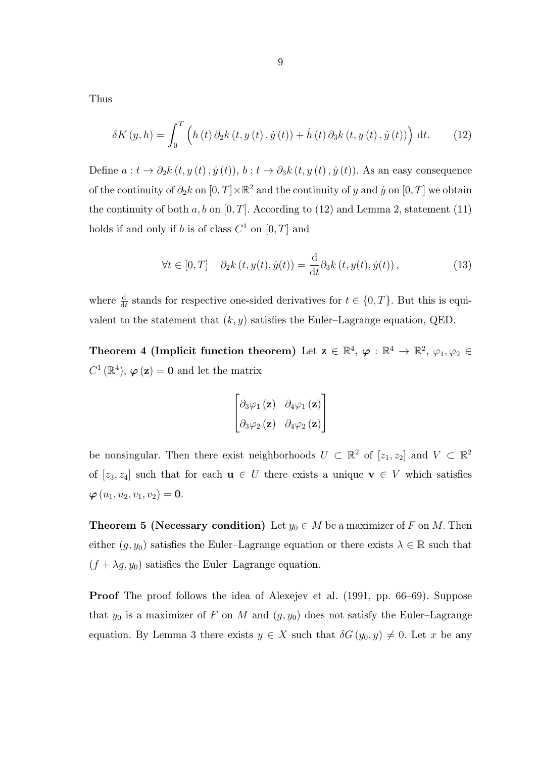Thus

$$\delta K(y,h)=\int_0^T \left(h(t)\,\partial_2 k(t,y(t),\dot y(t))+\dot h(t)\,\partial_3 k(t,y(t),\dot y(t))\right)\,\mathrm{d}t. \tag{12}$$

Define $a: t\to \partial_2 k(t,y(t),\dot y(t))$, $b: t\to \partial_3 k(t,y(t),\dot y(t))$. As an easy consequence of the continuity of $\partial_2 k$ on $[0,T]\times\mathbb{R}^2$ and the continuity of $y$ and $\dot y$ on $[0,T]$ we obtain the continuity of both $a,b$ on $[0,T]$. According to (12) and Lemma 2, statement (11) holds if and only if $b$ is of class $C^1$ on $[0,T]$ and

$$\forall t\in[0,T]\quad \partial_2 k(t,y(t),\dot y(t))=\frac{\mathrm{d}}{\mathrm{d}t}\partial_3 k(t,y(t),\dot y(t)), \tag{13}$$

where $\frac{\mathrm{d}}{\mathrm{d}t}$ stands for respective one-sided derivatives for $t\in\{0,T\}$. But this is equivalent to the statement that $(k,y)$ satisfies the Euler–Lagrange equation, QED.

**Theorem 4 (Implicit function theorem)** Let $\mathbf{z}\in\mathbb{R}^4$, $\boldsymbol{\varphi}:\mathbb{R}^4\to\mathbb{R}^2$, $\varphi_1,\varphi_2\in C^1(\mathbb{R}^4)$, $\boldsymbol{\varphi}(\mathbf{z})=\mathbf{0}$ and let the matrix

$$\begin{bmatrix}\partial_3\varphi_1(\mathbf{z}) & \partial_4\varphi_1(\mathbf{z})\\ \partial_3\varphi_2(\mathbf{z}) & \partial_4\varphi_2(\mathbf{z})\end{bmatrix}$$

be nonsingular. Then there exist neighborhoods $U\subset\mathbb{R}^2$ of $[z_1,z_2]$ and $V\subset\mathbb{R}^2$ of $[z_3,z_4]$ such that for each $\mathbf{u}\in U$ there exists a unique $\mathbf{v}\in V$ which satisfies $\boldsymbol{\varphi}(u_1,u_2,v_1,v_2)=\mathbf{0}$.

**Theorem 5 (Necessary condition)** Let $y_0\in M$ be a maximizer of $F$ on $M$. Then either $(g,y_0)$ satisfies the Euler–Lagrange equation or there exists $\lambda\in\mathbb{R}$ such that $(f+\lambda g,y_0)$ satisfies the Euler–Lagrange equation.

**Proof** The proof follows the idea of Alexejev et al. (1991, pp. 66–69). Suppose that $y_0$ is a maximizer of $F$ on $M$ and $(g,y_0)$ does not satisfy the Euler–Lagrange equation. By Lemma 3 there exists $y\in X$ such that $\delta G(y_0,y)\neq 0$. Let $x$ be any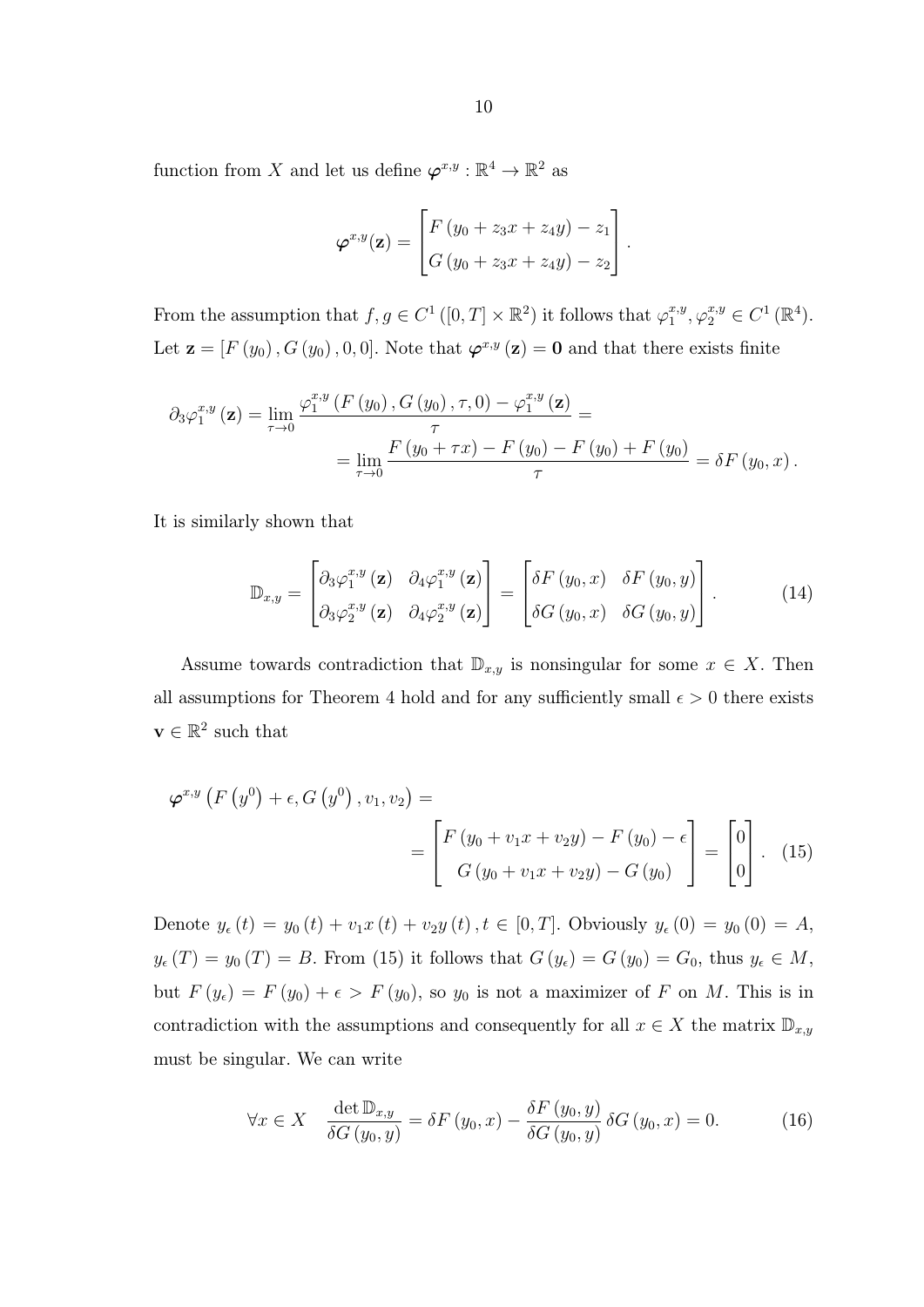function from $X$ and let us define $\boldsymbol{\varphi}^{x,y} : \mathbb{R}^4 \to \mathbb{R}^2$ as

$$\boldsymbol{\varphi}^{x,y}(\mathbf{z}) = \begin{bmatrix} F\left(y_0 + z_3 x + z_4 y\right) - z_1 \\ G\left(y_0 + z_3 x + z_4 y\right) - z_2 \end{bmatrix}.$$

From the assumption that $f, g \in C^1\left([0,T] \times \mathbb{R}^2\right)$ it follows that $\varphi_1^{x,y}, \varphi_2^{x,y} \in C^1\left(\mathbb{R}^4\right)$. Let $\mathbf{z} = \left[F\left(y_0\right), G\left(y_0\right), 0, 0\right]$. Note that $\boldsymbol{\varphi}^{x,y}\left(\mathbf{z}\right) = \mathbf{0}$ and that there exists finite

$$\begin{aligned} \partial_3 \varphi_1^{x,y}\left(\mathbf{z}\right) &= \lim_{\tau \to 0} \frac{\varphi_1^{x,y}\left(F\left(y_0\right), G\left(y_0\right), \tau, 0\right) - \varphi_1^{x,y}\left(\mathbf{z}\right)}{\tau} = \\ &= \lim_{\tau \to 0} \frac{F\left(y_0 + \tau x\right) - F\left(y_0\right) - F\left(y_0\right) + F\left(y_0\right)}{\tau} = \delta F\left(y_0, x\right). \end{aligned}$$

It is similarly shown that

$$\mathbb{D}_{x,y} = \begin{bmatrix} \partial_3 \varphi_1^{x,y}\left(\mathbf{z}\right) & \partial_4 \varphi_1^{x,y}\left(\mathbf{z}\right) \\ \partial_3 \varphi_2^{x,y}\left(\mathbf{z}\right) & \partial_4 \varphi_2^{x,y}\left(\mathbf{z}\right) \end{bmatrix} = \begin{bmatrix} \delta F\left(y_0, x\right) & \delta F\left(y_0, y\right) \\ \delta G\left(y_0, x\right) & \delta G\left(y_0, y\right) \end{bmatrix}. \tag{14}$$

Assume towards contradiction that $\mathbb{D}_{x,y}$ is nonsingular for some $x \in X$. Then all assumptions for Theorem 4 hold and for any sufficiently small $\epsilon > 0$ there exists $\mathbf{v} \in \mathbb{R}^2$ such that

$$\begin{aligned} \boldsymbol{\varphi}^{x,y}\left(F\left(y^0\right) + \epsilon, G\left(y^0\right), v_1, v_2\right) &= \\ &= \begin{bmatrix} F\left(y_0 + v_1 x + v_2 y\right) - F\left(y_0\right) - \epsilon \\ G\left(y_0 + v_1 x + v_2 y\right) - G\left(y_0\right) \end{bmatrix} = \begin{bmatrix} 0 \\ 0 \end{bmatrix}. \end{aligned} \tag{15}$$

Denote $y_\epsilon\left(t\right) = y_0\left(t\right) + v_1 x\left(t\right) + v_2 y\left(t\right), t \in [0,T]$. Obviously $y_\epsilon\left(0\right) = y_0\left(0\right) = A$, $y_\epsilon\left(T\right) = y_0\left(T\right) = B$. From (15) it follows that $G\left(y_\epsilon\right) = G\left(y_0\right) = G_0$, thus $y_\epsilon \in M$, but $F\left(y_\epsilon\right) = F\left(y_0\right) + \epsilon > F\left(y_0\right)$, so $y_0$ is not a maximizer of $F$ on $M$. This is in contradiction with the assumptions and consequently for all $x \in X$ the matrix $\mathbb{D}_{x,y}$ must be singular. We can write

$$\forall x \in X \quad \frac{\det \mathbb{D}_{x,y}}{\delta G\left(y_0, y\right)} = \delta F\left(y_0, x\right) - \frac{\delta F\left(y_0, y\right)}{\delta G\left(y_0, y\right)} \delta G\left(y_0, x\right) = 0. \tag{16}$$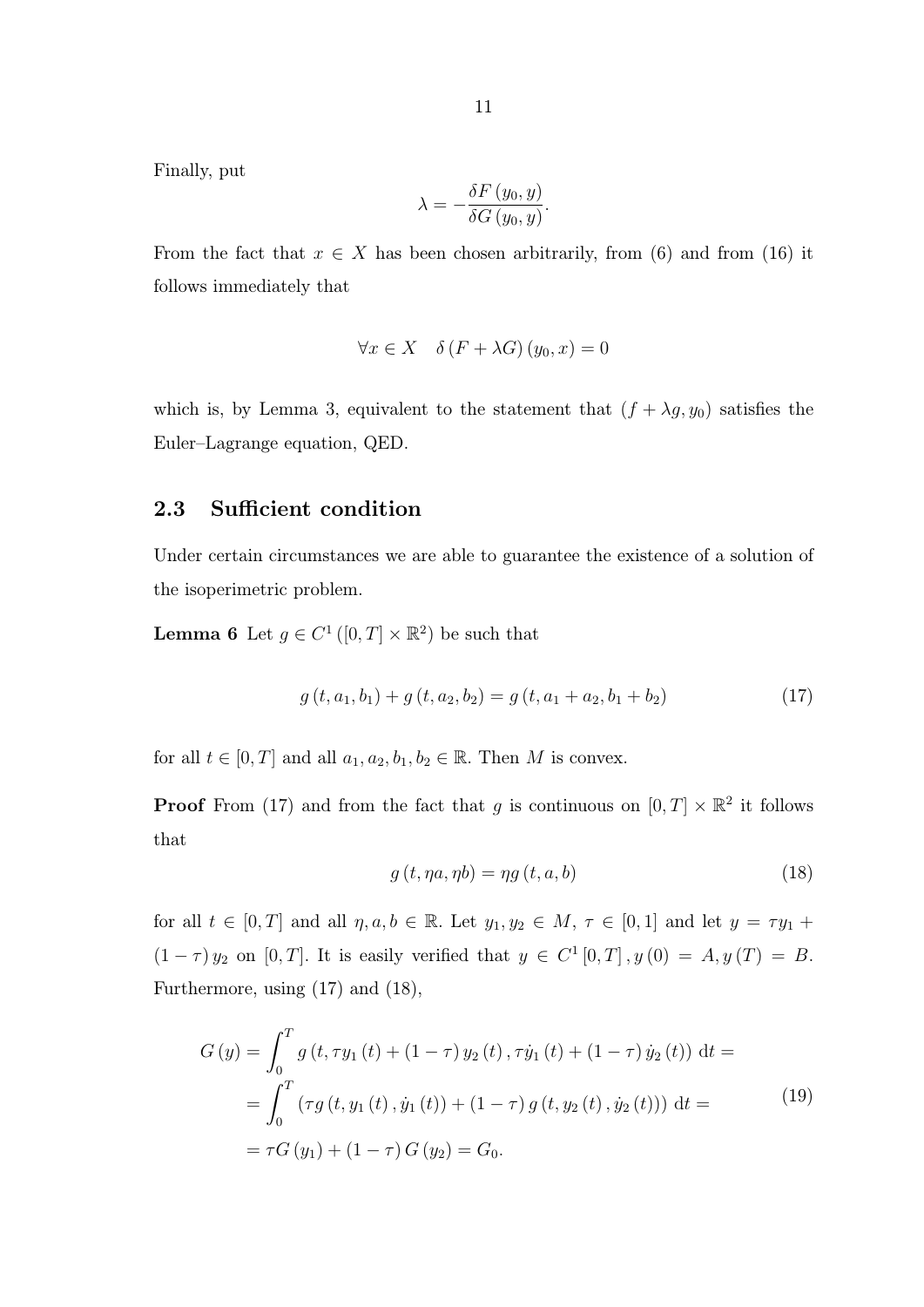Finally, put

$$\lambda = -\frac{\delta F\left(y_0, y\right)}{\delta G\left(y_0, y\right)}.$$

From the fact that $x \in X$ has been chosen arbitrarily, from (6) and from (16) it follows immediately that

$$\forall x \in X \quad \delta\left(F + \lambda G\right)\left(y_0, x\right) = 0$$

which is, by Lemma 3, equivalent to the statement that $(f + \lambda g, y_0)$ satisfies the Euler–Lagrange equation, QED.

## 2.3 Sufficient condition

Under certain circumstances we are able to guarantee the existence of a solution of the isoperimetric problem.

**Lemma 6** Let $g \in C^1\left([0, T] \times \mathbb{R}^2\right)$ be such that

$$g\left(t, a_1, b_1\right) + g\left(t, a_2, b_2\right) = g\left(t, a_1 + a_2, b_1 + b_2\right) \tag{17}$$

for all $t \in [0, T]$ and all $a_1, a_2, b_1, b_2 \in \mathbb{R}$. Then $M$ is convex.

**Proof** From (17) and from the fact that $g$ is continuous on $[0, T] \times \mathbb{R}^2$ it follows that

$$g\left(t, \eta a, \eta b\right) = \eta g\left(t, a, b\right) \tag{18}$$

for all $t \in [0, T]$ and all $\eta, a, b \in \mathbb{R}$. Let $y_1, y_2 \in M$, $\tau \in [0, 1]$ and let $y = \tau y_1 + (1 - \tau)\, y_2$ on $[0, T]$. It is easily verified that $y \in C^1[0, T], y(0) = A, y(T) = B$. Furthermore, using (17) and (18),

$$\begin{aligned} G\left(y\right) &= \int_0^T g\left(t, \tau y_1\left(t\right) + \left(1 - \tau\right) y_2\left(t\right), \tau \dot{y}_1\left(t\right) + \left(1 - \tau\right) \dot{y}_2\left(t\right)\right)\,\mathrm{d}t = \\ &= \int_0^T \left(\tau g\left(t, y_1\left(t\right), \dot{y}_1\left(t\right)\right) + \left(1 - \tau\right) g\left(t, y_2\left(t\right), \dot{y}_2\left(t\right)\right)\right)\,\mathrm{d}t = \\ &= \tau G\left(y_1\right) + \left(1 - \tau\right) G\left(y_2\right) = G_0. \end{aligned} \tag{19}$$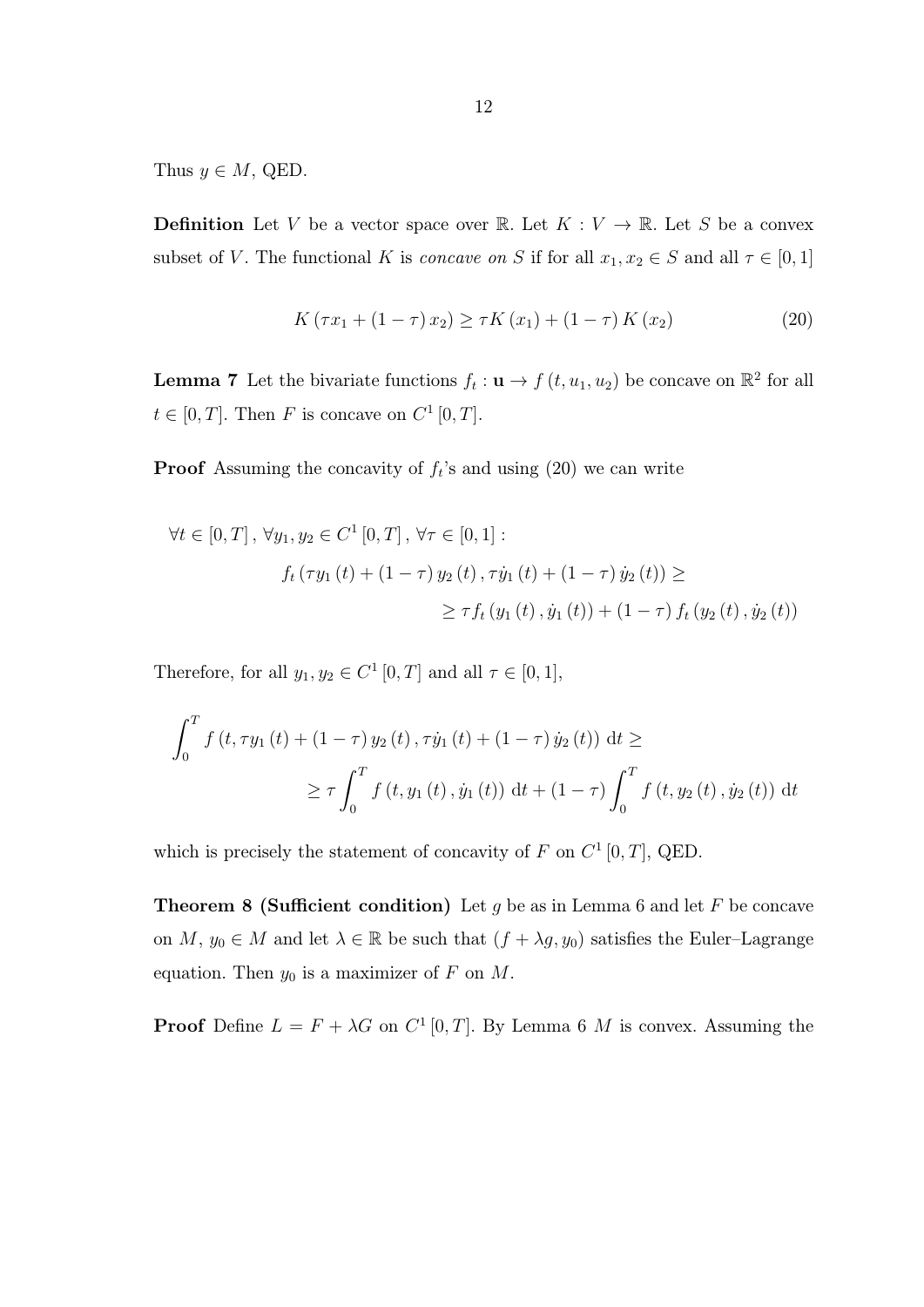Thus $y \in M$, QED.

**Definition** Let $V$ be a vector space over $\mathbb{R}$. Let $K : V \to \mathbb{R}$. Let $S$ be a convex subset of $V$. The functional $K$ is *concave on $S$* if for all $x_1, x_2 \in S$ and all $\tau \in [0, 1]$

$$K\left(\tau x_1 + (1-\tau) x_2\right) \geq \tau K\left(x_1\right) + (1-\tau) K\left(x_2\right) \tag{20}$$

**Lemma 7** Let the bivariate functions $f_t : \mathbf{u} \to f\left(t, u_1, u_2\right)$ be concave on $\mathbb{R}^2$ for all $t \in [0, T]$. Then $F$ is concave on $C^1[0, T]$.

**Proof** Assuming the concavity of $f_t$'s and using (20) we can write

$$\begin{aligned}
&\forall t \in [0, T],\ \forall y_1, y_2 \in C^1[0, T],\ \forall \tau \in [0, 1]: \\
&\qquad f_t\left(\tau y_1(t) + (1-\tau) y_2(t), \tau \dot{y}_1(t) + (1-\tau) \dot{y}_2(t)\right) \geq \\
&\qquad\qquad \geq \tau f_t\left(y_1(t), \dot{y}_1(t)\right) + (1-\tau) f_t\left(y_2(t), \dot{y}_2(t)\right)
\end{aligned}$$

Therefore, for all $y_1, y_2 \in C^1[0, T]$ and all $\tau \in [0, 1]$,

$$\begin{aligned}
&\int_0^T f\left(t, \tau y_1(t) + (1-\tau) y_2(t), \tau \dot{y}_1(t) + (1-\tau) \dot{y}_2(t)\right) \mathrm{d}t \geq \\
&\qquad \geq \tau \int_0^T f\left(t, y_1(t), \dot{y}_1(t)\right) \mathrm{d}t + (1-\tau) \int_0^T f\left(t, y_2(t), \dot{y}_2(t)\right) \mathrm{d}t
\end{aligned}$$

which is precisely the statement of concavity of $F$ on $C^1[0, T]$, QED.

**Theorem 8 (Sufficient condition)** Let $g$ be as in Lemma 6 and let $F$ be concave on $M$, $y_0 \in M$ and let $\lambda \in \mathbb{R}$ be such that $\left(f + \lambda g, y_0\right)$ satisfies the Euler–Lagrange equation. Then $y_0$ is a maximizer of $F$ on $M$.

**Proof** Define $L = F + \lambda G$ on $C^1[0, T]$. By Lemma 6 $M$ is convex. Assuming the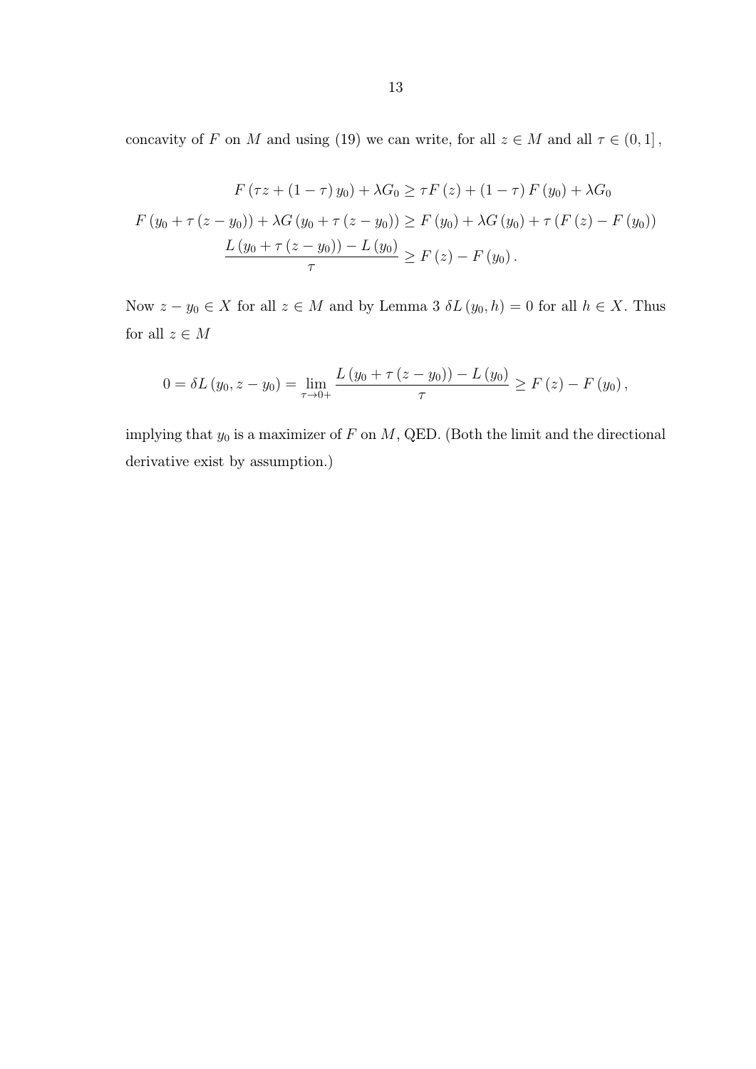concavity of $F$ on $M$ and using (19) we can write, for all $z \in M$ and all $\tau \in (0,1]$,

$$
\begin{gathered}
F\left(\tau z + (1-\tau)\, y_0\right) + \lambda G_0 \geq \tau F(z) + (1-\tau)\, F(y_0) + \lambda G_0 \\
F\left(y_0 + \tau (z - y_0)\right) + \lambda G\left(y_0 + \tau (z - y_0)\right) \geq F(y_0) + \lambda G(y_0) + \tau \left(F(z) - F(y_0)\right) \\
\frac{L\left(y_0 + \tau (z - y_0)\right) - L(y_0)}{\tau} \geq F(z) - F(y_0).
\end{gathered}
$$

Now $z - y_0 \in X$ for all $z \in M$ and by Lemma 3 $\delta L(y_0, h) = 0$ for all $h \in X$. Thus for all $z \in M$

$$
0 = \delta L(y_0, z - y_0) = \lim_{\tau \to 0+} \frac{L\left(y_0 + \tau (z - y_0)\right) - L(y_0)}{\tau} \geq F(z) - F(y_0),
$$

implying that $y_0$ is a maximizer of $F$ on $M$, QED. (Both the limit and the directional derivative exist by assumption.)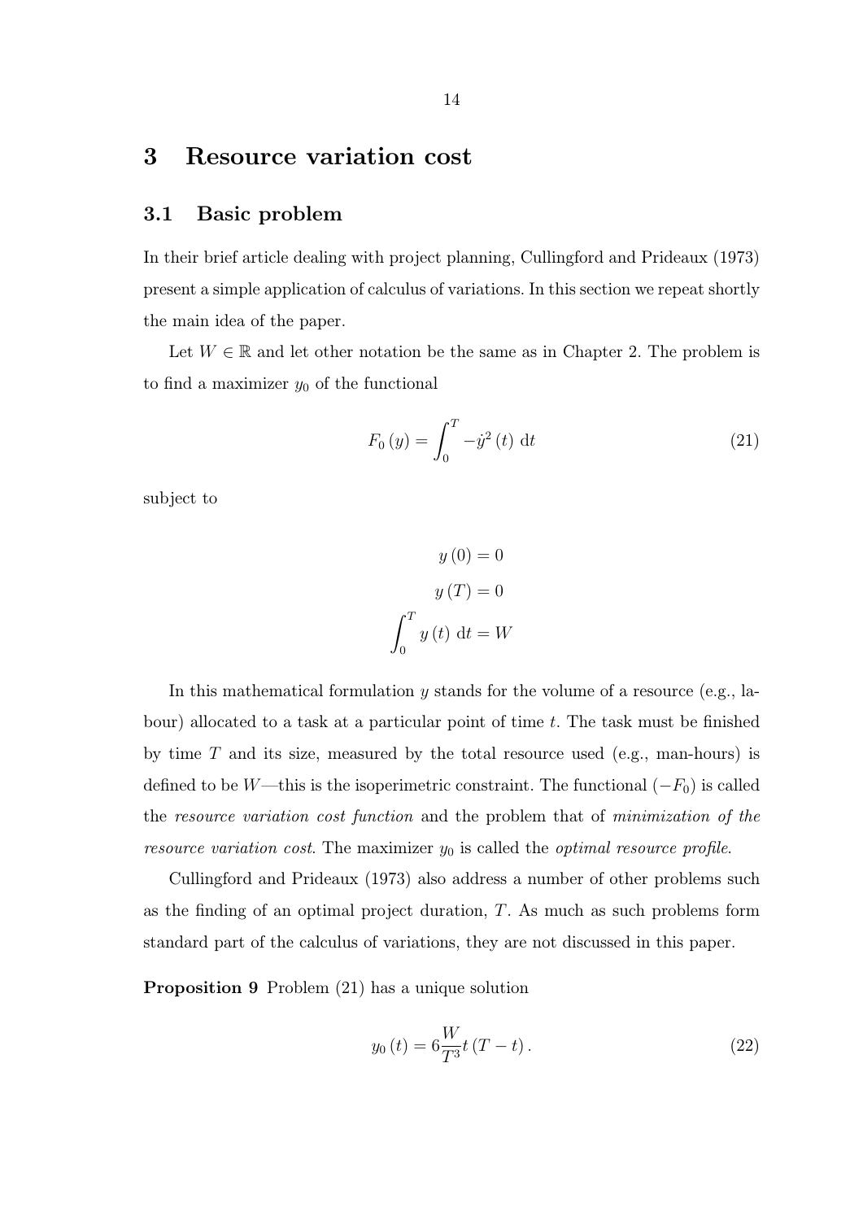# 3 Resource variation cost

## 3.1 Basic problem

In their brief article dealing with project planning, Cullingford and Prideaux (1973) present a simple application of calculus of variations. In this section we repeat shortly the main idea of the paper.

Let $W \in \mathbb{R}$ and let other notation be the same as in Chapter 2. The problem is to find a maximizer $y_0$ of the functional

$$F_0(y) = \int_0^T -\dot{y}^2(t)\ \mathrm{d}t \tag{21}$$

subject to

$$y(0) = 0$$

$$y(T) = 0$$

$$\int_0^T y(t)\ \mathrm{d}t = W$$

In this mathematical formulation $y$ stands for the volume of a resource (e.g., labour) allocated to a task at a particular point of time $t$. The task must be finished by time $T$ and its size, measured by the total resource used (e.g., man-hours) is defined to be $W$—this is the isoperimetric constraint. The functional $(-F_0)$ is called the *resource variation cost function* and the problem that of *minimization of the resource variation cost*. The maximizer $y_0$ is called the *optimal resource profile*.

Cullingford and Prideaux (1973) also address a number of other problems such as the finding of an optimal project duration, $T$. As much as such problems form standard part of the calculus of variations, they are not discussed in this paper.

**Proposition 9** Problem (21) has a unique solution

$$y_0(t) = 6\frac{W}{T^3}t(T-t). \tag{22}$$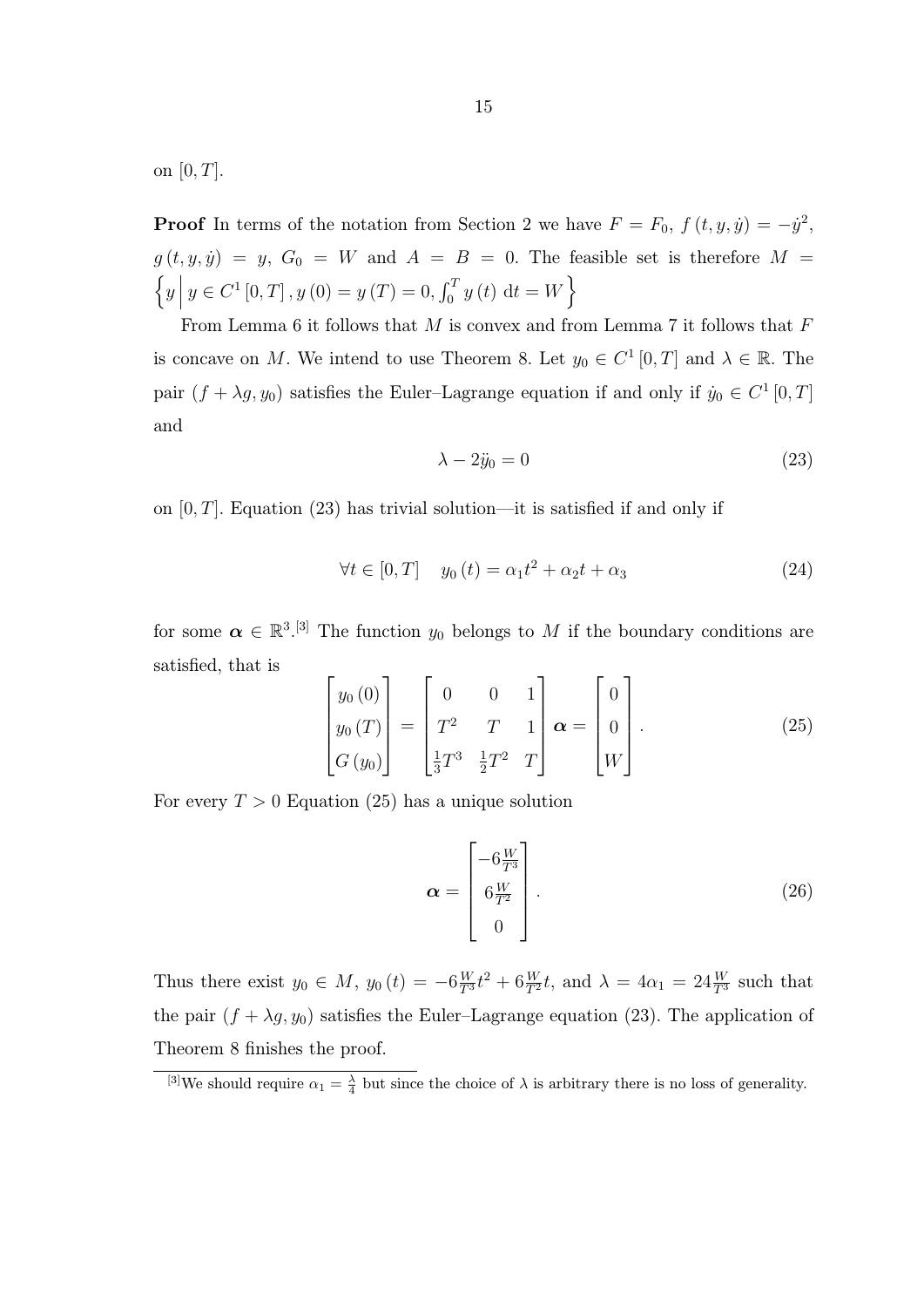on $[0, T]$.

**Proof** In terms of the notation from Section 2 we have $F = F_0$, $f(t, y, \dot{y}) = -\dot{y}^2$, $g(t, y, \dot{y}) = y$, $G_0 = W$ and $A = B = 0$. The feasible set is therefore $M = \left\{ y \,\middle|\, y \in C^1[0, T], y(0) = y(T) = 0, \int_0^T y(t)\, \mathrm{d}t = W \right\}$

From Lemma 6 it follows that $M$ is convex and from Lemma 7 it follows that $F$ is concave on $M$. We intend to use Theorem 8. Let $y_0 \in C^1[0, T]$ and $\lambda \in \mathbb{R}$. The pair $(f + \lambda g, y_0)$ satisfies the Euler–Lagrange equation if and only if $\dot{y}_0 \in C^1[0, T]$ and

$$\lambda - 2\ddot{y}_0 = 0 \tag{23}$$

on $[0, T]$. Equation (23) has trivial solution—it is satisfied if and only if

$$\forall t \in [0, T] \quad y_0(t) = \alpha_1 t^2 + \alpha_2 t + \alpha_3 \tag{24}$$

for some $\boldsymbol{\alpha} \in \mathbb{R}^3$.[3] The function $y_0$ belongs to $M$ if the boundary conditions are satisfied, that is

$$\begin{bmatrix} y_0(0) \\ y_0(T) \\ G(y_0) \end{bmatrix} = \begin{bmatrix} 0 & 0 & 1 \\ T^2 & T & 1 \\ \frac{1}{3}T^3 & \frac{1}{2}T^2 & T \end{bmatrix} \boldsymbol{\alpha} = \begin{bmatrix} 0 \\ 0 \\ W \end{bmatrix}. \tag{25}$$

For every $T > 0$ Equation (25) has a unique solution

$$\boldsymbol{\alpha} = \begin{bmatrix} -6\frac{W}{T^3} \\ 6\frac{W}{T^2} \\ 0 \end{bmatrix}. \tag{26}$$

Thus there exist $y_0 \in M$, $y_0(t) = -6\frac{W}{T^3}t^2 + 6\frac{W}{T^2}t$, and $\lambda = 4\alpha_1 = 24\frac{W}{T^3}$ such that the pair $(f + \lambda g, y_0)$ satisfies the Euler–Lagrange equation (23). The application of Theorem 8 finishes the proof.

[3] We should require $\alpha_1 = \frac{\lambda}{4}$ but since the choice of $\lambda$ is arbitrary there is no loss of generality.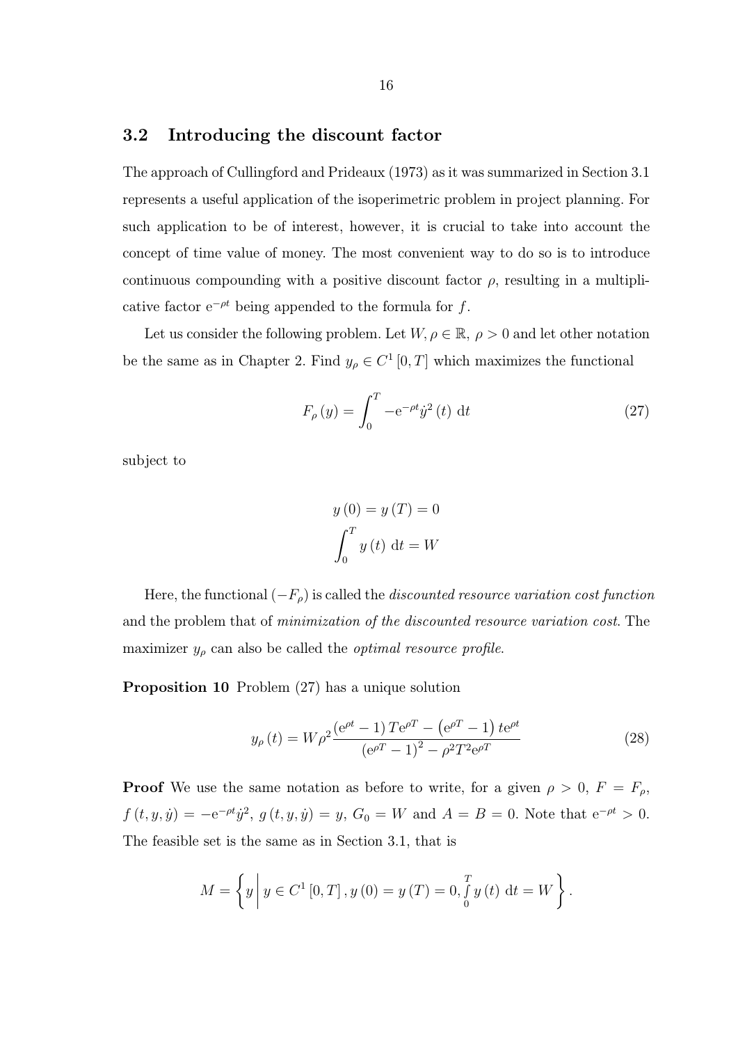## 3.2 Introducing the discount factor

The approach of Cullingford and Prideaux (1973) as it was summarized in Section 3.1 represents a useful application of the isoperimetric problem in project planning. For such application to be of interest, however, it is crucial to take into account the concept of time value of money. The most convenient way to do so is to introduce continuous compounding with a positive discount factor $\rho$, resulting in a multiplicative factor $\mathrm{e}^{-\rho t}$ being appended to the formula for $f$.

Let us consider the following problem. Let $W, \rho \in \mathbb{R}$, $\rho > 0$ and let other notation be the same as in Chapter 2. Find $y_\rho \in C^1[0,T]$ which maximizes the functional

$$F_\rho(y) = \int_0^T -\mathrm{e}^{-\rho t}\dot{y}^2(t)\ \mathrm{d}t \tag{27}$$

subject to

$$y(0) = y(T) = 0$$
$$\int_0^T y(t)\ \mathrm{d}t = W$$

Here, the functional $(-F_\rho)$ is called the *discounted resource variation cost function* and the problem that of *minimization of the discounted resource variation cost*. The maximizer $y_\rho$ can also be called the *optimal resource profile*.

**Proposition 10** Problem (27) has a unique solution

$$y_\rho(t) = W\rho^2 \frac{(\mathrm{e}^{\rho t} - 1)\,T\mathrm{e}^{\rho T} - (\mathrm{e}^{\rho T} - 1)\,t\mathrm{e}^{\rho t}}{(\mathrm{e}^{\rho T} - 1)^2 - \rho^2 T^2 \mathrm{e}^{\rho T}} \tag{28}$$

**Proof** We use the same notation as before to write, for a given $\rho > 0$, $F = F_\rho$, $f(t, y, \dot{y}) = -\mathrm{e}^{-\rho t}\dot{y}^2$, $g(t, y, \dot{y}) = y$, $G_0 = W$ and $A = B = 0$. Note that $\mathrm{e}^{-\rho t} > 0$. The feasible set is the same as in Section 3.1, that is

$$M = \left\{ y \,\middle|\, y \in C^1[0,T],\, y(0) = y(T) = 0,\, \int_0^T y(t)\ \mathrm{d}t = W \right\}.$$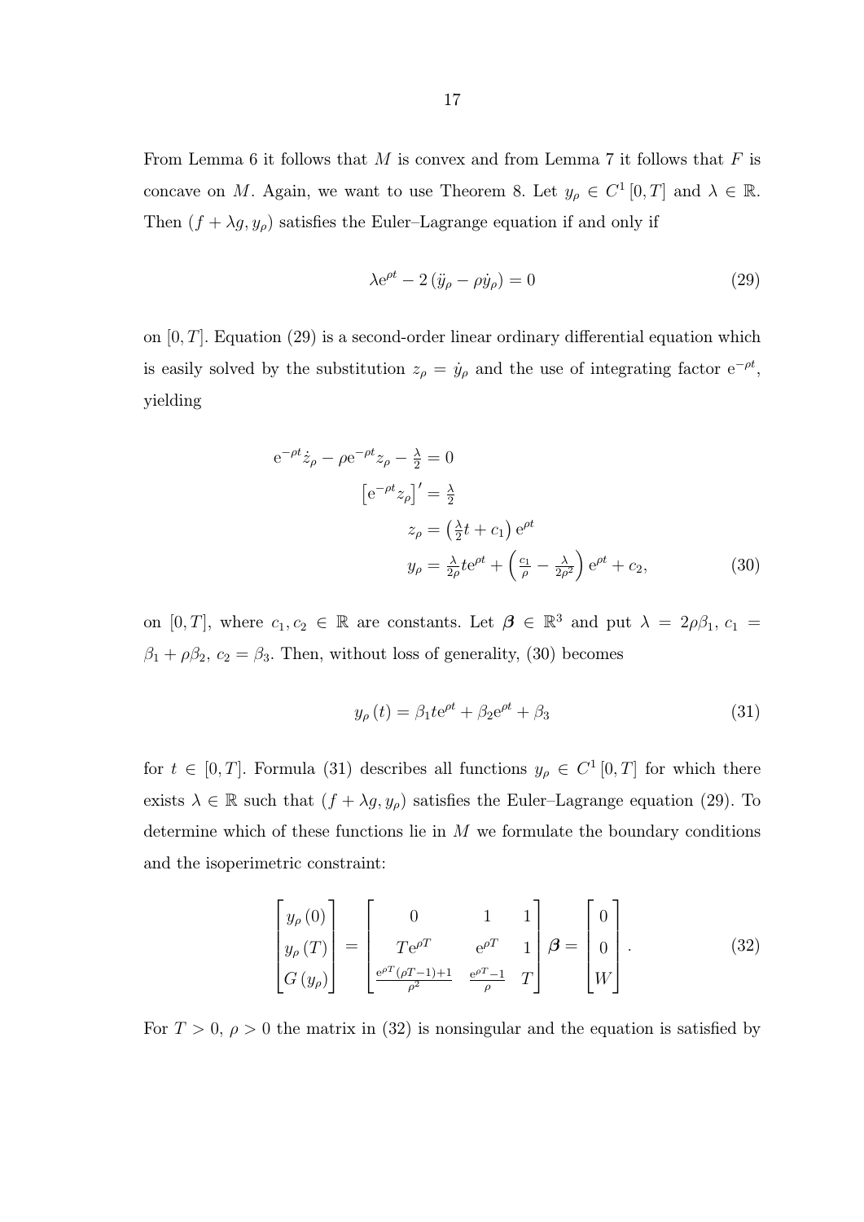From Lemma 6 it follows that $M$ is convex and from Lemma 7 it follows that $F$ is concave on $M$. Again, we want to use Theorem 8. Let $y_\rho \in C^1[0,T]$ and $\lambda \in \mathbb{R}$. Then $(f + \lambda g, y_\rho)$ satisfies the Euler–Lagrange equation if and only if

$$\lambda \mathrm{e}^{\rho t} - 2\left(\ddot{y}_\rho - \rho \dot{y}_\rho\right) = 0 \tag{29}$$

on $[0,T]$. Equation (29) is a second-order linear ordinary differential equation which is easily solved by the substitution $z_\rho = \dot{y}_\rho$ and the use of integrating factor $\mathrm{e}^{-\rho t}$, yielding

$$\begin{aligned}
\mathrm{e}^{-\rho t}\dot{z}_\rho - \rho \mathrm{e}^{-\rho t} z_\rho - \tfrac{\lambda}{2} &= 0 \\
\left[\mathrm{e}^{-\rho t} z_\rho\right]' &= \tfrac{\lambda}{2} \\
z_\rho &= \left(\tfrac{\lambda}{2} t + c_1\right)\mathrm{e}^{\rho t} \\
y_\rho &= \tfrac{\lambda}{2\rho} t \mathrm{e}^{\rho t} + \left(\tfrac{c_1}{\rho} - \tfrac{\lambda}{2\rho^2}\right)\mathrm{e}^{\rho t} + c_2,
\end{aligned} \tag{30}$$

on $[0,T]$, where $c_1, c_2 \in \mathbb{R}$ are constants. Let $\boldsymbol{\beta} \in \mathbb{R}^3$ and put $\lambda = 2\rho\beta_1$, $c_1 = \beta_1 + \rho\beta_2$, $c_2 = \beta_3$. Then, without loss of generality, (30) becomes

$$y_\rho(t) = \beta_1 t \mathrm{e}^{\rho t} + \beta_2 \mathrm{e}^{\rho t} + \beta_3 \tag{31}$$

for $t \in [0,T]$. Formula (31) describes all functions $y_\rho \in C^1[0,T]$ for which there exists $\lambda \in \mathbb{R}$ such that $(f + \lambda g, y_\rho)$ satisfies the Euler–Lagrange equation (29). To determine which of these functions lie in $M$ we formulate the boundary conditions and the isoperimetric constraint:

$$\begin{bmatrix} y_\rho(0) \\ y_\rho(T) \\ G(y_\rho) \end{bmatrix} = \begin{bmatrix} 0 & 1 & 1 \\ T\mathrm{e}^{\rho T} & \mathrm{e}^{\rho T} & 1 \\ \frac{\mathrm{e}^{\rho T}(\rho T - 1) + 1}{\rho^2} & \frac{\mathrm{e}^{\rho T} - 1}{\rho} & T \end{bmatrix} \boldsymbol{\beta} = \begin{bmatrix} 0 \\ 0 \\ W \end{bmatrix}. \tag{32}$$

For $T > 0$, $\rho > 0$ the matrix in (32) is nonsingular and the equation is satisfied by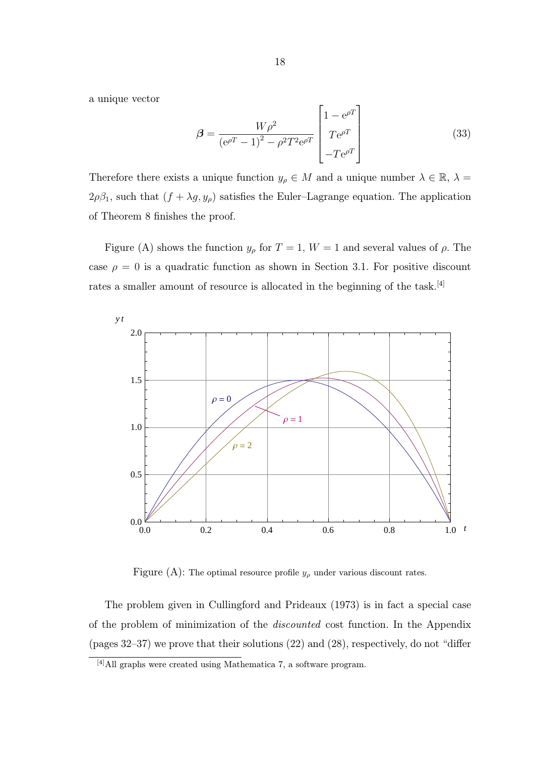a unique vector

$$
\boldsymbol{\beta} = \frac{W\rho^2}{\left(\mathrm{e}^{\rho T} - 1\right)^2 - \rho^2 T^2 \mathrm{e}^{\rho T}} \begin{bmatrix} 1 - \mathrm{e}^{\rho T} \\ T\mathrm{e}^{\rho T} \\ -T\mathrm{e}^{\rho T} \end{bmatrix} \tag{33}
$$

Therefore there exists a unique function $y_\rho \in M$ and a unique number $\lambda \in \mathbb{R}$, $\lambda = 2\rho\beta_1$, such that $(f + \lambda g, y_\rho)$ satisfies the Euler–Lagrange equation. The application of Theorem 8 finishes the proof.

Figure (A) shows the function $y_\rho$ for $T = 1$, $W = 1$ and several values of $\rho$. The case $\rho = 0$ is a quadratic function as shown in Section 3.1. For positive discount rates a smaller amount of resource is allocated in the beginning of the task.[4]

Figure (A): The optimal resource profile $y_\rho$ under various discount rates.

The problem given in Cullingford and Prideaux (1973) is in fact a special case of the problem of minimization of the *discounted* cost function. In the Appendix (pages 32–37) we prove that their solutions (22) and (28), respectively, do not “differ

[4] All graphs were created using Mathematica 7, a software program.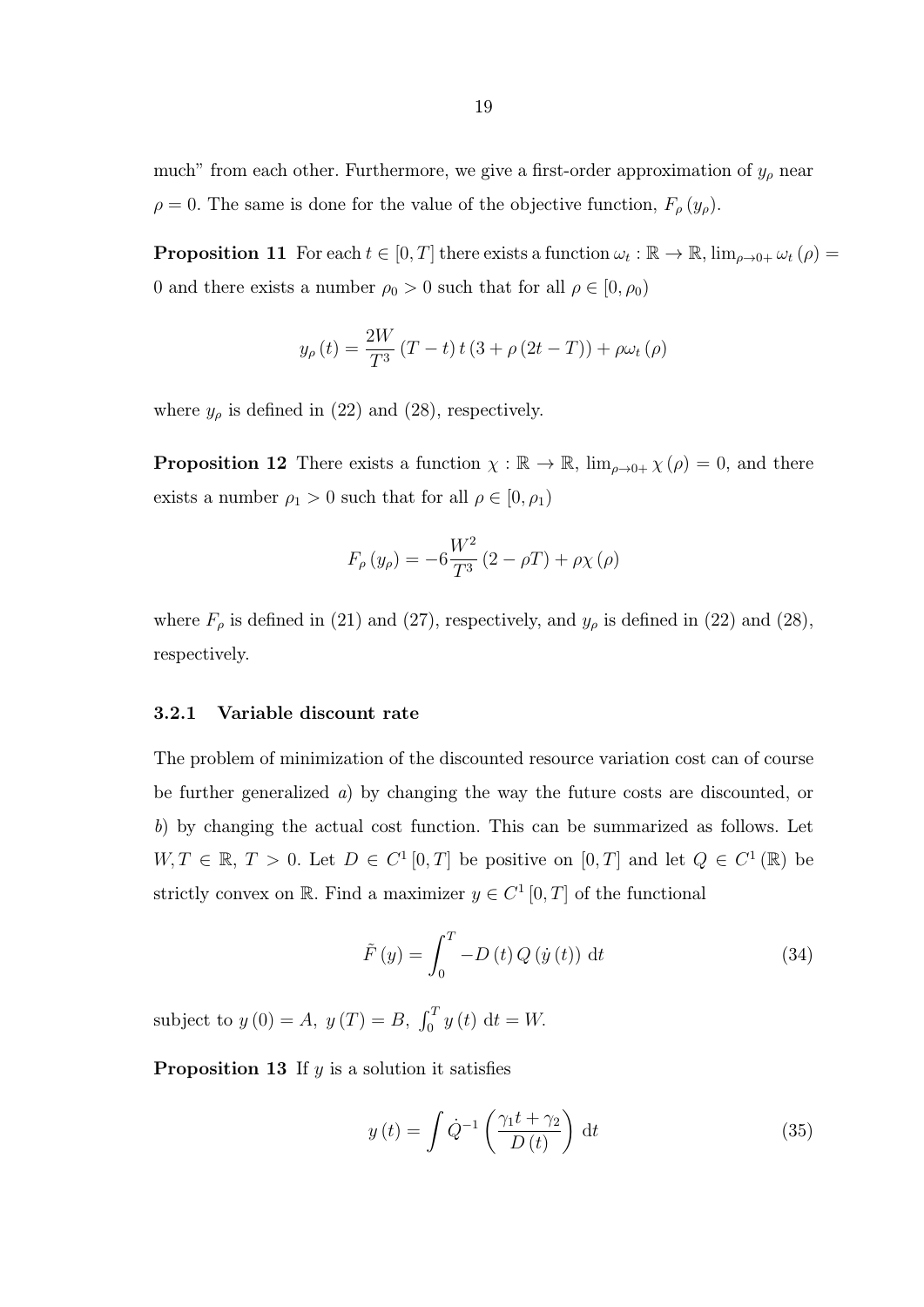much" from each other. Furthermore, we give a first-order approximation of $y_\rho$ near $\rho = 0$. The same is done for the value of the objective function, $F_\rho(y_\rho)$.

**Proposition 11** For each $t \in [0, T]$ there exists a function $\omega_t : \mathbb{R} \to \mathbb{R}$, $\lim_{\rho \to 0+} \omega_t(\rho) = 0$ and there exists a number $\rho_0 > 0$ such that for all $\rho \in [0, \rho_0)$

$$y_\rho(t) = \frac{2W}{T^3}(T - t)\, t\, (3 + \rho(2t - T)) + \rho\omega_t(\rho)$$

where $y_\rho$ is defined in (22) and (28), respectively.

**Proposition 12** There exists a function $\chi : \mathbb{R} \to \mathbb{R}$, $\lim_{\rho \to 0+} \chi(\rho) = 0$, and there exists a number $\rho_1 > 0$ such that for all $\rho \in [0, \rho_1)$

$$F_\rho(y_\rho) = -6\frac{W^2}{T^3}(2 - \rho T) + \rho\chi(\rho)$$

where $F_\rho$ is defined in (21) and (27), respectively, and $y_\rho$ is defined in (22) and (28), respectively.

### 3.2.1 Variable discount rate

The problem of minimization of the discounted resource variation cost can of course be further generalized *a*) by changing the way the future costs are discounted, or *b*) by changing the actual cost function. This can be summarized as follows. Let $W, T \in \mathbb{R}$, $T > 0$. Let $D \in C^1[0, T]$ be positive on $[0, T]$ and let $Q \in C^1(\mathbb{R})$ be strictly convex on $\mathbb{R}$. Find a maximizer $y \in C^1[0, T]$ of the functional

$$\tilde{F}(y) = \int_0^T -D(t)\, Q(\dot{y}(t))\ \mathrm{d}t \tag{34}$$

subject to $y(0) = A,\ y(T) = B,\ \int_0^T y(t)\ \mathrm{d}t = W$.

**Proposition 13** If $y$ is a solution it satisfies

$$y(t) = \int \dot{Q}^{-1}\left(\frac{\gamma_1 t + \gamma_2}{D(t)}\right)\ \mathrm{d}t \tag{35}$$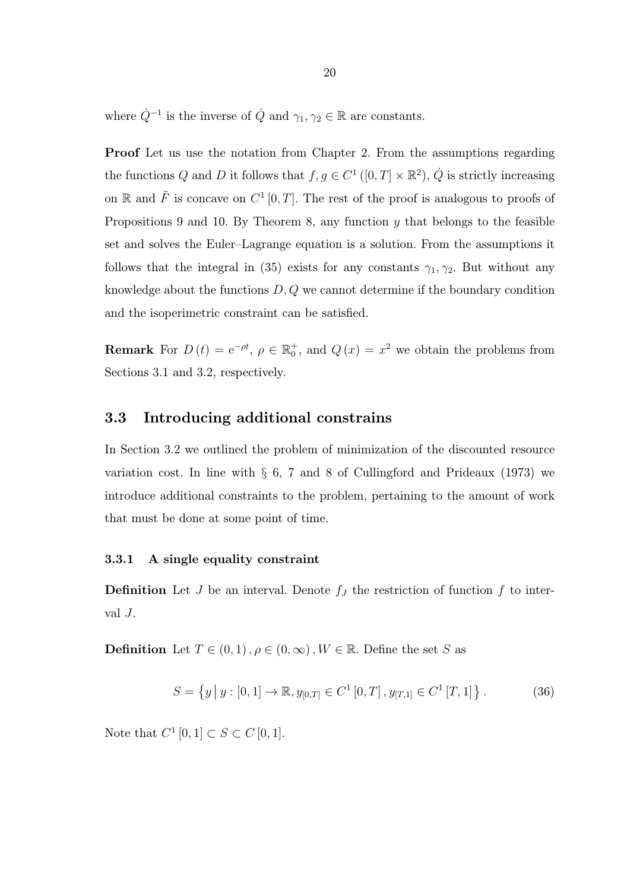where $\dot{Q}^{-1}$ is the inverse of $\dot{Q}$ and $\gamma_1, \gamma_2 \in \mathbb{R}$ are constants.

**Proof** Let us use the notation from Chapter 2. From the assumptions regarding the functions $Q$ and $D$ it follows that $f, g \in C^1([0,T] \times \mathbb{R}^2)$, $\dot{Q}$ is strictly increasing on $\mathbb{R}$ and $\tilde{F}$ is concave on $C^1[0,T]$. The rest of the proof is analogous to proofs of Propositions 9 and 10. By Theorem 8, any function $y$ that belongs to the feasible set and solves the Euler–Lagrange equation is a solution. From the assumptions it follows that the integral in (35) exists for any constants $\gamma_1, \gamma_2$. But without any knowledge about the functions $D, Q$ we cannot determine if the boundary condition and the isoperimetric constraint can be satisfied.

**Remark** For $D(t) = \mathrm{e}^{-\rho t}$, $\rho \in \mathbb{R}_0^+$, and $Q(x) = x^2$ we obtain the problems from Sections 3.1 and 3.2, respectively.

## 3.3 Introducing additional constrains

In Section 3.2 we outlined the problem of minimization of the discounted resource variation cost. In line with § 6, 7 and 8 of Cullingford and Prideaux (1973) we introduce additional constraints to the problem, pertaining to the amount of work that must be done at some point of time.

### 3.3.1 A single equality constraint

**Definition** Let $J$ be an interval. Denote $f_J$ the restriction of function $f$ to interval $J$.

**Definition** Let $T \in (0,1), \rho \in (0,\infty), W \in \mathbb{R}$. Define the set $S$ as

$$S = \left\{ y \,\middle|\, y : [0,1] \to \mathbb{R}, y_{[0,T]} \in C^1[0,T], y_{[T,1]} \in C^1[T,1] \right\}. \tag{36}$$

Note that $C^1[0,1] \subset S \subset C[0,1]$.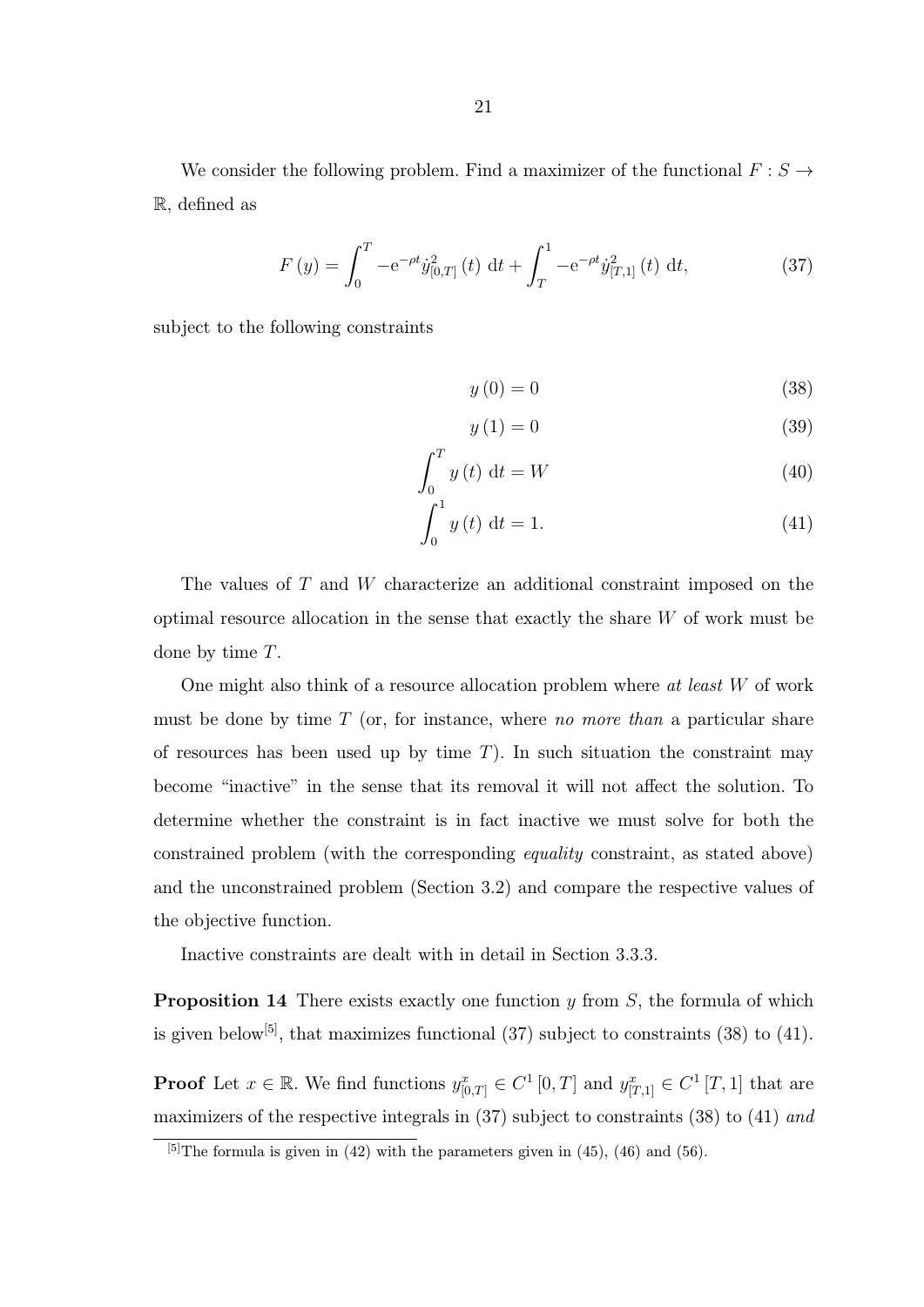We consider the following problem. Find a maximizer of the functional $F : S \to \mathbb{R}$, defined as

$$F(y) = \int_0^T -\mathrm{e}^{-\rho t} \dot{y}^2_{[0,T]}(t) \, \mathrm{d}t + \int_T^1 -\mathrm{e}^{-\rho t} \dot{y}^2_{[T,1]}(t) \, \mathrm{d}t, \tag{37}$$

subject to the following constraints

$$y(0) = 0 \tag{38}$$

$$y(1) = 0 \tag{39}$$

$$\int_0^T y(t) \, \mathrm{d}t = W \tag{40}$$

$$\int_0^1 y(t) \, \mathrm{d}t = 1. \tag{41}$$

The values of $T$ and $W$ characterize an additional constraint imposed on the optimal resource allocation in the sense that exactly the share $W$ of work must be done by time $T$.

One might also think of a resource allocation problem where *at least* $W$ of work must be done by time $T$ (or, for instance, where *no more than* a particular share of resources has been used up by time $T$). In such situation the constraint may become "inactive" in the sense that its removal it will not affect the solution. To determine whether the constraint is in fact inactive we must solve for both the constrained problem (with the corresponding *equality* constraint, as stated above) and the unconstrained problem (Section 3.2) and compare the respective values of the objective function.

Inactive constraints are dealt with in detail in Section 3.3.3.

**Proposition 14** There exists exactly one function $y$ from $S$, the formula of which is given below[5], that maximizes functional (37) subject to constraints (38) to (41).

**Proof** Let $x \in \mathbb{R}$. We find functions $y^x_{[0,T]} \in C^1[0,T]$ and $y^x_{[T,1]} \in C^1[T,1]$ that are maximizers of the respective integrals in (37) subject to constraints (38) to (41) *and*

[5]The formula is given in (42) with the parameters given in (45), (46) and (56).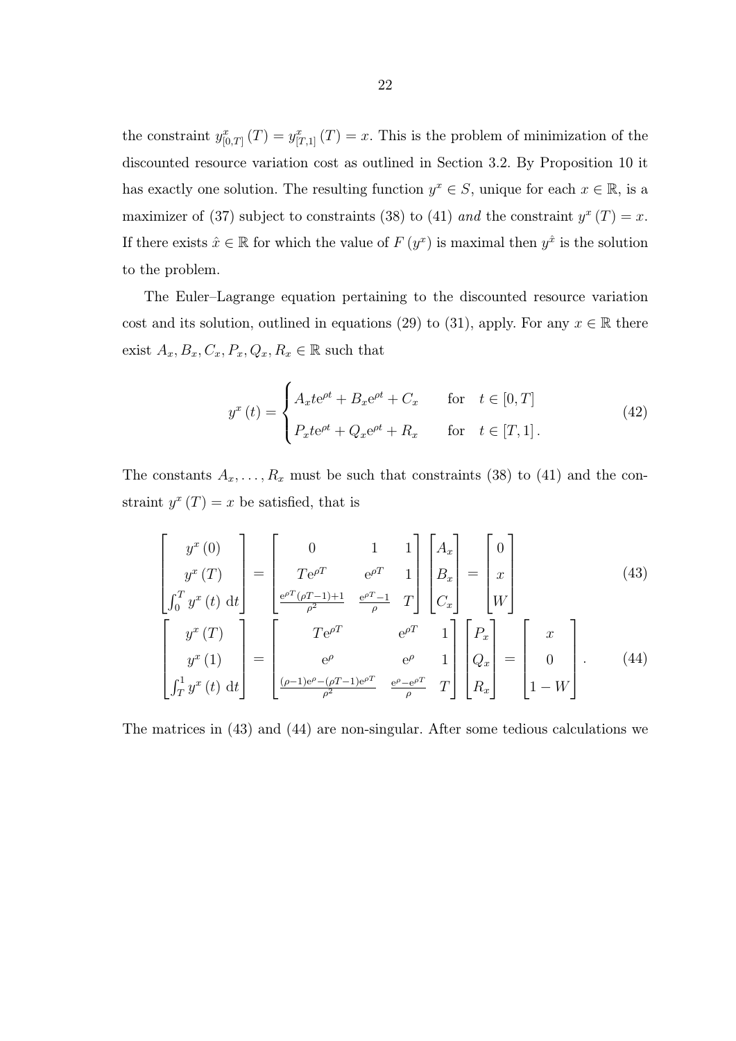the constraint $y^x_{[0,T]}(T) = y^x_{[T,1]}(T) = x$. This is the problem of minimization of the discounted resource variation cost as outlined in Section 3.2. By Proposition 10 it has exactly one solution. The resulting function $y^x \in S$, unique for each $x \in \mathbb{R}$, is a maximizer of (37) subject to constraints (38) to (41) *and* the constraint $y^x(T) = x$. If there exists $\hat{x} \in \mathbb{R}$ for which the value of $F(y^x)$ is maximal then $y^{\hat{x}}$ is the solution to the problem.

The Euler–Lagrange equation pertaining to the discounted resource variation cost and its solution, outlined in equations (29) to (31), apply. For any $x \in \mathbb{R}$ there exist $A_x, B_x, C_x, P_x, Q_x, R_x \in \mathbb{R}$ such that

$$
y^x(t) = \begin{cases} A_x t \mathrm{e}^{\rho t} + B_x \mathrm{e}^{\rho t} + C_x & \text{for} \quad t \in [0, T] \\ P_x t \mathrm{e}^{\rho t} + Q_x \mathrm{e}^{\rho t} + R_x & \text{for} \quad t \in [T, 1] . \end{cases} \tag{42}
$$

The constants $A_x, \ldots, R_x$ must be such that constraints (38) to (41) and the constraint $y^x(T) = x$ be satisfied, that is

$$
\begin{bmatrix} y^x(0) \\ y^x(T) \\ \int_0^T y^x(t)\ \mathrm{d}t \end{bmatrix} = \begin{bmatrix} 0 & 1 & 1 \\ T\mathrm{e}^{\rho T} & \mathrm{e}^{\rho T} & 1 \\ \frac{\mathrm{e}^{\rho T}(\rho T - 1) + 1}{\rho^2} & \frac{\mathrm{e}^{\rho T} - 1}{\rho} & T \end{bmatrix} \begin{bmatrix} A_x \\ B_x \\ C_x \end{bmatrix} = \begin{bmatrix} 0 \\ x \\ W \end{bmatrix} \tag{43}
$$

$$
\begin{bmatrix} y^x(T) \\ y^x(1) \\ \int_T^1 y^x(t)\ \mathrm{d}t \end{bmatrix} = \begin{bmatrix} T\mathrm{e}^{\rho T} & \mathrm{e}^{\rho T} & 1 \\ \mathrm{e}^{\rho} & \mathrm{e}^{\rho} & 1 \\ \frac{(\rho - 1)\mathrm{e}^{\rho} - (\rho T - 1)\mathrm{e}^{\rho T}}{\rho^2} & \frac{\mathrm{e}^{\rho} - \mathrm{e}^{\rho T}}{\rho} & T \end{bmatrix} \begin{bmatrix} P_x \\ Q_x \\ R_x \end{bmatrix} = \begin{bmatrix} x \\ 0 \\ 1 - W \end{bmatrix} . \tag{44}
$$

The matrices in (43) and (44) are non-singular. After some tedious calculations we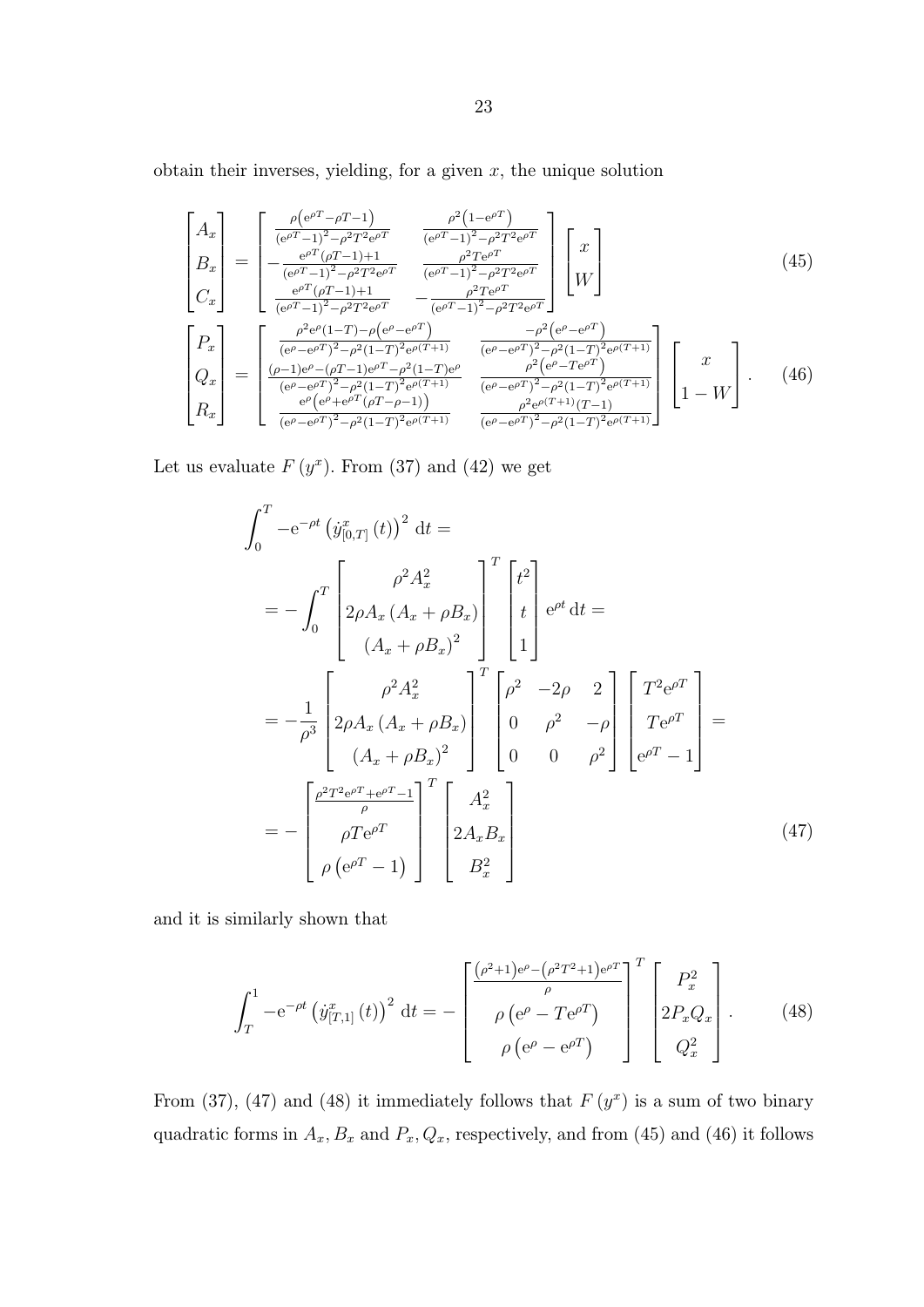obtain their inverses, yielding, for a given $x$, the unique solution

$$
\begin{bmatrix} A_x \\ B_x \\ C_x \end{bmatrix} = \begin{bmatrix} \frac{\rho\left(e^{\rho T}-\rho T-1\right)}{\left(e^{\rho T}-1\right)^2-\rho^2 T^2 e^{\rho T}} & \frac{\rho^2\left(1-e^{\rho T}\right)}{\left(e^{\rho T}-1\right)^2-\rho^2 T^2 e^{\rho T}} \\ -\frac{e^{\rho T}(\rho T-1)+1}{\left(e^{\rho T}-1\right)^2-\rho^2 T^2 e^{\rho T}} & \frac{\rho^2 T e^{\rho T}}{\left(e^{\rho T}-1\right)^2-\rho^2 T^2 e^{\rho T}} \\ \frac{e^{\rho T}(\rho T-1)+1}{\left(e^{\rho T}-1\right)^2-\rho^2 T^2 e^{\rho T}} & -\frac{\rho^2 T e^{\rho T}}{\left(e^{\rho T}-1\right)^2-\rho^2 T^2 e^{\rho T}} \end{bmatrix} \begin{bmatrix} x \\ W \end{bmatrix} \tag{45}
$$

$$
\begin{bmatrix} P_x \\ Q_x \\ R_x \end{bmatrix} = \begin{bmatrix} \frac{\rho^2 e^{\rho}(1-T)-\rho\left(e^{\rho}-e^{\rho T}\right)}{\left(e^{\rho}-e^{\rho T}\right)^2-\rho^2(1-T)^2 e^{\rho(T+1)}} & \frac{-\rho^2\left(e^{\rho}-e^{\rho T}\right)}{\left(e^{\rho}-e^{\rho T}\right)^2-\rho^2(1-T)^2 e^{\rho(T+1)}} \\ \frac{(\rho-1)e^{\rho}-(\rho T-1)e^{\rho T}-\rho^2(1-T)e^{\rho}}{\left(e^{\rho}-e^{\rho T}\right)^2-\rho^2(1-T)^2 e^{\rho(T+1)}} & \frac{\rho^2\left(e^{\rho}-T e^{\rho T}\right)}{\left(e^{\rho}-e^{\rho T}\right)^2-\rho^2(1-T)^2 e^{\rho(T+1)}} \\ \frac{e^{\rho}\left(e^{\rho}+e^{\rho T}(\rho T-\rho-1)\right)}{\left(e^{\rho}-e^{\rho T}\right)^2-\rho^2(1-T)^2 e^{\rho(T+1)}} & \frac{\rho^2 e^{\rho(T+1)}(T-1)}{\left(e^{\rho}-e^{\rho T}\right)^2-\rho^2(1-T)^2 e^{\rho(T+1)}} \end{bmatrix} \begin{bmatrix} x \\ 1-W \end{bmatrix}. \tag{46}
$$

Let us evaluate $F\left(y^x\right)$. From (37) and (42) we get

$$
\begin{aligned}
&\int_0^T -e^{-\rho t}\left(\dot{y}^x_{[0,T]}(t)\right)^2 \, dt = \\
&= -\int_0^T \begin{bmatrix} \rho^2 A_x^2 \\ 2\rho A_x\left(A_x+\rho B_x\right) \\ \left(A_x+\rho B_x\right)^2 \end{bmatrix}^T \begin{bmatrix} t^2 \\ t \\ 1 \end{bmatrix} e^{\rho t} \, dt = \\
&= -\frac{1}{\rho^3} \begin{bmatrix} \rho^2 A_x^2 \\ 2\rho A_x\left(A_x+\rho B_x\right) \\ \left(A_x+\rho B_x\right)^2 \end{bmatrix}^T \begin{bmatrix} \rho^2 & -2\rho & 2 \\ 0 & \rho^2 & -\rho \\ 0 & 0 & \rho^2 \end{bmatrix} \begin{bmatrix} T^2 e^{\rho T} \\ T e^{\rho T} \\ e^{\rho T}-1 \end{bmatrix} = \\
&= -\begin{bmatrix} \frac{\rho^2 T^2 e^{\rho T}+e^{\rho T}-1}{\rho} \\ \rho T e^{\rho T} \\ \rho\left(e^{\rho T}-1\right) \end{bmatrix}^T \begin{bmatrix} A_x^2 \\ 2A_x B_x \\ B_x^2 \end{bmatrix}
\end{aligned} \tag{47}
$$

and it is similarly shown that

$$
\int_T^1 -e^{-\rho t}\left(\dot{y}^x_{[T,1]}(t)\right)^2 \, dt = -\begin{bmatrix} \frac{\left(\rho^2+1\right)e^{\rho}-\left(\rho^2 T^2+1\right)e^{\rho T}}{\rho} \\ \rho\left(e^{\rho}-T e^{\rho T}\right) \\ \rho\left(e^{\rho}-e^{\rho T}\right) \end{bmatrix}^T \begin{bmatrix} P_x^2 \\ 2P_x Q_x \\ Q_x^2 \end{bmatrix}. \tag{48}
$$

From (37), (47) and (48) it immediately follows that $F\left(y^x\right)$ is a sum of two binary quadratic forms in $A_x, B_x$ and $P_x, Q_x$, respectively, and from (45) and (46) it follows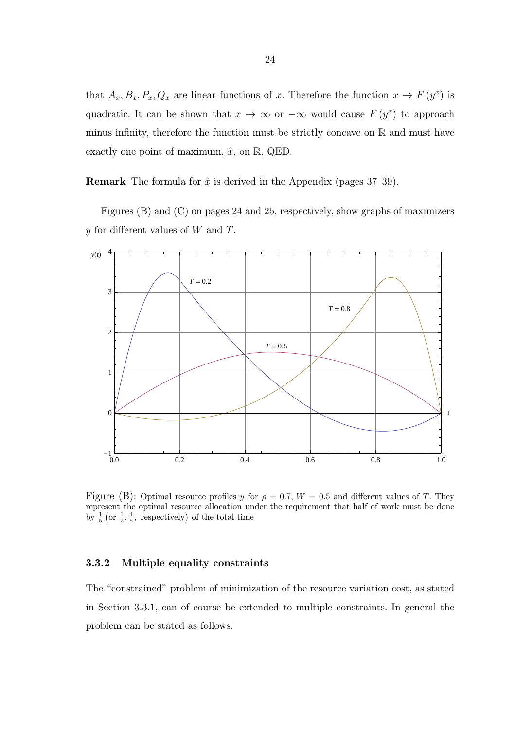that $A_x, B_x, P_x, Q_x$ are linear functions of $x$. Therefore the function $x \to F(y^x)$ is quadratic. It can be shown that $x \to \infty$ or $-\infty$ would cause $F(y^x)$ to approach minus infinity, therefore the function must be strictly concave on $\mathbb{R}$ and must have exactly one point of maximum, $\hat{x}$, on $\mathbb{R}$, QED.

**Remark** The formula for $\hat{x}$ is derived in the Appendix (pages 37–39).

Figures (B) and (C) on pages 24 and 25, respectively, show graphs of maximizers $y$ for different values of $W$ and $T$.

Figure (B): Optimal resource profiles $y$ for $\rho = 0.7$, $W = 0.5$ and different values of $T$. They represent the optimal resource allocation under the requirement that half of work must be done by $\frac{1}{5}$ $\left(\text{or } \frac{1}{2}, \frac{4}{5}, \text{ respectively}\right)$ of the total time

### 3.3.2 Multiple equality constraints

The "constrained" problem of minimization of the resource variation cost, as stated in Section 3.3.1, can of course be extended to multiple constraints. In general the problem can be stated as follows.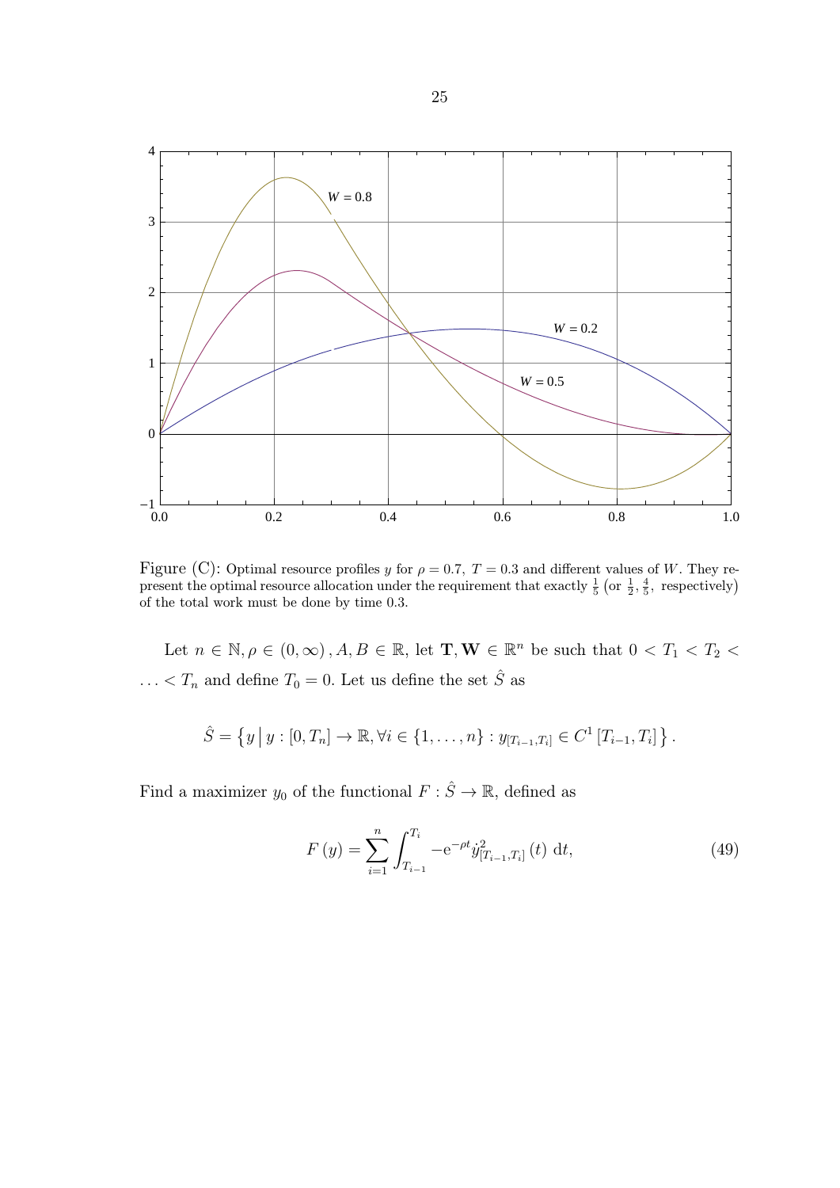Figure (C): Optimal resource profiles $y$ for $\rho = 0.7,\ T = 0.3$ and different values of $W$. They represent the optimal resource allocation under the requirement that exactly $\frac{1}{5}$ $\left(\text{or } \frac{1}{2}, \frac{4}{5},\ \text{respectively}\right)$ of the total work must be done by time 0.3.

Let $n \in \mathbb{N}, \rho \in (0, \infty), A, B \in \mathbb{R}$, let $\mathbf{T}, \mathbf{W} \in \mathbb{R}^n$ be such that $0 < T_1 < T_2 < \ldots < T_n$ and define $T_0 = 0$. Let us define the set $\hat{S}$ as

$$\hat{S} = \left\{ y \,\middle|\, y : [0, T_n] \to \mathbb{R}, \forall i \in \{1, \ldots, n\} : y_{[T_{i-1}, T_i]} \in C^1 \left[T_{i-1}, T_i\right] \right\}.$$

Find a maximizer $y_0$ of the functional $F : \hat{S} \to \mathbb{R}$, defined as

$$F(y) = \sum_{i=1}^{n} \int_{T_{i-1}}^{T_i} -\mathrm{e}^{-\rho t} \dot{y}^2_{[T_{i-1}, T_i]}(t)\ \mathrm{d}t, \tag{49}$$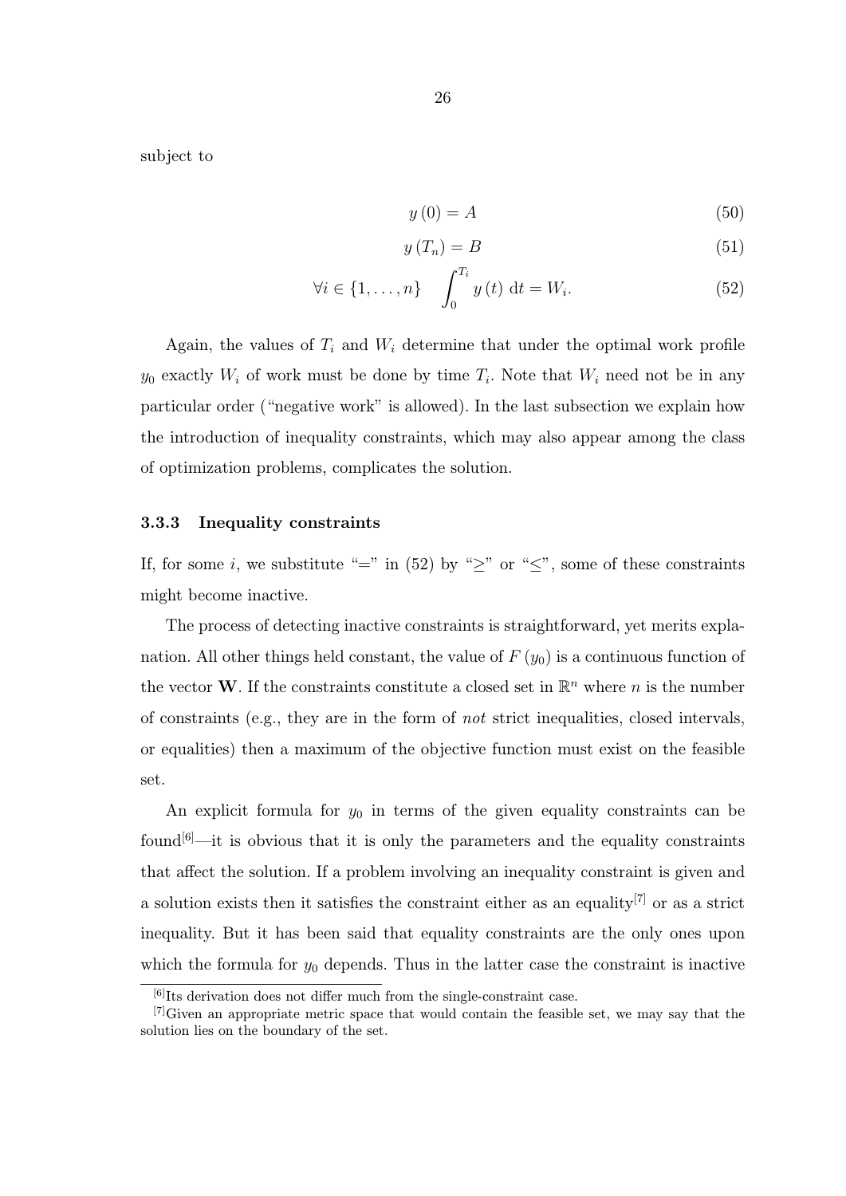subject to

$$y(0) = A \tag{50}$$

$$y(T_n) = B \tag{51}$$

$$\forall i \in \{1, \ldots, n\} \quad \int_0^{T_i} y(t)\ \mathrm{d}t = W_i. \tag{52}$$

Again, the values of $T_i$ and $W_i$ determine that under the optimal work profile $y_0$ exactly $W_i$ of work must be done by time $T_i$. Note that $W_i$ need not be in any particular order ("negative work" is allowed). In the last subsection we explain how the introduction of inequality constraints, which may also appear among the class of optimization problems, complicates the solution.

### 3.3.3 Inequality constraints

If, for some $i$, we substitute "=" in (52) by "$\geq$" or "$\leq$", some of these constraints might become inactive.

The process of detecting inactive constraints is straightforward, yet merits explanation. All other things held constant, the value of $F(y_0)$ is a continuous function of the vector $\mathbf{W}$. If the constraints constitute a closed set in $\mathbb{R}^n$ where $n$ is the number of constraints (e.g., they are in the form of *not* strict inequalities, closed intervals, or equalities) then a maximum of the objective function must exist on the feasible set.

An explicit formula for $y_0$ in terms of the given equality constraints can be found[6]—it is obvious that it is only the parameters and the equality constraints that affect the solution. If a problem involving an inequality constraint is given and a solution exists then it satisfies the constraint either as an equality[7] or as a strict inequality. But it has been said that equality constraints are the only ones upon which the formula for $y_0$ depends. Thus in the latter case the constraint is inactive

[6] Its derivation does not differ much from the single-constraint case.

[7] Given an appropriate metric space that would contain the feasible set, we may say that the solution lies on the boundary of the set.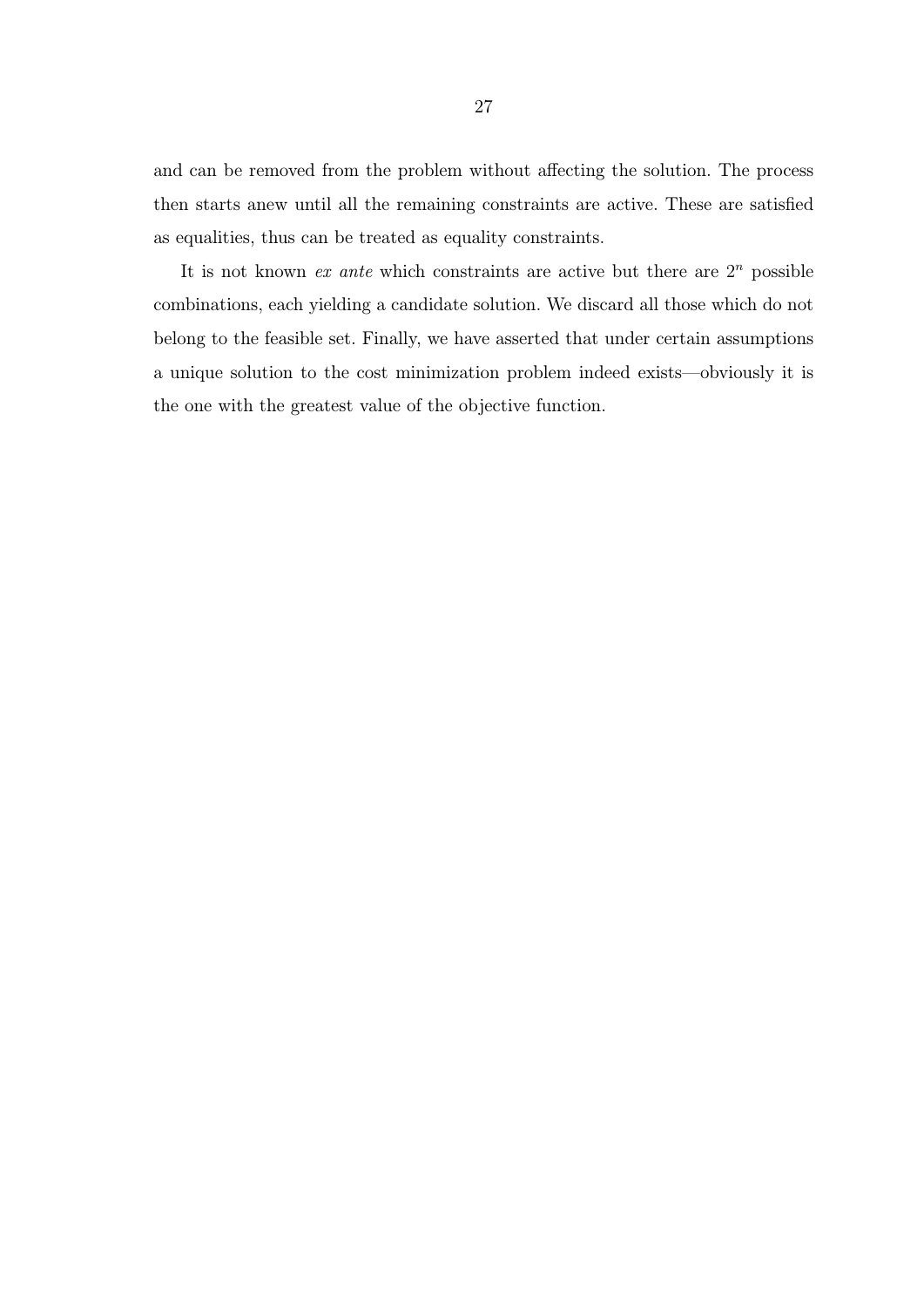and can be removed from the problem without affecting the solution. The process then starts anew until all the remaining constraints are active. These are satisfied as equalities, thus can be treated as equality constraints.

It is not known *ex ante* which constraints are active but there are $2^n$ possible combinations, each yielding a candidate solution. We discard all those which do not belong to the feasible set. Finally, we have asserted that under certain assumptions a unique solution to the cost minimization problem indeed exists—obviously it is the one with the greatest value of the objective function.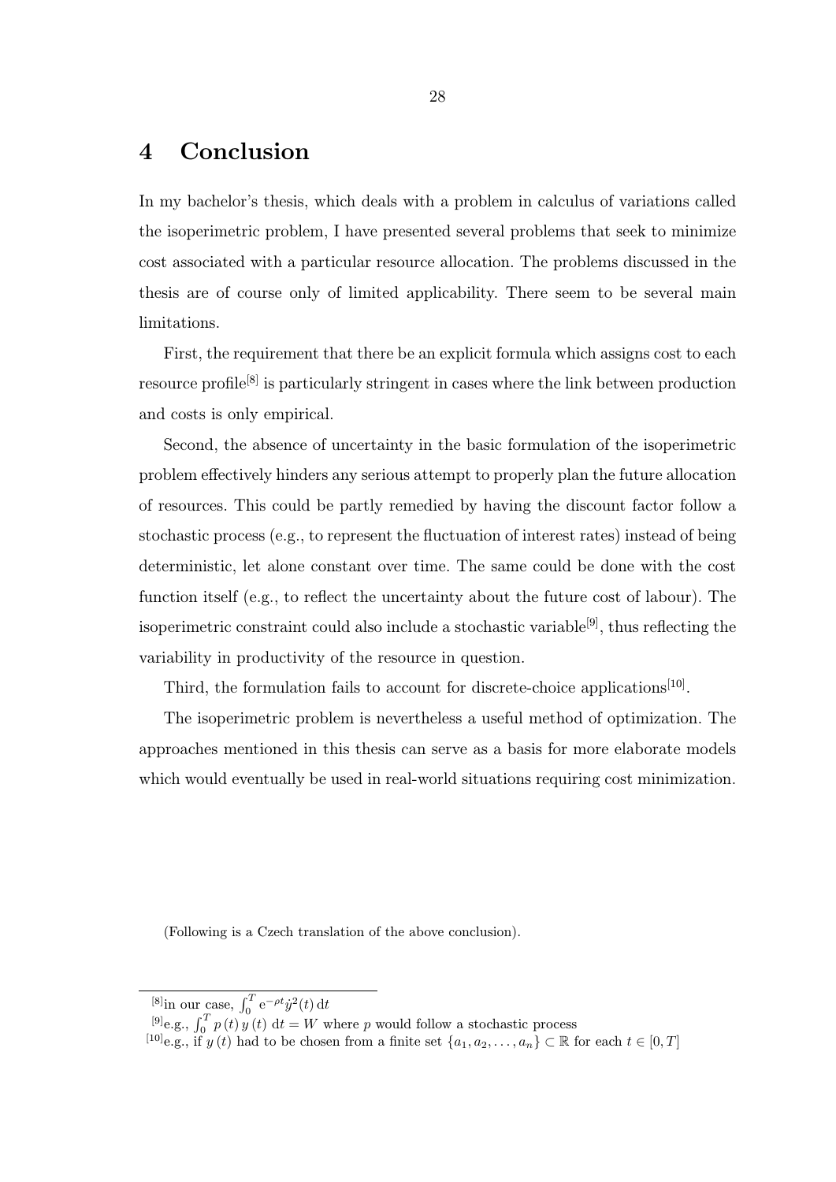# 4 Conclusion

In my bachelor's thesis, which deals with a problem in calculus of variations called the isoperimetric problem, I have presented several problems that seek to minimize cost associated with a particular resource allocation. The problems discussed in the thesis are of course only of limited applicability. There seem to be several main limitations.

First, the requirement that there be an explicit formula which assigns cost to each resource profile[8] is particularly stringent in cases where the link between production and costs is only empirical.

Second, the absence of uncertainty in the basic formulation of the isoperimetric problem effectively hinders any serious attempt to properly plan the future allocation of resources. This could be partly remedied by having the discount factor follow a stochastic process (e.g., to represent the fluctuation of interest rates) instead of being deterministic, let alone constant over time. The same could be done with the cost function itself (e.g., to reflect the uncertainty about the future cost of labour). The isoperimetric constraint could also include a stochastic variable[9], thus reflecting the variability in productivity of the resource in question.

Third, the formulation fails to account for discrete-choice applications[10].

The isoperimetric problem is nevertheless a useful method of optimization. The approaches mentioned in this thesis can serve as a basis for more elaborate models which would eventually be used in real-world situations requiring cost minimization.

(Following is a Czech translation of the above conclusion).

---

[8]in our case, $\int_0^T \mathrm{e}^{-\rho t} \dot{y}^2(t)\, \mathrm{d}t$

[9]e.g., $\int_0^T p\,(t)\, y\,(t)\, \mathrm{d}t = W$ where $p$ would follow a stochastic process

[10]e.g., if $y\,(t)$ had to be chosen from a finite set $\{a_1, a_2, \ldots, a_n\} \subset \mathbb{R}$ for each $t \in [0, T]$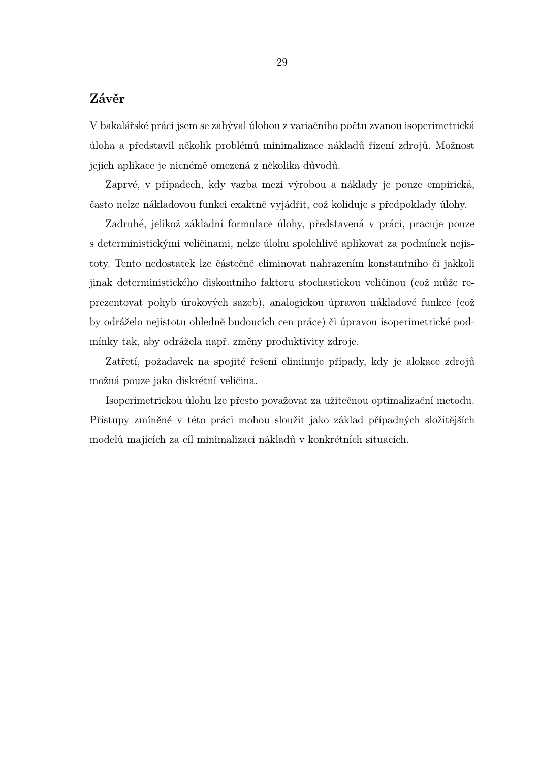## Závěr

V bakalářské práci jsem se zabýval úlohou z variačního počtu zvanou isoperimetrická úloha a představil několik problémů minimalizace nákladů řízení zdrojů. Možnost jejich aplikace je nicnémě omezená z několika důvodů.

Zaprvé, v případech, kdy vazba mezi výrobou a náklady je pouze empirická, často nelze nákladovou funkci exaktně vyjádřit, což koliduje s předpoklady úlohy.

Zadruhé, jelikož základní formulace úlohy, představená v práci, pracuje pouze s deterministickými veličinami, nelze úlohu spolehlivě aplikovat za podmínek nejistoty. Tento nedostatek lze částečně eliminovat nahrazením konstantního či jakkoli jinak deterministického diskontního faktoru stochastickou veličinou (což může reprezentovat pohyb úrokových sazeb), analogickou úpravou nákladové funkce (což by odráželo nejistotu ohledně budoucích cen práce) či úpravou isoperimetrické podmínky tak, aby odrážela např. změny produktivity zdroje.

Zatřetí, požadavek na spojité řešení eliminuje případy, kdy je alokace zdrojů možná pouze jako diskrétní veličina.

Isoperimetrickou úlohu lze přesto považovat za užitečnou optimalizační metodu. Přístupy zmíněné v této práci mohou sloužit jako základ případných složitějších modelů majících za cíl minimalizaci nákladů v konkrétních situacích.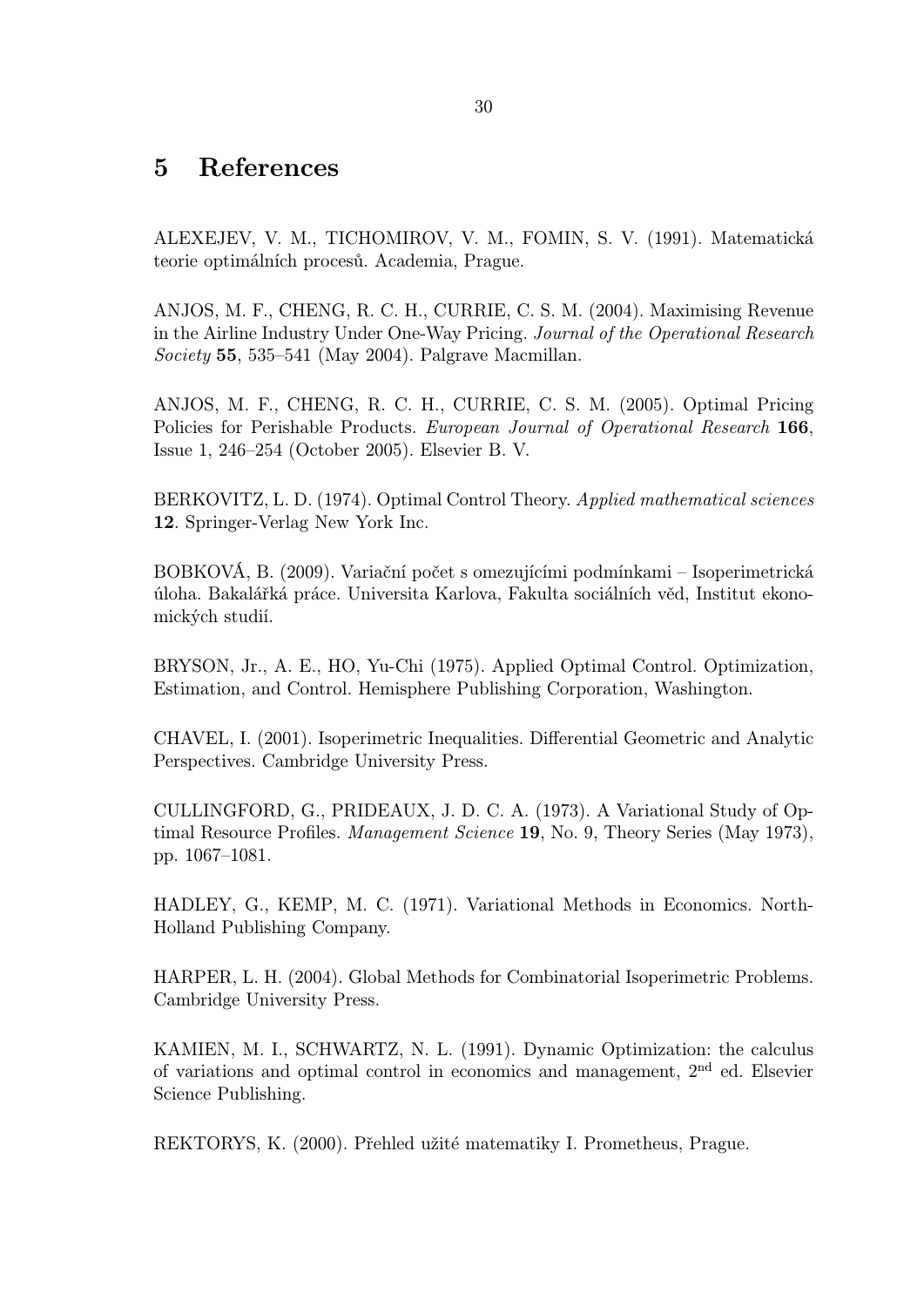# 5 References

ALEXEJEV, V. M., TICHOMIROV, V. M., FOMIN, S. V. (1991). Matematická teorie optimálních procesů. Academia, Prague.

ANJOS, M. F., CHENG, R. C. H., CURRIE, C. S. M. (2004). Maximising Revenue in the Airline Industry Under One-Way Pricing. *Journal of the Operational Research Society* **55**, 535–541 (May 2004). Palgrave Macmillan.

ANJOS, M. F., CHENG, R. C. H., CURRIE, C. S. M. (2005). Optimal Pricing Policies for Perishable Products. *European Journal of Operational Research* **166**, Issue 1, 246–254 (October 2005). Elsevier B. V.

BERKOVITZ, L. D. (1974). Optimal Control Theory. *Applied mathematical sciences* **12**. Springer-Verlag New York Inc.

BOBKOVÁ, B. (2009). Variační počet s omezujícími podmínkami – Isoperimetrická úloha. Bakalářká práce. Universita Karlova, Fakulta sociálních věd, Institut ekonomických studií.

BRYSON, Jr., A. E., HO, Yu-Chi (1975). Applied Optimal Control. Optimization, Estimation, and Control. Hemisphere Publishing Corporation, Washington.

CHAVEL, I. (2001). Isoperimetric Inequalities. Differential Geometric and Analytic Perspectives. Cambridge University Press.

CULLINGFORD, G., PRIDEAUX, J. D. C. A. (1973). A Variational Study of Optimal Resource Profiles. *Management Science* **19**, No. 9, Theory Series (May 1973), pp. 1067–1081.

HADLEY, G., KEMP, M. C. (1971). Variational Methods in Economics. North-Holland Publishing Company.

HARPER, L. H. (2004). Global Methods for Combinatorial Isoperimetric Problems. Cambridge University Press.

KAMIEN, M. I., SCHWARTZ, N. L. (1991). Dynamic Optimization: the calculus of variations and optimal control in economics and management, 2nd ed. Elsevier Science Publishing.

REKTORYS, K. (2000). Přehled užité matematiky I. Prometheus, Prague.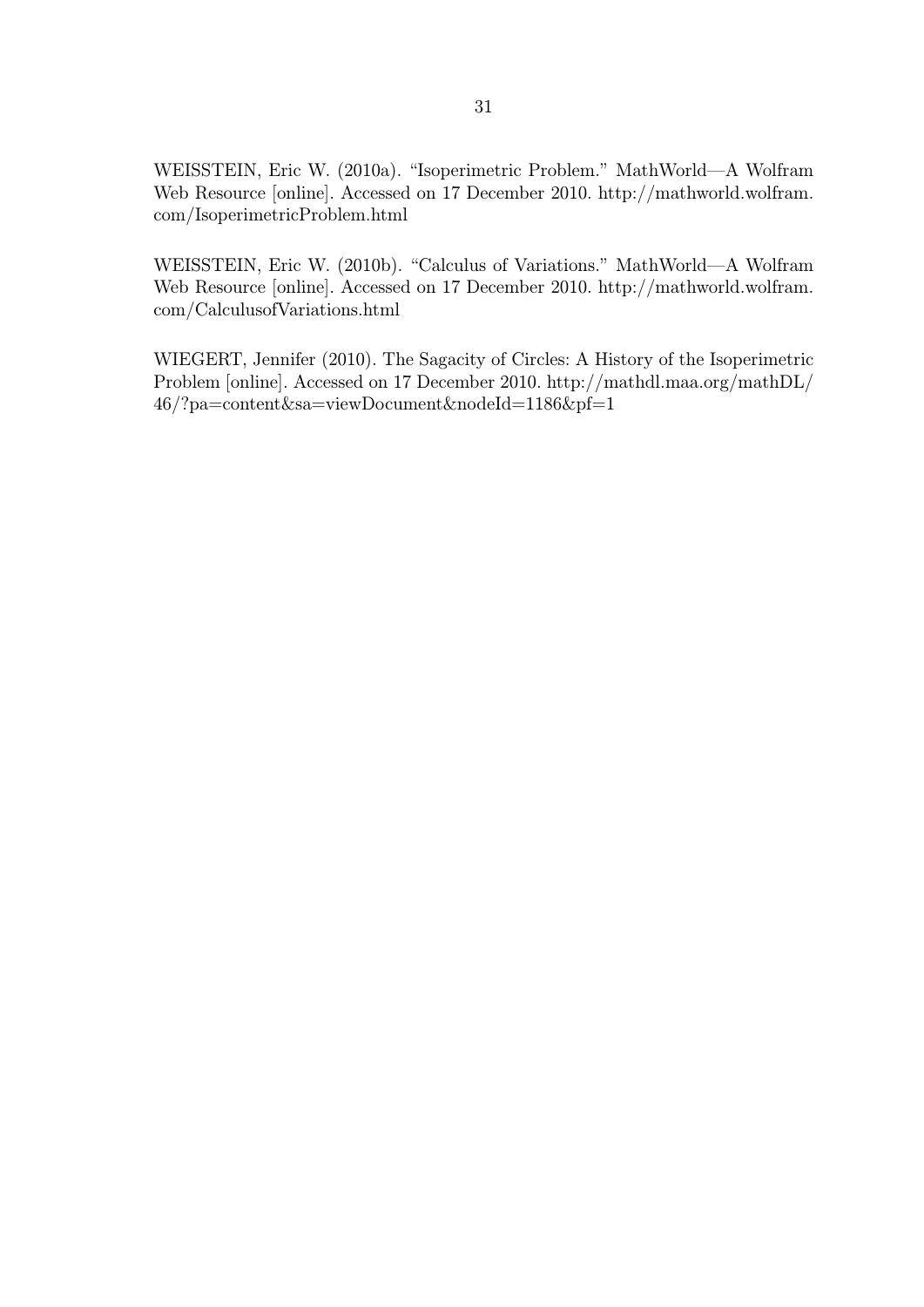WEISSTEIN, Eric W. (2010a). “Isoperimetric Problem.” MathWorld—A Wolfram Web Resource [online]. Accessed on 17 December 2010. http://mathworld.wolfram.com/IsoperimetricProblem.html

WEISSTEIN, Eric W. (2010b). “Calculus of Variations.” MathWorld—A Wolfram Web Resource [online]. Accessed on 17 December 2010. http://mathworld.wolfram.com/CalculusofVariations.html

WIEGERT, Jennifer (2010). The Sagacity of Circles: A History of the Isoperimetric Problem [online]. Accessed on 17 December 2010. http://mathdl.maa.org/mathDL/46/?pa=content&sa=viewDocument&nodeId=1186&pf=1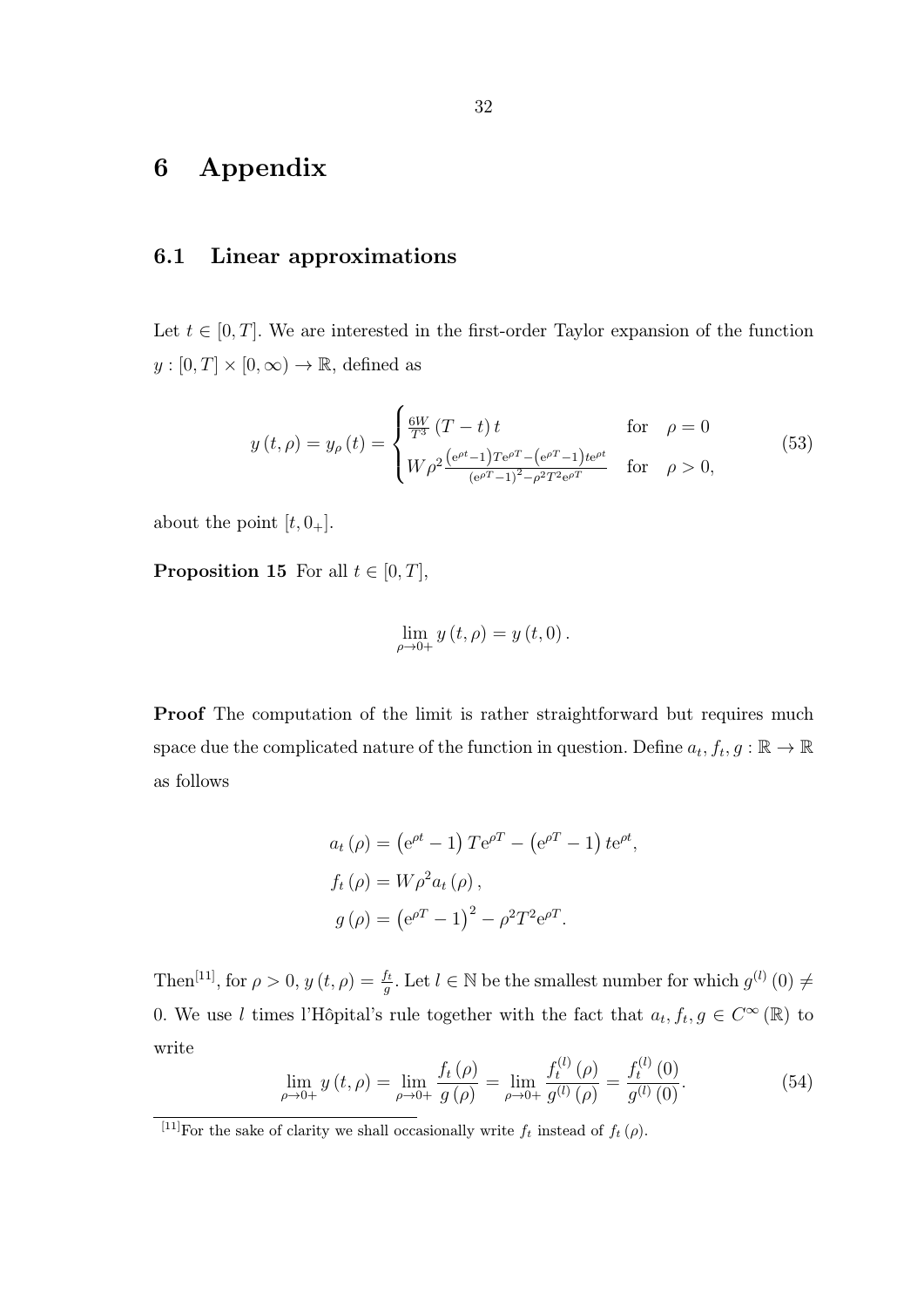# 6 Appendix

## 6.1 Linear approximations

Let $t \in [0,T]$. We are interested in the first-order Taylor expansion of the function $y : [0,T] \times [0,\infty) \to \mathbb{R}$, defined as

$$y(t,\rho) = y_\rho(t) = \begin{cases} \frac{6W}{T^3}(T-t)\,t & \text{for} \quad \rho = 0 \\ W\rho^2 \frac{\left(e^{\rho t}-1\right)Te^{\rho T} - \left(e^{\rho T}-1\right)te^{\rho t}}{\left(e^{\rho T}-1\right)^2 - \rho^2 T^2 e^{\rho T}} & \text{for} \quad \rho > 0, \end{cases} \tag{53}$$

about the point $[t, 0_+]$.

**Proposition 15** For all $t \in [0,T]$,

$$\lim_{\rho \to 0+} y(t,\rho) = y(t,0).$$

**Proof** The computation of the limit is rather straightforward but requires much space due the complicated nature of the function in question. Define $a_t, f_t, g : \mathbb{R} \to \mathbb{R}$ as follows

$$\begin{aligned} a_t(\rho) &= \left(e^{\rho t} - 1\right)Te^{\rho T} - \left(e^{\rho T} - 1\right)te^{\rho t}, \\ f_t(\rho) &= W\rho^2 a_t(\rho), \\ g(\rho) &= \left(e^{\rho T} - 1\right)^2 - \rho^2 T^2 e^{\rho T}. \end{aligned}$$

Then[11], for $\rho > 0$, $y(t,\rho) = \frac{f_t}{g}$. Let $l \in \mathbb{N}$ be the smallest number for which $g^{(l)}(0) \neq 0$. We use $l$ times l'Hôpital's rule together with the fact that $a_t, f_t, g \in C^\infty(\mathbb{R})$ to write

$$\lim_{\rho \to 0+} y(t,\rho) = \lim_{\rho \to 0+} \frac{f_t(\rho)}{g(\rho)} = \lim_{\rho \to 0+} \frac{f_t^{(l)}(\rho)}{g^{(l)}(\rho)} = \frac{f_t^{(l)}(0)}{g^{(l)}(0)}. \tag{54}$$

[11]For the sake of clarity we shall occasionally write $f_t$ instead of $f_t(\rho)$.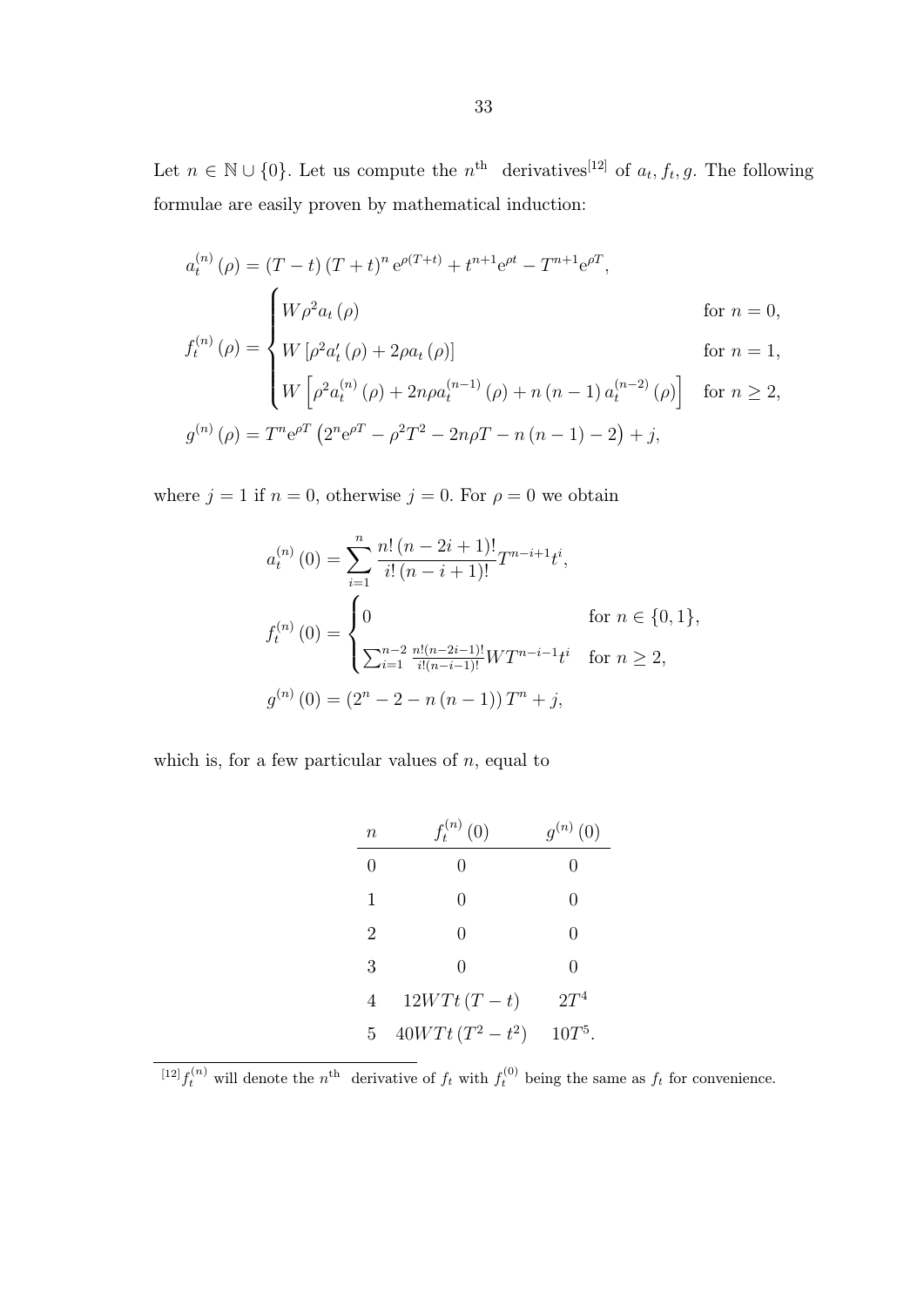Let $n \in \mathbb{N} \cup \{0\}$. Let us compute the $n^{\text{th}}$ derivatives[12] of $a_t, f_t, g$. The following formulae are easily proven by mathematical induction:

$$
\begin{aligned}
a_t^{(n)}(\rho) &= (T-t)(T+t)^n \mathrm{e}^{\rho(T+t)} + t^{n+1}\mathrm{e}^{\rho t} - T^{n+1}\mathrm{e}^{\rho T}, \\
f_t^{(n)}(\rho) &= \begin{cases} W\rho^2 a_t(\rho) & \text{for } n = 0, \\ W\left[\rho^2 a_t'(\rho) + 2\rho a_t(\rho)\right] & \text{for } n = 1, \\ W\left[\rho^2 a_t^{(n)}(\rho) + 2n\rho a_t^{(n-1)}(\rho) + n(n-1)\, a_t^{(n-2)}(\rho)\right] & \text{for } n \geq 2, \end{cases} \\
g^{(n)}(\rho) &= T^n \mathrm{e}^{\rho T}\left(2^n \mathrm{e}^{\rho T} - \rho^2 T^2 - 2n\rho T - n(n-1) - 2\right) + j,
\end{aligned}
$$

where $j = 1$ if $n = 0$, otherwise $j = 0$. For $\rho = 0$ we obtain

$$
\begin{aligned}
a_t^{(n)}(0) &= \sum_{i=1}^{n} \frac{n!\,(n-2i+1)!}{i!\,(n-i+1)!} T^{n-i+1} t^i, \\
f_t^{(n)}(0) &= \begin{cases} 0 & \text{for } n \in \{0, 1\}, \\ \sum_{i=1}^{n-2} \frac{n!(n-2i-1)!}{i!(n-i-1)!} W T^{n-i-1} t^i & \text{for } n \geq 2, \end{cases} \\
g^{(n)}(0) &= \left(2^n - 2 - n(n-1)\right) T^n + j,
\end{aligned}
$$

which is, for a few particular values of $n$, equal to

| $n$ | $f_t^{(n)}(0)$ | $g^{(n)}(0)$ |
|---|---|---|
| 0 | 0 | 0 |
| 1 | 0 | 0 |
| 2 | 0 | 0 |
| 3 | 0 | 0 |
| 4 | $12WTt(T-t)$ | $2T^4$ |
| 5 | $40WTt(T^2-t^2)$ | $10T^5$. |

[12] $f_t^{(n)}$ will denote the $n^{\text{th}}$ derivative of $f_t$ with $f_t^{(0)}$ being the same as $f_t$ for convenience.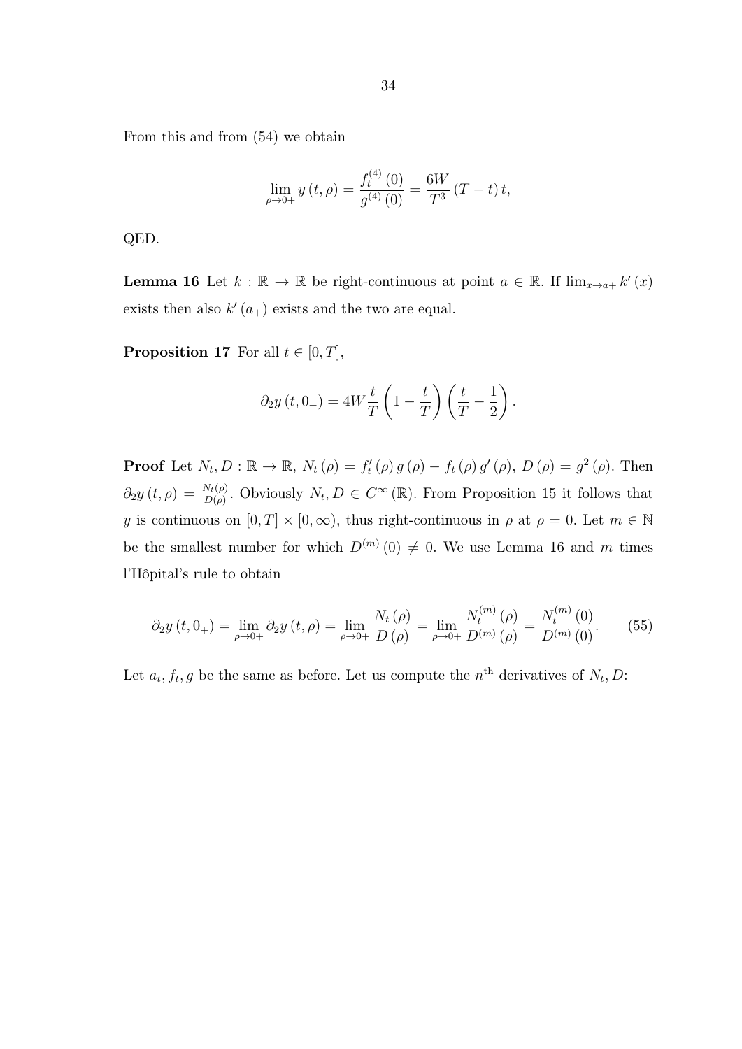From this and from (54) we obtain

$$\lim_{\rho \to 0+} y(t, \rho) = \frac{f_t^{(4)}(0)}{g^{(4)}(0)} = \frac{6W}{T^3}(T - t)\, t,$$

QED.

**Lemma 16** Let $k : \mathbb{R} \to \mathbb{R}$ be right-continuous at point $a \in \mathbb{R}$. If $\lim_{x \to a+} k'(x)$ exists then also $k'(a_+)$ exists and the two are equal.

**Proposition 17** For all $t \in [0, T]$,

$$\partial_2 y(t, 0_+) = 4W \frac{t}{T}\left(1 - \frac{t}{T}\right)\left(\frac{t}{T} - \frac{1}{2}\right).$$

**Proof** Let $N_t, D : \mathbb{R} \to \mathbb{R}$, $N_t(\rho) = f_t'(\rho)\, g(\rho) - f_t(\rho)\, g'(\rho)$, $D(\rho) = g^2(\rho)$. Then $\partial_2 y(t, \rho) = \frac{N_t(\rho)}{D(\rho)}$. Obviously $N_t, D \in C^\infty(\mathbb{R})$. From Proposition 15 it follows that $y$ is continuous on $[0, T] \times [0, \infty)$, thus right-continuous in $\rho$ at $\rho = 0$. Let $m \in \mathbb{N}$ be the smallest number for which $D^{(m)}(0) \neq 0$. We use Lemma 16 and $m$ times l'Hôpital's rule to obtain

$$\partial_2 y(t, 0_+) = \lim_{\rho \to 0+} \partial_2 y(t, \rho) = \lim_{\rho \to 0+} \frac{N_t(\rho)}{D(\rho)} = \lim_{\rho \to 0+} \frac{N_t^{(m)}(\rho)}{D^{(m)}(\rho)} = \frac{N_t^{(m)}(0)}{D^{(m)}(0)}. \tag{55}$$

Let $a_t, f_t, g$ be the same as before. Let us compute the $n^{\text{th}}$ derivatives of $N_t, D$: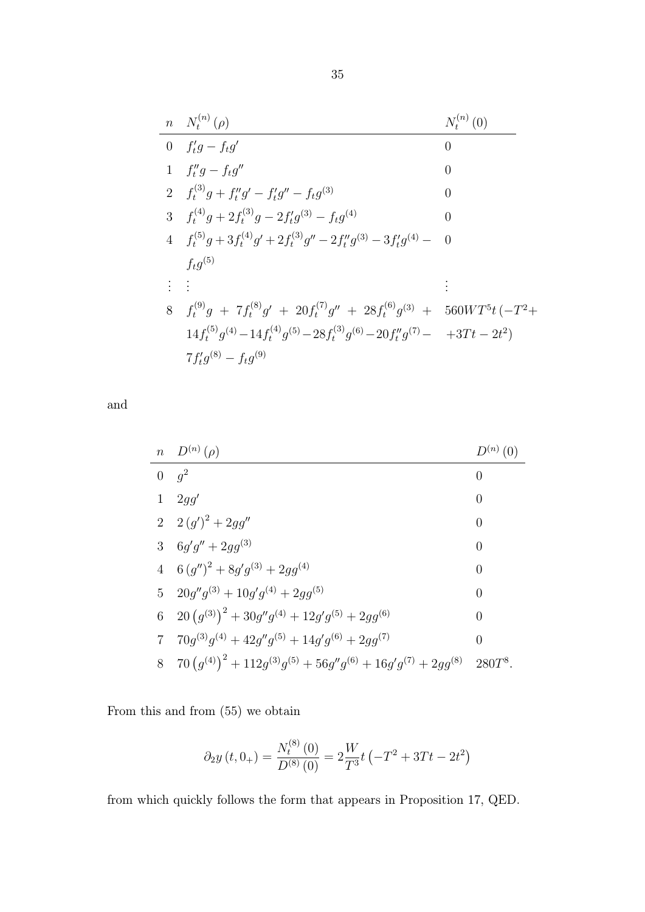| $n$ | $N_t^{(n)}(\rho)$ | $N_t^{(n)}(0)$ |
|---|---|---|
| 0 | $f_t' g - f_t g'$ | 0 |
| 1 | $f_t'' g - f_t g''$ | 0 |
| 2 | $f_t^{(3)} g + f_t'' g' - f_t' g'' - f_t g^{(3)}$ | 0 |
| 3 | $f_t^{(4)} g + 2 f_t^{(3)} g - 2 f_t' g^{(3)} - f_t g^{(4)}$ | 0 |
| 4 | $f_t^{(5)} g + 3 f_t^{(4)} g' + 2 f_t^{(3)} g'' - 2 f_t'' g^{(3)} - 3 f_t' g^{(4)} - f_t g^{(5)}$ | 0 |
| $\vdots$ | $\vdots$ | $\vdots$ |
| 8 | $f_t^{(9)} g + 7 f_t^{(8)} g' + 20 f_t^{(7)} g'' + 28 f_t^{(6)} g^{(3)} + 14 f_t^{(5)} g^{(4)} - 14 f_t^{(4)} g^{(5)} - 28 f_t^{(3)} g^{(6)} - 20 f_t'' g^{(7)} - 7 f_t' g^{(8)} - f_t g^{(9)}$ | $560 W T^5 t \left(-T^2 + 3Tt - 2t^2\right)$ |

and

| $n$ | $D^{(n)}(\rho)$ | $D^{(n)}(0)$ |
|---|---|---|
| 0 | $g^2$ | 0 |
| 1 | $2gg'$ | 0 |
| 2 | $2(g')^2 + 2gg''$ | 0 |
| 3 | $6g'g'' + 2gg^{(3)}$ | 0 |
| 4 | $6(g'')^2 + 8g'g^{(3)} + 2gg^{(4)}$ | 0 |
| 5 | $20g''g^{(3)} + 10g'g^{(4)} + 2gg^{(5)}$ | 0 |
| 6 | $20\left(g^{(3)}\right)^2 + 30g''g^{(4)} + 12g'g^{(5)} + 2gg^{(6)}$ | 0 |
| 7 | $70g^{(3)}g^{(4)} + 42g''g^{(5)} + 14g'g^{(6)} + 2gg^{(7)}$ | 0 |
| 8 | $70\left(g^{(4)}\right)^2 + 112g^{(3)}g^{(5)} + 56g''g^{(6)} + 16g'g^{(7)} + 2gg^{(8)}$ | $280T^8$. |

From this and from (55) we obtain

$$\partial_2 y(t, 0_+) = \frac{N_t^{(8)}(0)}{D^{(8)}(0)} = 2\frac{W}{T^3} t\left(-T^2 + 3Tt - 2t^2\right)$$

from which quickly follows the form that appears in Proposition 17, QED.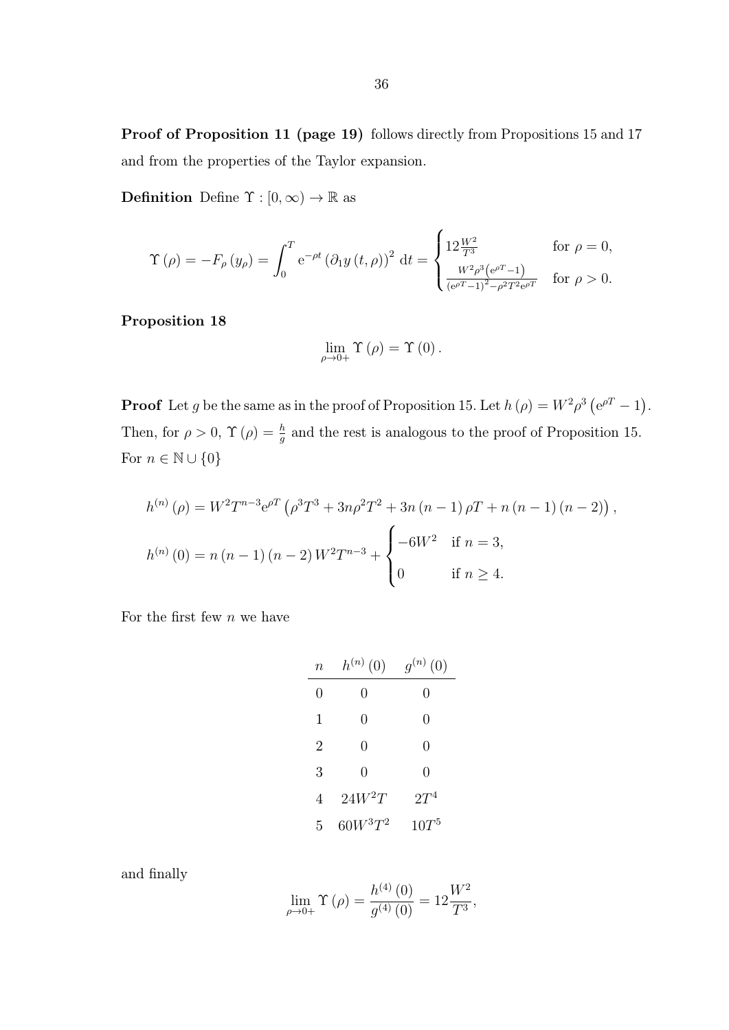**Proof of Proposition 11 (page 19)** follows directly from Propositions 15 and 17 and from the properties of the Taylor expansion.

**Definition** Define $\Upsilon : [0, \infty) \to \mathbb{R}$ as

$$\Upsilon(\rho) = -F_\rho(y_\rho) = \int_0^T \mathrm{e}^{-\rho t} (\partial_1 y(t, \rho))^2 \, \mathrm{d}t = \begin{cases} 12\frac{W^2}{T^3} & \text{for } \rho = 0, \\ \frac{W^2 \rho^3 (\mathrm{e}^{\rho T} - 1)}{(\mathrm{e}^{\rho T} - 1)^2 - \rho^2 T^2 \mathrm{e}^{\rho T}} & \text{for } \rho > 0. \end{cases}$$

**Proposition 18**

$$\lim_{\rho \to 0+} \Upsilon(\rho) = \Upsilon(0).$$

**Proof** Let $g$ be the same as in the proof of Proposition 15. Let $h(\rho) = W^2 \rho^3 (\mathrm{e}^{\rho T} - 1)$. Then, for $\rho > 0$, $\Upsilon(\rho) = \frac{h}{g}$ and the rest is analogous to the proof of Proposition 15. For $n \in \mathbb{N} \cup \{0\}$

$$h^{(n)}(\rho) = W^2 T^{n-3} \mathrm{e}^{\rho T} \left(\rho^3 T^3 + 3n\rho^2 T^2 + 3n(n-1)\rho T + n(n-1)(n-2)\right),$$

$$h^{(n)}(0) = n(n-1)(n-2) W^2 T^{n-3} + \begin{cases} -6W^2 & \text{if } n = 3, \\ 0 & \text{if } n \geq 4. \end{cases}$$

For the first few $n$ we have

| $n$ | $h^{(n)}(0)$ | $g^{(n)}(0)$ |
|---|---|---|
| 0 | 0 | 0 |
| 1 | 0 | 0 |
| 2 | 0 | 0 |
| 3 | 0 | 0 |
| 4 | $24W^2T$ | $2T^4$ |
| 5 | $60W^3T^2$ | $10T^5$ |

and finally

$$\lim_{\rho \to 0+} \Upsilon(\rho) = \frac{h^{(4)}(0)}{g^{(4)}(0)} = 12\frac{W^2}{T^3},$$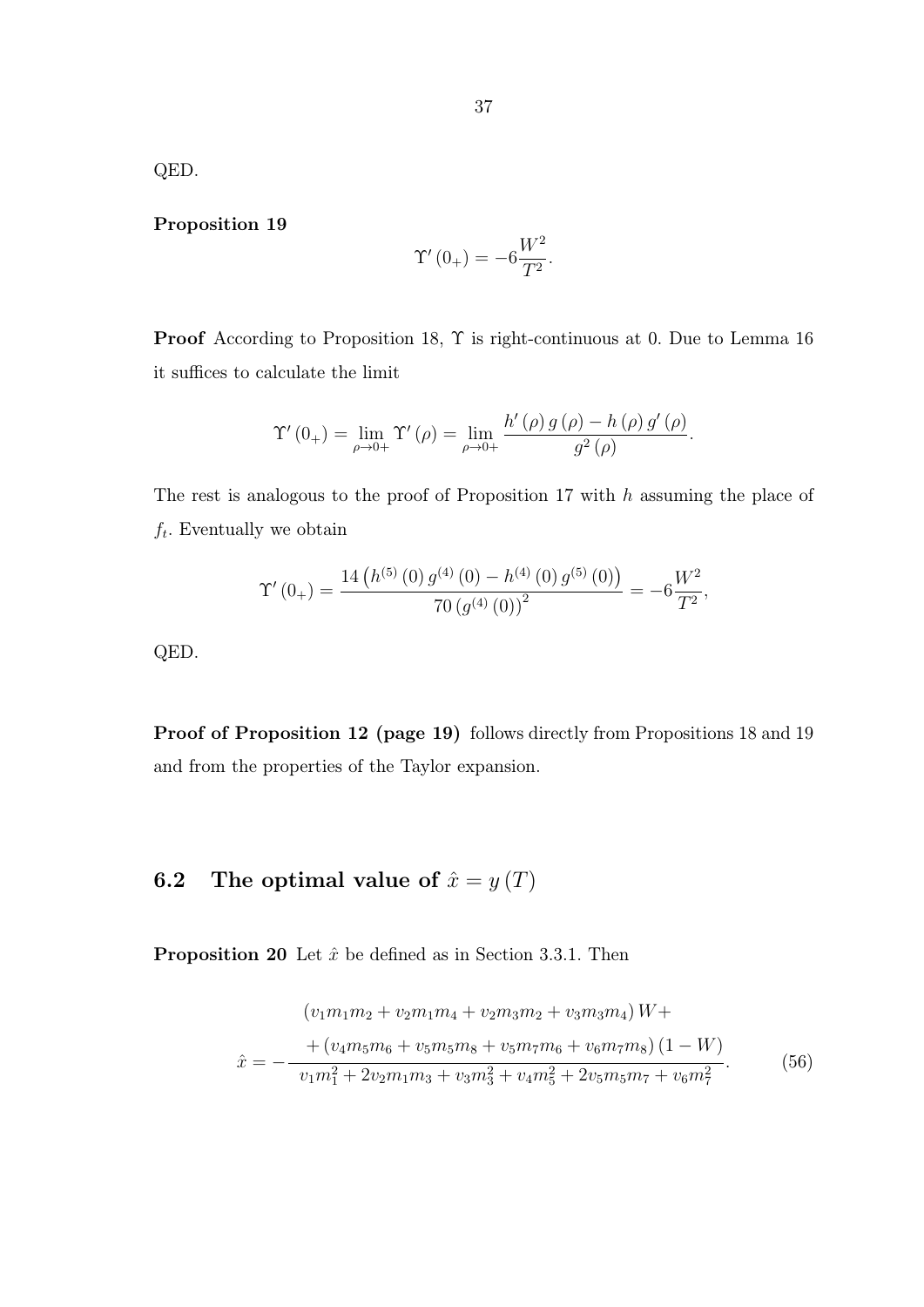QED.

**Proposition 19**

$$\Upsilon'(0_+) = -6\frac{W^2}{T^2}.$$

**Proof** According to Proposition 18, $\Upsilon$ is right-continuous at 0. Due to Lemma 16 it suffices to calculate the limit

$$\Upsilon'(0_+) = \lim_{\rho \to 0+} \Upsilon'(\rho) = \lim_{\rho \to 0+} \frac{h'(\rho)\, g(\rho) - h(\rho)\, g'(\rho)}{g^2(\rho)}.$$

The rest is analogous to the proof of Proposition 17 with $h$ assuming the place of $f_t$. Eventually we obtain

$$\Upsilon'(0_+) = \frac{14\left(h^{(5)}(0)\, g^{(4)}(0) - h^{(4)}(0)\, g^{(5)}(0)\right)}{70\left(g^{(4)}(0)\right)^2} = -6\frac{W^2}{T^2},$$

QED.

**Proof of Proposition 12 (page 19)** follows directly from Propositions 18 and 19 and from the properties of the Taylor expansion.

## 6.2 The optimal value of $\hat{x} = y(T)$

**Proposition 20** Let $\hat{x}$ be defined as in Section 3.3.1. Then

$$\hat{x} = -\frac{\begin{array}{c}(v_1 m_1 m_2 + v_2 m_1 m_4 + v_2 m_3 m_2 + v_3 m_3 m_4)\, W + \\ + (v_4 m_5 m_6 + v_5 m_5 m_8 + v_5 m_7 m_6 + v_6 m_7 m_8)(1 - W)\end{array}}{v_1 m_1^2 + 2 v_2 m_1 m_3 + v_3 m_3^2 + v_4 m_5^2 + 2 v_5 m_5 m_7 + v_6 m_7^2}. \tag{56}$$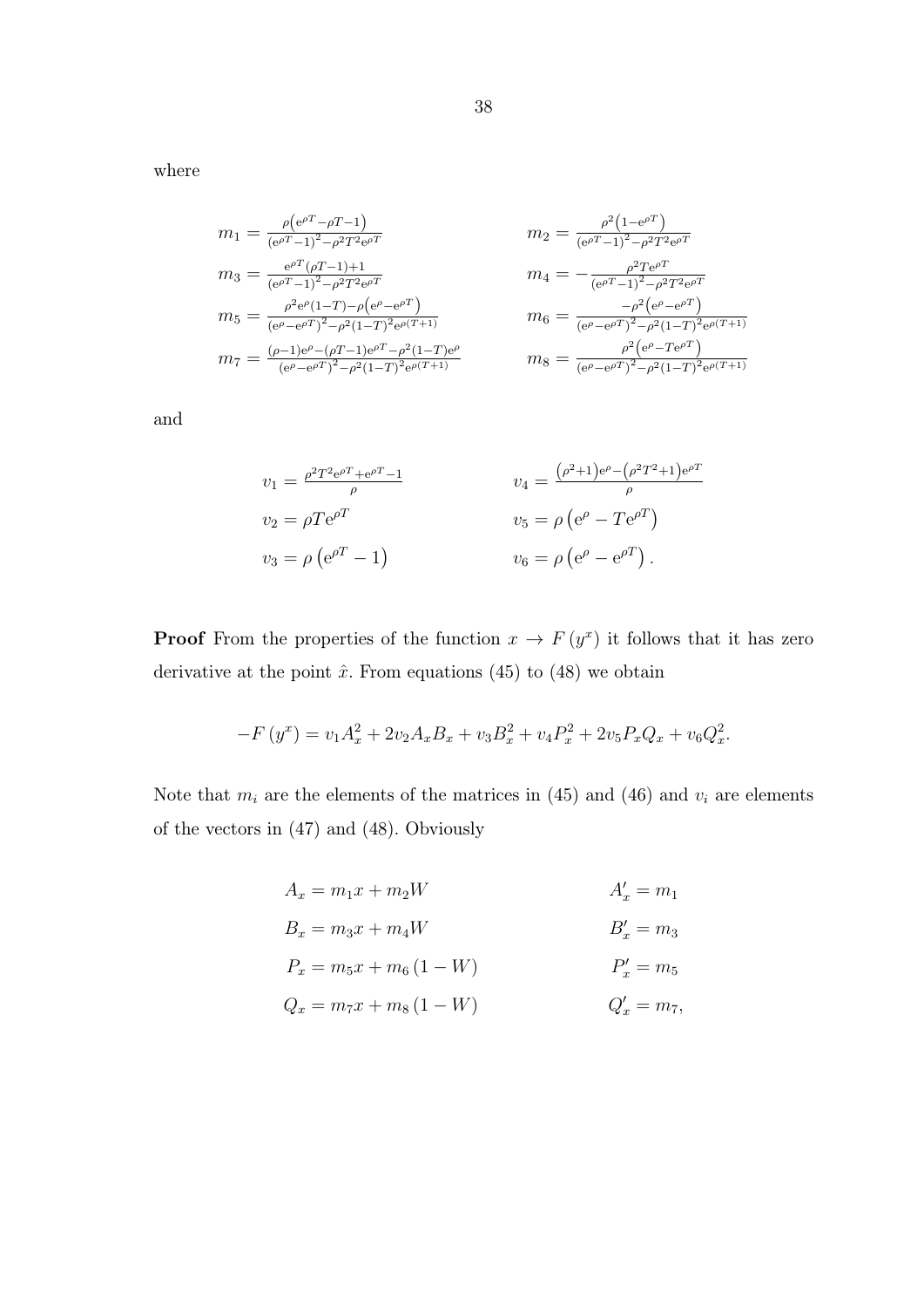where

$$
\begin{aligned}
m_1 &= \frac{\rho\left(\mathrm{e}^{\rho T}-\rho T-1\right)}{\left(\mathrm{e}^{\rho T}-1\right)^2-\rho^2 T^2 \mathrm{e}^{\rho T}} & m_2 &= \frac{\rho^2\left(1-\mathrm{e}^{\rho T}\right)}{\left(\mathrm{e}^{\rho T}-1\right)^2-\rho^2 T^2 \mathrm{e}^{\rho T}} \\
m_3 &= \frac{\mathrm{e}^{\rho T}(\rho T-1)+1}{\left(\mathrm{e}^{\rho T}-1\right)^2-\rho^2 T^2 \mathrm{e}^{\rho T}} & m_4 &= -\frac{\rho^2 T \mathrm{e}^{\rho T}}{\left(\mathrm{e}^{\rho T}-1\right)^2-\rho^2 T^2 \mathrm{e}^{\rho T}} \\
m_5 &= \frac{\rho^2 \mathrm{e}^{\rho}(1-T)-\rho\left(\mathrm{e}^{\rho}-\mathrm{e}^{\rho T}\right)}{\left(\mathrm{e}^{\rho}-\mathrm{e}^{\rho T}\right)^2-\rho^2(1-T)^2 \mathrm{e}^{\rho(T+1)}} & m_6 &= \frac{-\rho^2\left(\mathrm{e}^{\rho}-\mathrm{e}^{\rho T}\right)}{\left(\mathrm{e}^{\rho}-\mathrm{e}^{\rho T}\right)^2-\rho^2(1-T)^2 \mathrm{e}^{\rho(T+1)}} \\
m_7 &= \frac{(\rho-1)\mathrm{e}^{\rho}-(\rho T-1)\mathrm{e}^{\rho T}-\rho^2(1-T)\mathrm{e}^{\rho}}{\left(\mathrm{e}^{\rho}-\mathrm{e}^{\rho T}\right)^2-\rho^2(1-T)^2 \mathrm{e}^{\rho(T+1)}} & m_8 &= \frac{\rho^2\left(\mathrm{e}^{\rho}-T\mathrm{e}^{\rho T}\right)}{\left(\mathrm{e}^{\rho}-\mathrm{e}^{\rho T}\right)^2-\rho^2(1-T)^2 \mathrm{e}^{\rho(T+1)}}
\end{aligned}
$$

and

$$
\begin{aligned}
v_1 &= \frac{\rho^2 T^2 \mathrm{e}^{\rho T}+\mathrm{e}^{\rho T}-1}{\rho} & v_4 &= \frac{\left(\rho^2+1\right)\mathrm{e}^{\rho}-\left(\rho^2 T^2+1\right)\mathrm{e}^{\rho T}}{\rho} \\
v_2 &= \rho T \mathrm{e}^{\rho T} & v_5 &= \rho\left(\mathrm{e}^{\rho}-T\mathrm{e}^{\rho T}\right) \\
v_3 &= \rho\left(\mathrm{e}^{\rho T}-1\right) & v_6 &= \rho\left(\mathrm{e}^{\rho}-\mathrm{e}^{\rho T}\right).
\end{aligned}
$$

**Proof** From the properties of the function $x \to F\left(y^x\right)$ it follows that it has zero derivative at the point $\hat{x}$. From equations (45) to (48) we obtain

$$
-F\left(y^x\right) = v_1 A_x^2 + 2v_2 A_x B_x + v_3 B_x^2 + v_4 P_x^2 + 2v_5 P_x Q_x + v_6 Q_x^2.
$$

Note that $m_i$ are the elements of the matrices in (45) and (46) and $v_i$ are elements of the vectors in (47) and (48). Obviously

$$
\begin{aligned}
A_x &= m_1 x + m_2 W & A_x' &= m_1 \\
B_x &= m_3 x + m_4 W & B_x' &= m_3 \\
P_x &= m_5 x + m_6 (1-W) & P_x' &= m_5 \\
Q_x &= m_7 x + m_8 (1-W) & Q_x' &= m_7,
\end{aligned}
$$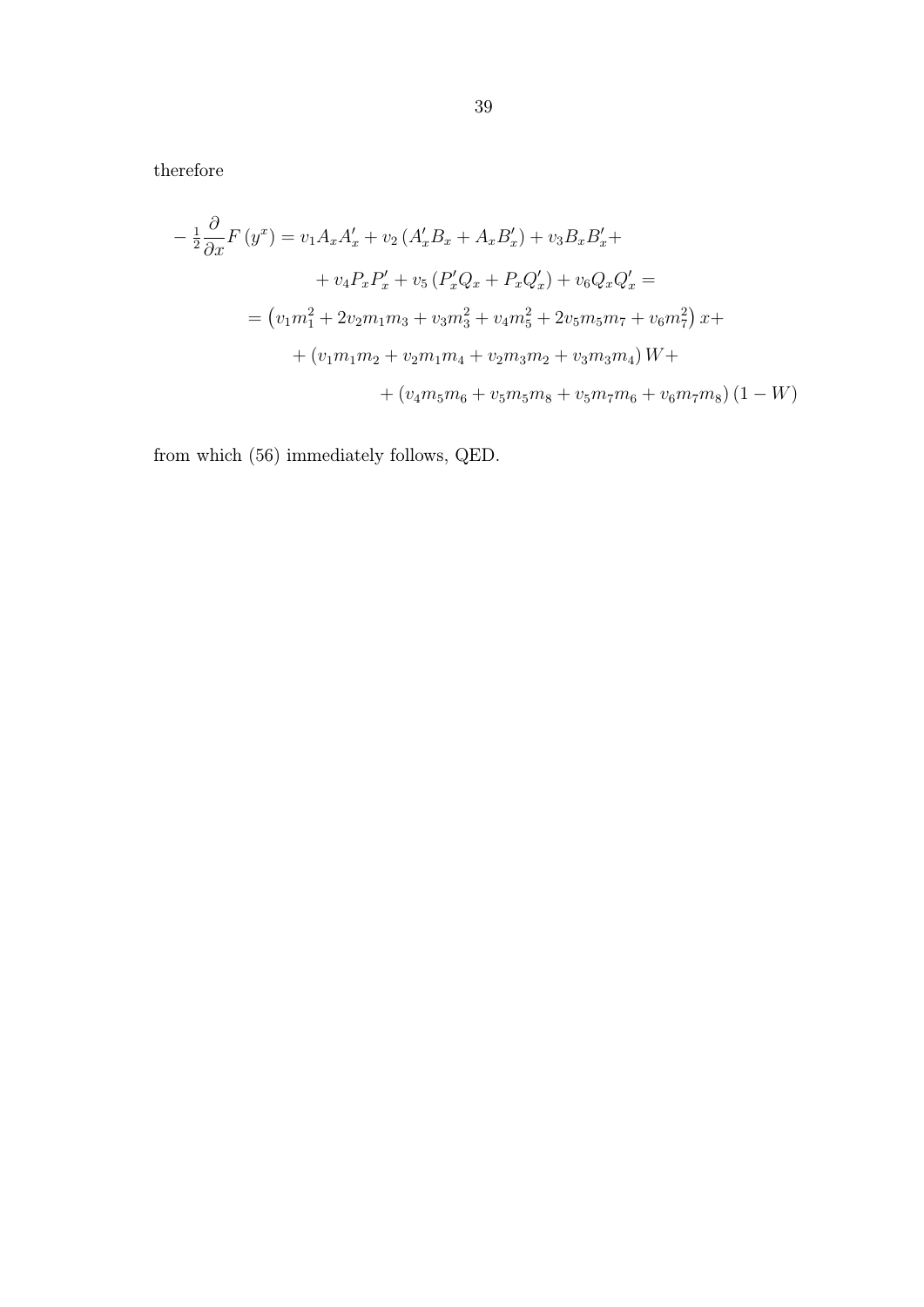therefore

$$
\begin{aligned}
-\tfrac{1}{2}\frac{\partial}{\partial x}F\left(y^{x}\right) &= v_1 A_x A_x' + v_2\left(A_x' B_x + A_x B_x'\right) + v_3 B_x B_x' + \\
&\quad + v_4 P_x P_x' + v_5\left(P_x' Q_x + P_x Q_x'\right) + v_6 Q_x Q_x' = \\
&= \left(v_1 m_1^2 + 2 v_2 m_1 m_3 + v_3 m_3^2 + v_4 m_5^2 + 2 v_5 m_5 m_7 + v_6 m_7^2\right) x + \\
&\quad + \left(v_1 m_1 m_2 + v_2 m_1 m_4 + v_2 m_3 m_2 + v_3 m_3 m_4\right) W + \\
&\quad + \left(v_4 m_5 m_6 + v_5 m_5 m_8 + v_5 m_7 m_6 + v_6 m_7 m_8\right)(1 - W)
\end{aligned}
$$

from which (56) immediately follows, QED.